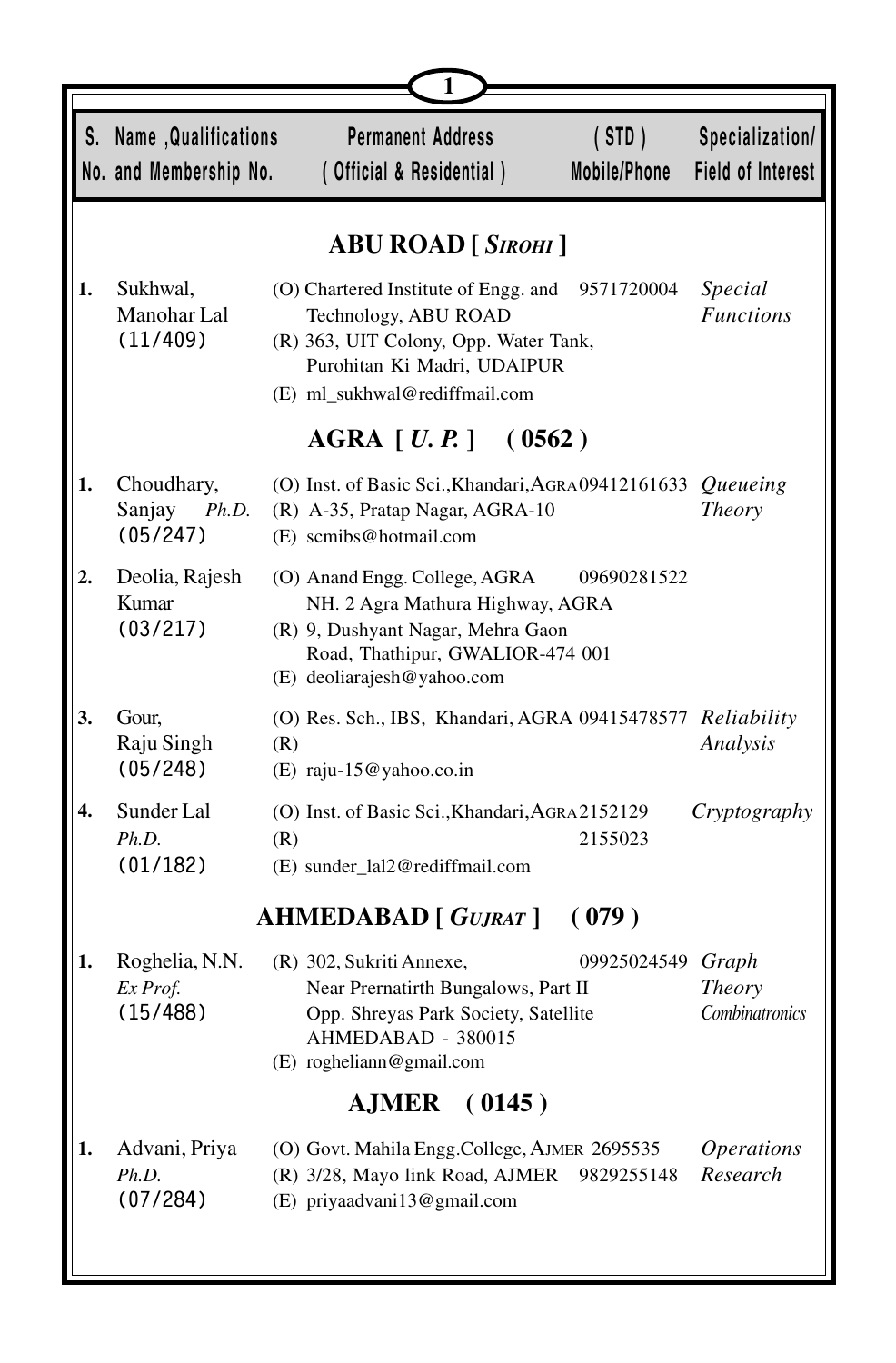| S. No. | Name ,Qualifications and Membership No. | Permanent Address ( Official & Residential ) | ( STD ) Mobile/Phone | Specialization/ Field of Interest |
|---|---|---|---|---|

## ABU ROAD [ *SIROHI* ]

| S. No. | Name ,Qualifications and Membership No. | Permanent Address ( Official & Residential ) | ( STD ) Mobile/Phone | Specialization/ Field of Interest |
|---|---|---|---|---|
| 1. | Sukhwal, Manohar Lal (11/409) | (O) Chartered Institute of Engg. and Technology, ABU ROAD<br>(R) 363, UIT Colony, Opp. Water Tank, Purohitan Ki Madri, UDAIPUR<br>(E) ml_sukhwal@rediffmail.com | 9571720004 | *Special Functions* |

## AGRA [ *U. P.* ] ( 0562 )

| S. No. | Name ,Qualifications and Membership No. | Permanent Address ( Official & Residential ) | ( STD ) Mobile/Phone | Specialization/ Field of Interest |
|---|---|---|---|---|
| 1. | Choudhary, Sanjay *Ph.D.* (05/247) | (O) Inst. of Basic Sci.,Khandari,AGRA<br>(R) A-35, Pratap Nagar, AGRA-10<br>(E) scmibs@hotmail.com | 09412161633 | *Queueing Theory* |
| 2. | Deolia, Rajesh Kumar (03/217) | (O) Anand Engg. College, AGRA NH. 2 Agra Mathura Highway, AGRA<br>(R) 9, Dushyant Nagar, Mehra Gaon Road, Thathipur, GWALIOR-474 001<br>(E) deoliarajesh@yahoo.com | 09690281522 | |
| 3. | Gour, Raju Singh (05/248) | (O) Res. Sch., IBS, Khandari, AGRA<br>(R)<br>(E) raju-15@yahoo.co.in | 09415478577 | *Reliability Analysis* |
| 4. | Sunder Lal *Ph.D.* (01/182) | (O) Inst. of Basic Sci.,Khandari,AGRA<br>(R)<br>(E) sunder_lal2@rediffmail.com | 2152129<br>2155023 | *Cryptography* |

## AHMEDABAD [ *GUJRAT* ] ( 079 )

| S. No. | Name ,Qualifications and Membership No. | Permanent Address ( Official & Residential ) | ( STD ) Mobile/Phone | Specialization/ Field of Interest |
|---|---|---|---|---|
| 1. | Roghelia, N.N. *Ex Prof.* (15/488) | (R) 302, Sukriti Annexe, Near Prernatirth Bungalows, Part II Opp. Shreyas Park Society, Satellite AHMEDABAD - 380015<br>(E) roghelian@gmail.com | 09925024549 | *Graph Theory Combinatronics* |

## AJMER ( 0145 )

| S. No. | Name ,Qualifications and Membership No. | Permanent Address ( Official & Residential ) | ( STD ) Mobile/Phone | Specialization/ Field of Interest |
|---|---|---|---|---|
| 1. | Advani, Priya *Ph.D.* (07/284) | (O) Govt. Mahila Engg.College, AJMER<br>(R) 3/28, Mayo link Road, AJMER<br>(E) priyaadvani13@gmail.com | 2695535<br>9829255148 | *Operations Research* |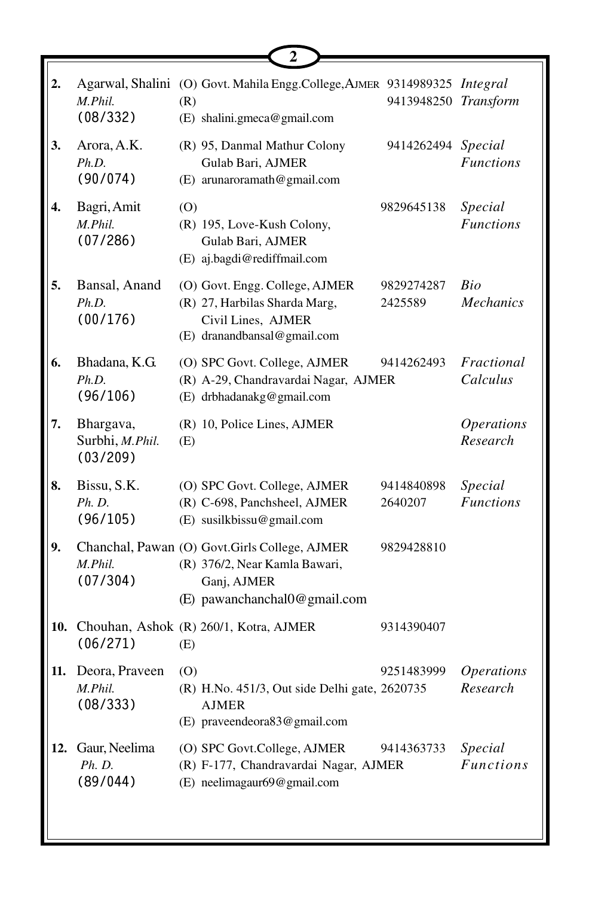| No. | Name | Address | Phone | Specialization |
|---|---|---|---|---|
| 2. | Agarwal, Shalini<br>*M.Phil.*<br>(08/332) | (O) Govt. Mahila Engg.College, AJMER<br>(R)<br>(E) shalini.gmeca@gmail.com | 9314989325<br>9413948250 | *Integral Transform* |
| 3. | Arora, A.K.<br>*Ph.D.*<br>(90/074) | (R) 95, Danmal Mathur Colony Gulab Bari, AJMER<br>(E) arunaroramath@gmail.com | 9414262494 | *Special Functions* |
| 4. | Bagri, Amit<br>*M.Phil.*<br>(07/286) | (O)<br>(R) 195, Love-Kush Colony, Gulab Bari, AJMER<br>(E) aj.bagdi@rediffmail.com | 9829645138 | *Special Functions* |
| 5. | Bansal, Anand<br>*Ph.D.*<br>(00/176) | (O) Govt. Engg. College, AJMER<br>(R) 27, Harbilas Sharda Marg, Civil Lines, AJMER<br>(E) dranandbansal@gmail.com | 9829274287<br>2425589 | *Bio Mechanics* |
| 6. | Bhadana, K.G.<br>*Ph.D.*<br>(96/106) | (O) SPC Govt. College, AJMER<br>(R) A-29, Chandravardai Nagar, AJMER<br>(E) drbhadanakg@gmail.com | 9414262493 | *Fractional Calculus* |
| 7. | Bhargava, Surbhi, *M.Phil.*<br>(03/209) | (R) 10, Police Lines, AJMER<br>(E) | | *Operations Research* |
| 8. | Bissu, S.K.<br>*Ph. D.*<br>(96/105) | (O) SPC Govt. College, AJMER<br>(R) C-698, Panchsheel, AJMER<br>(E) susilkbissu@gmail.com | 9414840898<br>2640207 | *Special Functions* |
| 9. | Chanchal, Pawan<br>*M.Phil.*<br>(07/304) | (O) Govt.Girls College, AJMER<br>(R) 376/2, Near Kamla Bawari, Ganj, AJMER<br>(E) pawanchanchal0@gmail.com | 9829428810 | |
| 10. | Chouhan, Ashok<br>(06/271) | (R) 260/1, Kotra, AJMER<br>(E) | 9314390407 | |
| 11. | Deora, Praveen<br>*M.Phil.*<br>(08/333) | (O)<br>(R) H.No. 451/3, Out side Delhi gate, AJMER<br>(E) praveendeora83@gmail.com | 9251483999<br>2620735 | *Operations Research* |
| 12. | Gaur, Neelima<br>*Ph. D.*<br>(89/044) | (O) SPC Govt.College, AJMER<br>(R) F-177, Chandravardai Nagar, AJMER<br>(E) neelimagaur69@gmail.com | 9414363733 | *Special Functions* |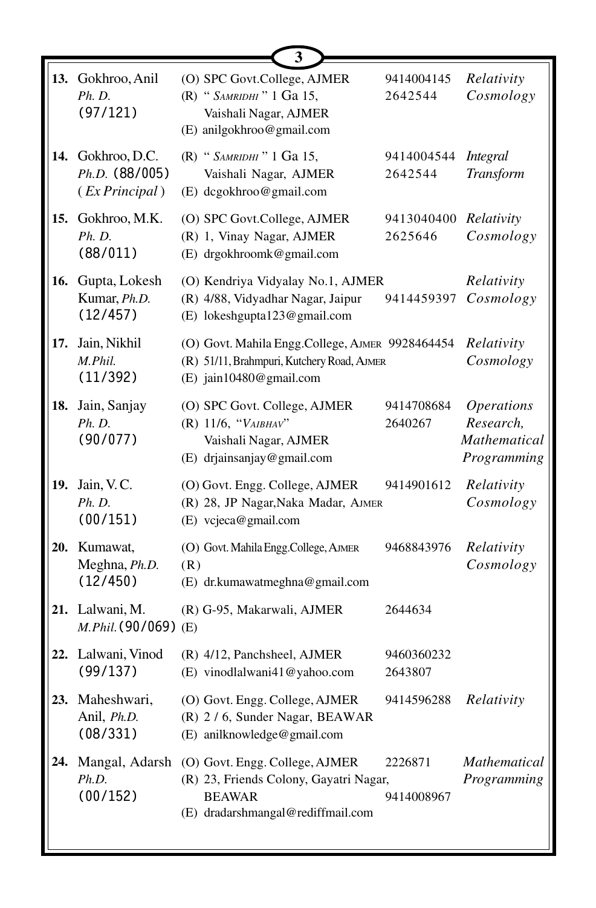| No. | Name | Address | Phone | Specialization |
|---|---|---|---|---|
| **13.** | Gokhroo, Anil<br>*Ph. D.*<br>(97/121) | (O) SPC Govt.College, AJMER<br>(R) " *SAMRIDHI* " 1 Ga 15, Vaishali Nagar, AJMER<br>(E) anilgokhroo@gmail.com | 9414004145<br>2642544 | *Relativity Cosmology* |
| **14.** | Gokhroo, D.C.<br>*Ph.D.* (88/005)<br>( *Ex Principal* ) | (R) " *SAMRIDHI* " 1 Ga 15, Vaishali Nagar, AJMER<br>(E) dcgokhroo@gmail.com | 9414004544<br>2642544 | *Integral Transform* |
| **15.** | Gokhroo, M.K.<br>*Ph. D.*<br>(88/011) | (O) SPC Govt.College, AJMER<br>(R) 1, Vinay Nagar, AJMER<br>(E) drgokhroomk@gmail.com | 9413040400<br>2625646 | *Relativity Cosmology* |
| **16.** | Gupta, Lokesh Kumar, *Ph.D.*<br>(12/457) | (O) Kendriya Vidyalay No.1, AJMER<br>(R) 4/88, Vidyadhar Nagar, Jaipur<br>(E) lokeshgupta123@gmail.com | 9414459397 | *Relativity Cosmology* |
| **17.** | Jain, Nikhil<br>*M.Phil.*<br>(11/392) | (O) Govt. Mahila Engg.College, AJMER<br>(R) 51/11, Brahmpuri, Kutchery Road, AJMER<br>(E) jain10480@gmail.com | 9928464454 | *Relativity Cosmology* |
| **18.** | Jain, Sanjay<br>*Ph. D.*<br>(90/077) | (O) SPC Govt. College, AJMER<br>(R) 11/6, "*VAIBHAV*" Vaishali Nagar, AJMER<br>(E) drjainsanjay@gmail.com | 9414708684<br>2640267 | *Operations Research, Mathematical Programming* |
| **19.** | Jain, V.C.<br>*Ph. D.*<br>(00/151) | (O) Govt. Engg. College, AJMER<br>(R) 28, JP Nagar,Naka Madar, AJMER<br>(E) vcjeca@gmail.com | 9414901612 | *Relativity Cosmology* |
| **20.** | Kumawat, Meghna, *Ph.D.*<br>(12/450) | (O) Govt. Mahila Engg.College, AJMER<br>(R)<br>(E) dr.kumawatmeghna@gmail.com | 9468843976 | *Relativity Cosmology* |
| **21.** | Lalwani, M.<br>*M.Phil.* (90/069) | (R) G-95, Makarwali, AJMER<br>(E) | 2644634 | |
| **22.** | Lalwani, Vinod<br>(99/137) | (R) 4/12, Panchsheel, AJMER<br>(E) vinodlalwani41@yahoo.com | 9460360232<br>2643807 | |
| **23.** | Maheshwari, Anil, *Ph.D.*<br>(08/331) | (O) Govt. Engg. College, AJMER<br>(R) 2 / 6, Sunder Nagar, BEAWAR<br>(E) anilknowledge@gmail.com | 9414596288 | *Relativity* |
| **24.** | Mangal, Adarsh<br>*Ph.D.*<br>(00/152) | (O) Govt. Engg. College, AJMER<br>(R) 23, Friends Colony, Gayatri Nagar, BEAWAR<br>(E) dradarshmangal@rediffmail.com | 2226871<br>9414008967 | *Mathematical Programming* |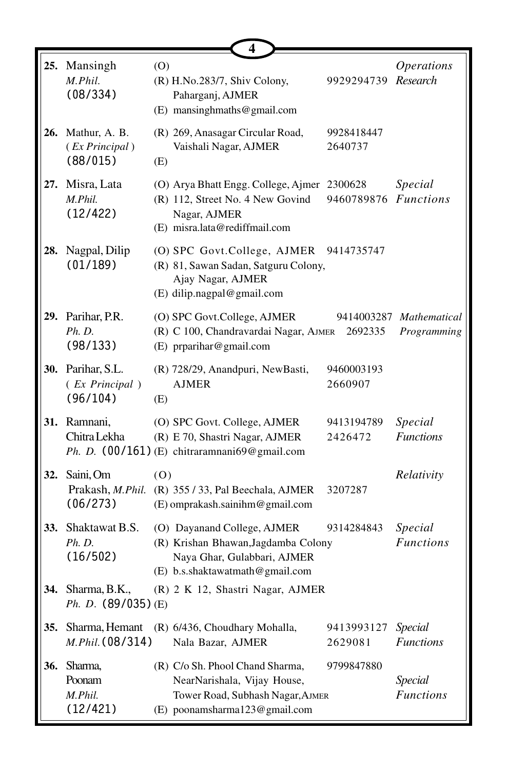| No. | Name | Address / Contact | Phone | Specialization |
|---|---|---|---|---|
| **25.** | Mansingh<br>*M.Phil.*<br>(08/334) | (O)<br>(R) H.No.283/7, Shiv Colony, Paharganj, AJMER<br>(E) mansinghmaths@gmail.com | 9929294739 | *Operations Research* |
| **26.** | Mathur, A. B.<br>( *Ex Principal* )<br>(88/015) | (R) 269, Anasagar Circular Road, Vaishali Nagar, AJMER<br>(E) | 9928418447<br>2640737 | |
| **27.** | Misra, Lata<br>*M.Phil.*<br>(12/422) | (O) Arya Bhatt Engg. College, Ajmer<br>(R) 112, Street No. 4 New Govind Nagar, AJMER<br>(E) misra.lata@rediffmail.com | 2300628<br>9460789876 | *Special Functions* |
| **28.** | Nagpal, Dilip<br>(01/189) | (O) SPC Govt.College, AJMER<br>(R) 81, Sawan Sadan, Satguru Colony, Ajay Nagar, AJMER<br>(E) dilip.nagpal@gmail.com | 9414735747 | |
| **29.** | Parihar, P.R.<br>*Ph. D.*<br>(98/133) | (O) SPC Govt.College, AJMER<br>(R) C 100, Chandravardai Nagar, AJMER<br>(E) prparihar@gmail.com | 9414003287<br>2692335 | *Mathematical Programming* |
| **30.** | Parihar, S.L.<br>( *Ex Principal* )<br>(96/104) | (R) 728/29, Anandpuri, NewBasti, AJMER<br>(E) | 9460003193<br>2660907 | |
| **31.** | Ramnani, Chitra Lekha<br>*Ph. D.* (00/161) | (O) SPC Govt. College, AJMER<br>(R) E 70, Shastri Nagar, AJMER<br>(E) chitraramnani69@gmail.com | 9413194789<br>2426472 | *Special Functions* |
| **32.** | Saini, Om Prakash, *M.Phil.*<br>(06/273) | (O)<br>(R) 355 / 33, Pal Beechala, AJMER<br>(E) omprakash.sainihm@gmail.com | 3207287 | *Relativity* |
| **33.** | Shaktawat B.S.<br>*Ph. D.*<br>(16/502) | (O) Dayanand College, AJMER<br>(R) Krishan Bhawan, Jagdamba Colony Naya Ghar, Gulabbari, AJMER<br>(E) b.s.shaktawatmath@gmail.com | 9314284843 | *Special Functions* |
| **34.** | Sharma, B.K.,<br>*Ph. D.* (89/035) | (R) 2 K 12, Shastri Nagar, AJMER<br>(E) | | |
| **35.** | Sharma, Hemant<br>*M.Phil.* (08/314) | (R) 6/436, Choudhary Mohalla, Nala Bazar, AJMER | 9413993127<br>2629081 | *Special Functions* |
| **36.** | Sharma, Poonam<br>*M.Phil.*<br>(12/421) | (R) C/o Sh. Phool Chand Sharma, NearNarishala, Vijay House, Tower Road, Subhash Nagar, AJMER<br>(E) poonamsharma123@gmail.com | 9799847880 | *Special Functions* |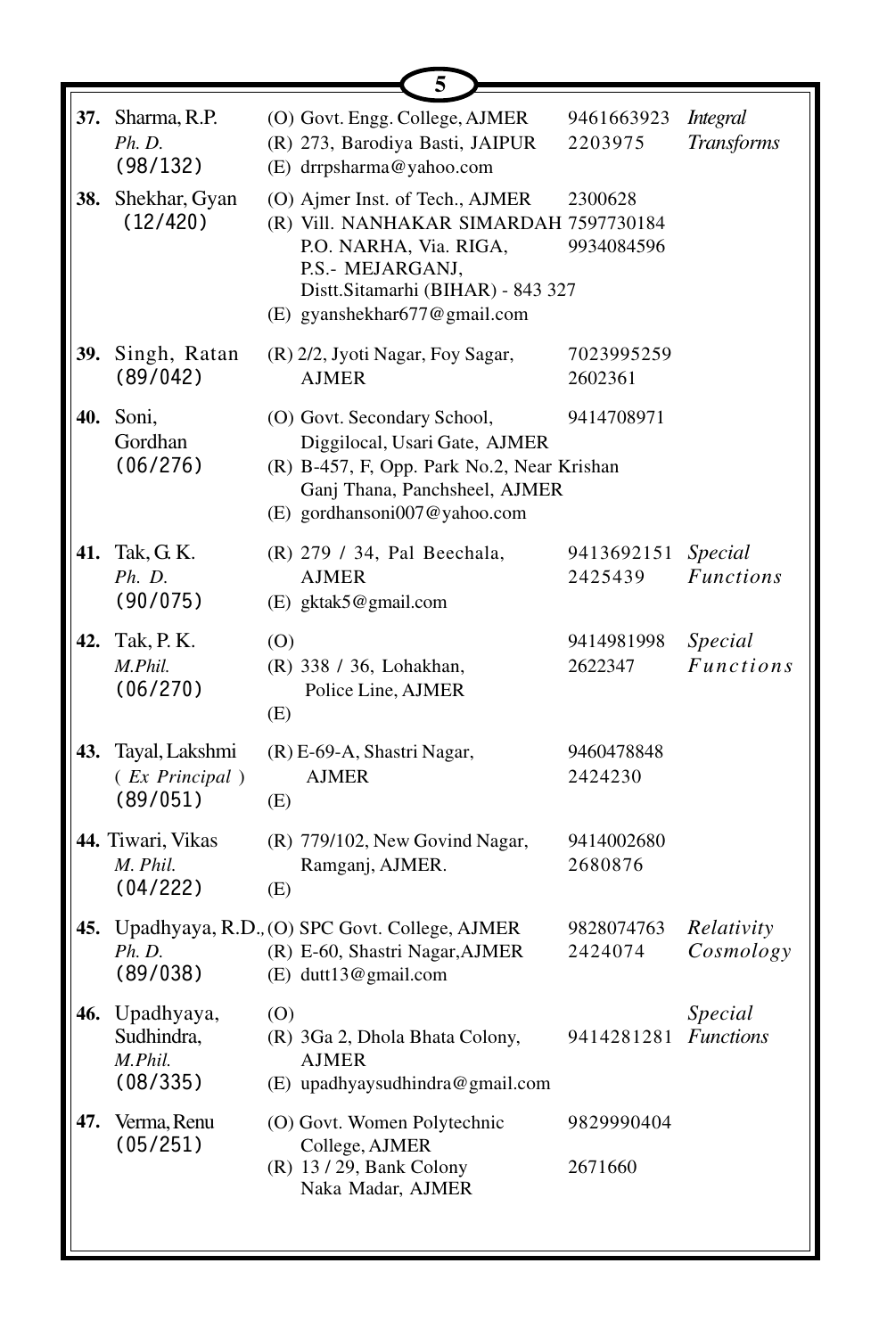| No. | Name | Address | Phone | Specialization |
|---|---|---|---|---|
| **37.** | Sharma, R.P.<br>*Ph. D.*<br>(98/132) | (O) Govt. Engg. College, AJMER<br>(R) 273, Barodiya Basti, JAIPUR<br>(E) drrpsharma@yahoo.com | 9461663923<br>2203975 | *Integral Transforms* |
| **38.** | Shekhar, Gyan<br>(12/420) | (O) Ajmer Inst. of Tech., AJMER<br>(R) Vill. NANHAKAR SIMARDAH P.O. NARHA, Via. RIGA, P.S.- MEJARGANJ, Distt.Sitamarhi (BIHAR) - 843 327<br>(E) gyanshekhar677@gmail.com | 2300628<br>7597730184<br>9934084596 | |
| **39.** | Singh, Ratan<br>(89/042) | (R) 2/2, Jyoti Nagar, Foy Sagar, AJMER | 7023995259<br>2602361 | |
| **40.** | Soni, Gordhan<br>(06/276) | (O) Govt. Secondary School, Diggilocal, Usari Gate, AJMER<br>(R) B-457, F, Opp. Park No.2, Near Krishan Ganj Thana, Panchsheel, AJMER<br>(E) gordhansoni007@yahoo.com | 9414708971 | |
| **41.** | Tak, G. K.<br>*Ph. D.*<br>(90/075) | (R) 279 / 34, Pal Beechala, AJMER<br>(E) gktak5@gmail.com | 9413692151<br>2425439 | *Special Functions* |
| **42.** | Tak, P. K.<br>*M.Phil.*<br>(06/270) | (O)<br>(R) 338 / 36, Lohakhan, Police Line, AJMER<br>(E) | 9414981998<br>2622347 | *Special Functions* |
| **43.** | Tayal, Lakshmi<br>*( Ex Principal )*<br>(89/051) | (R) E-69-A, Shastri Nagar, AJMER<br>(E) | 9460478848<br>2424230 | |
| **44.** | Tiwari, Vikas<br>*M. Phil.*<br>(04/222) | (R) 779/102, New Govind Nagar, Ramganj, AJMER.<br>(E) | 9414002680<br>2680876 | |
| **45.** | Upadhyaya, R.D.,<br>*Ph. D.*<br>(89/038) | (O) SPC Govt. College, AJMER<br>(R) E-60, Shastri Nagar, AJMER<br>(E) dutt13@gmail.com | 9828074763<br>2424074 | *Relativity Cosmology* |
| **46.** | Upadhyaya, Sudhindra,<br>*M.Phil.*<br>(08/335) | (O)<br>(R) 3Ga 2, Dhola Bhata Colony, AJMER<br>(E) upadhyaysudhindra@gmail.com | 9414281281 | *Special Functions* |
| **47.** | Verma, Renu<br>(05/251) | (O) Govt. Women Polytechnic College, AJMER<br>(R) 13 / 29, Bank Colony Naka Madar, AJMER | 9829990404<br>2671660 | |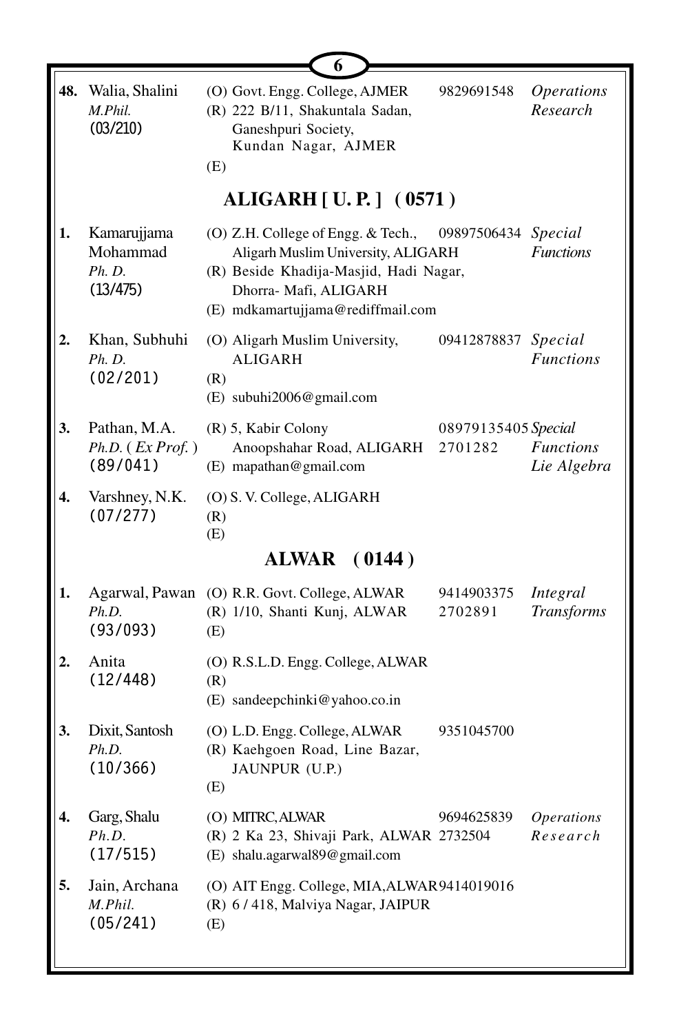| No. | Name | Address | Phone | Specialization |
|---|---|---|---|---|
| **48.** | Walia, Shalini<br>*M.Phil.*<br>(03/210) | (O) Govt. Engg. College, AJMER<br>(R) 222 B/11, Shakuntala Sadan, Ganeshpuri Society, Kundan Nagar, AJMER<br>(E) | 9829691548 | *Operations Research* |

## ALIGARH [ U. P. ] ( 0571 )

| No. | Name | Address | Phone | Specialization |
|---|---|---|---|---|
| **1.** | Kamarujjama Mohammad<br>*Ph. D.*<br>(13/475) | (O) Z.H. College of Engg. & Tech., Aligarh Muslim University, ALIGARH<br>(R) Beside Khadija-Masjid, Hadi Nagar, Dhorra- Mafi, ALIGARH<br>(E) mdkamartujjama@rediffmail.com | 09897506434 | *Special Functions* |
| **2.** | Khan, Subhuhi<br>*Ph. D.*<br>(02/201) | (O) Aligarh Muslim University, ALIGARH<br>(R)<br>(E) subuhi2006@gmail.com | 09412878837 | *Special Functions* |
| **3.** | Pathan, M.A.<br>*Ph.D.* ( *Ex Prof.* )<br>(89/041) | (R) 5, Kabir Colony Anoopshahar Road, ALIGARH<br>(E) mapathan@gmail.com | 08979135405<br>2701282 | *Special Functions*<br>*Lie Algebra* |
| **4.** | Varshney, N.K.<br>(07/277) | (O) S. V. College, ALIGARH<br>(R)<br>(E) | | |

## ALWAR ( 0144 )

| No. | Name | Address | Phone | Specialization |
|---|---|---|---|---|
| **1.** | Agarwal, Pawan<br>*Ph.D.*<br>(93/093) | (O) R.R. Govt. College, ALWAR<br>(R) 1/10, Shanti Kunj, ALWAR<br>(E) | 9414903375<br>2702891 | *Integral Transforms* |
| **2.** | Anita<br>(12/448) | (O) R.S.L.D. Engg. College, ALWAR<br>(R)<br>(E) sandeepchinki@yahoo.co.in | | |
| **3.** | Dixit, Santosh<br>*Ph.D.*<br>(10/366) | (O) L.D. Engg. College, ALWAR<br>(R) Kaehgoen Road, Line Bazar, JAUNPUR (U.P.)<br>(E) | 9351045700 | |
| **4.** | Garg, Shalu<br>*Ph.D.*<br>(17/515) | (O) MITRC, ALWAR<br>(R) 2 Ka 23, Shivaji Park, ALWAR<br>(E) shalu.agarwal89@gmail.com | 9694625839<br>2732504 | *Operations Research* |
| **5.** | Jain, Archana<br>*M.Phil.*<br>(05/241) | (O) AIT Engg. College, MIA, ALWAR<br>(R) 6 / 418, Malviya Nagar, JAIPUR<br>(E) | 9414019016 | |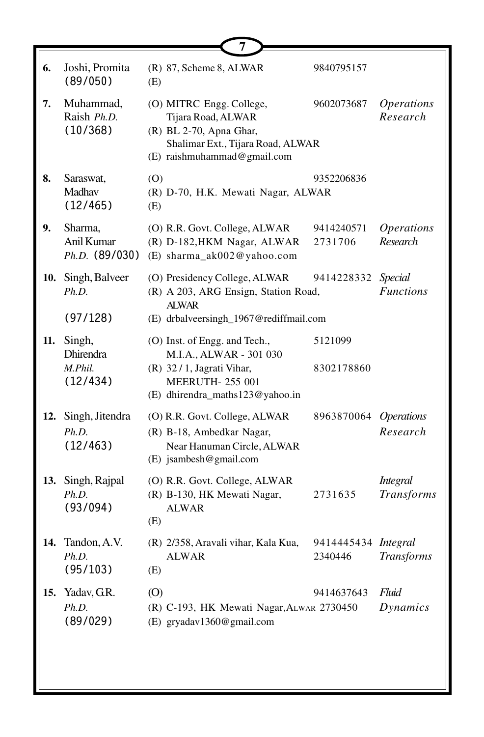| No. | Name | Address | Phone | Specialization |
|---|---|---|---|---|
| **6.** | Joshi, Promita (89/050) | (R) 87, Scheme 8, ALWAR<br>(E) | 9840795157 | |
| **7.** | Muhammad, Raish *Ph.D.* (10/368) | (O) MITRC Engg. College, Tijara Road, ALWAR<br>(R) BL 2-70, Apna Ghar, Shalimar Ext., Tijara Road, ALWAR<br>(E) raishmuhammad@gmail.com | 9602073687 | *Operations Research* |
| **8.** | Saraswat, Madhav (12/465) | (O)<br>(R) D-70, H.K. Mewati Nagar, ALWAR<br>(E) | 9352206836 | |
| **9.** | Sharma, Anil Kumar *Ph.D.* (89/030) | (O) R.R. Govt. College, ALWAR<br>(R) D-182,HKM Nagar, ALWAR<br>(E) sharma_ak002@yahoo.com | 9414240571<br>2731706 | *Operations Research* |
| **10.** | Singh, Balveer *Ph.D.* (97/128) | (O) Presidency College, ALWAR<br>(R) A 203, ARG Ensign, Station Road, ALWAR<br>(E) drbalveersingh_1967@rediffmail.com | 9414228332 | *Special Functions* |
| **11.** | Singh, Dhirendra *M.Phil.* (12/434) | (O) Inst. of Engg. and Tech., M.I.A., ALWAR - 301 030<br>(R) 32 / 1, Jagrati Vihar, MEERUTH- 255 001<br>(E) dhirendra_maths123@yahoo.in | 5121099<br>8302178860 | |
| **12.** | Singh, Jitendra *Ph.D.* (12/463) | (O) R.R. Govt. College, ALWAR<br>(R) B-18, Ambedkar Nagar, Near Hanuman Circle, ALWAR<br>(E) jsambesh@gmail.com | 8963870064 | *Operations Research* |
| **13.** | Singh, Rajpal *Ph.D.* (93/094) | (O) R.R. Govt. College, ALWAR<br>(R) B-130, HK Mewati Nagar, ALWAR<br>(E) | 2731635 | *Integral Transforms* |
| **14.** | Tandon, A.V. *Ph.D.* (95/103) | (R) 2/358, Aravali vihar, Kala Kua, ALWAR<br>(E) | 9414445434<br>2340446 | *Integral Transforms* |
| **15.** | Yadav, G.R. *Ph.D.* (89/029) | (O)<br>(R) C-193, HK Mewati Nagar, ALWAR<br>(E) gryadav1360@gmail.com | 9414637643<br>2730450 | *Fluid Dynamics* |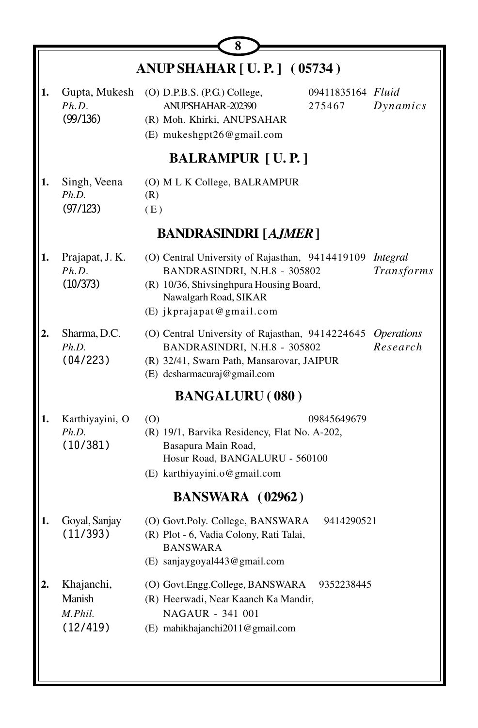## ANUP SHAHAR [ U. P. ] ( 05734 )

1. Gupta, Mukesh
   *Ph.D.*
   (99/136)
   (O) D.P.B.S. (P.G.) College, ANUPSHAHAR-202390 — 09411835164, 275467 — *Fluid Dynamics*
   (R) Moh. Khirki, ANUPSAHAR
   (E) mukeshgpt26@gmail.com

## BALRAMPUR [ U. P. ]

1. Singh, Veena
   *Ph.D.*
   (97/123)
   (O) M L K College, BALRAMPUR
   (R)
   (E)

## BANDRASINDRI [*AJMER*]

1. Prajapat, J. K.
   *Ph.D.*
   (10/373)
   (O) Central University of Rajasthan, BANDRASINDRI, N.H.8 - 305802 — 9414419109 — *Integral Transforms*
   (R) 10/36, Shivsinghpura Housing Board, Nawalgarh Road, SIKAR
   (E) jkprajapat@gmail.com

2. Sharma, D.C.
   *Ph.D.*
   (04/223)
   (O) Central University of Rajasthan, BANDRASINDRI, N.H.8 - 305802 — 9414224645 — *Operations Research*
   (R) 32/41, Swarn Path, Mansarovar, JAIPUR
   (E) dcsharmacuraj@gmail.com

## BANGALURU ( 080 )

1. Karthiyayini, O
   *Ph.D.*
   (10/381)
   (O) — 09845649679
   (R) 19/1, Barvika Residency, Flat No. A-202, Basapura Main Road, Hosur Road, BANGALURU - 560100
   (E) karthiyayini.o@gmail.com

## BANSWARA ( 02962 )

1. Goyal, Sanjay
   (11/393)
   (O) Govt.Poly. College, BANSWARA — 9414290521
   (R) Plot - 6, Vadia Colony, Rati Talai, BANSWARA
   (E) sanjaygoyal443@gmail.com

2. Khajanchi, Manish
   *M.Phil.*
   (12/419)
   (O) Govt.Engg.College, BANSWARA — 9352238445
   (R) Heerwadi, Near Kaanch Ka Mandir, NAGAUR - 341 001
   (E) mahikhajanchi2011@gmail.com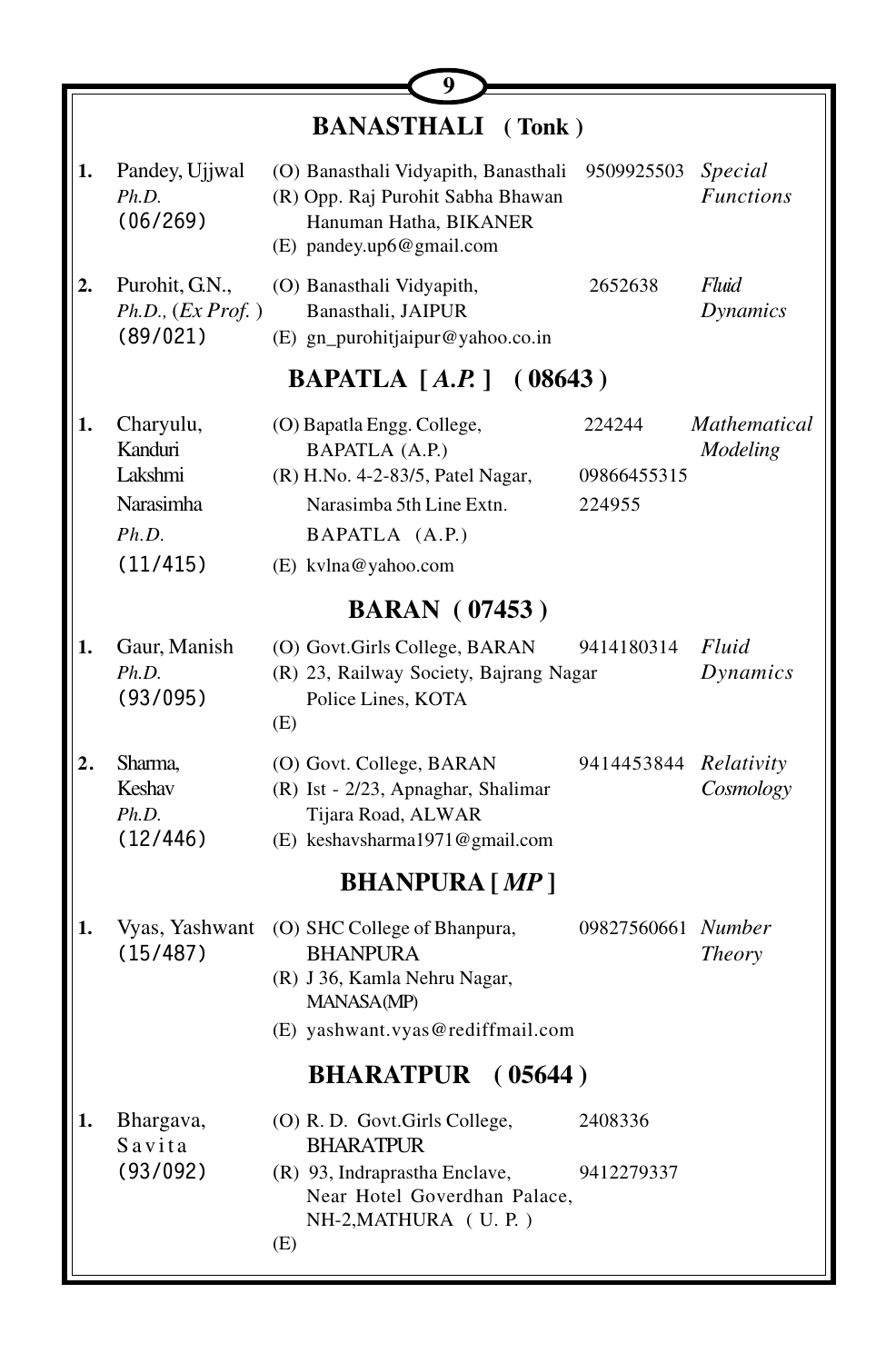## BANASTHALI ( Tonk )

| No. | Name | Address | Phone | Specialization |
|---|---|---|---|---|
| 1. | Pandey, Ujjwal<br>*Ph.D.*<br>(06/269) | (O) Banasthali Vidyapith, Banasthali<br>(R) Opp. Raj Purohit Sabha Bhawan<br>Hanuman Hatha, BIKANER<br>(E) pandey.up6@gmail.com | 9509925503 | *Special Functions* |
| 2. | Purohit, G.N.,<br>*Ph.D.,* (*Ex Prof.* )<br>(89/021) | (O) Banasthali Vidyapith,<br>Banasthali, JAIPUR<br>(E) gn_purohitjaipur@yahoo.co.in | 2652638 | *Fluid Dynamics* |

## BAPATLA [ *A.P.* ] ( 08643 )

| No. | Name | Address | Phone | Specialization |
|---|---|---|---|---|
| 1. | Charyulu, Kanduri Lakshmi Narasimha<br>*Ph.D.*<br>(11/415) | (O) Bapatla Engg. College,<br>BAPATLA (A.P.)<br>(R) H.No. 4-2-83/5, Patel Nagar,<br>Narasimba 5th Line Extn.<br>BAPATLA (A.P.)<br>(E) kvlna@yahoo.com | 224244<br>09866455315<br>224955 | *Mathematical Modeling* |

## BARAN ( 07453 )

| No. | Name | Address | Phone | Specialization |
|---|---|---|---|---|
| 1. | Gaur, Manish<br>*Ph.D.*<br>(93/095) | (O) Govt.Girls College, BARAN<br>(R) 23, Railway Society, Bajrang Nagar<br>Police Lines, KOTA<br>(E) | 9414180314 | *Fluid Dynamics* |
| 2. | Sharma, Keshav<br>*Ph.D.*<br>(12/446) | (O) Govt. College, BARAN<br>(R) Ist - 2/23, Apnaghar, Shalimar<br>Tijara Road, ALWAR<br>(E) keshavsharma1971@gmail.com | 9414453844 | *Relativity Cosmology* |

## BHANPURA [ *MP* ]

| No. | Name | Address | Phone | Specialization |
|---|---|---|---|---|
| 1. | Vyas, Yashwant<br>(15/487) | (O) SHC College of Bhanpura,<br>BHANPURA<br>(R) J 36, Kamla Nehru Nagar,<br>MANASA(MP)<br>(E) yashwant.vyas@rediffmail.com | 09827560661 | *Number Theory* |

## BHARATPUR ( 05644 )

| No. | Name | Address | Phone | Specialization |
|---|---|---|---|---|
| 1. | Bhargava, Savita<br>(93/092) | (O) R. D. Govt.Girls College,<br>BHARATPUR<br>(R) 93, Indraprastha Enclave,<br>Near Hotel Goverdhan Palace,<br>NH-2,MATHURA ( U. P. )<br>(E) | 2408336<br>9412279337 | |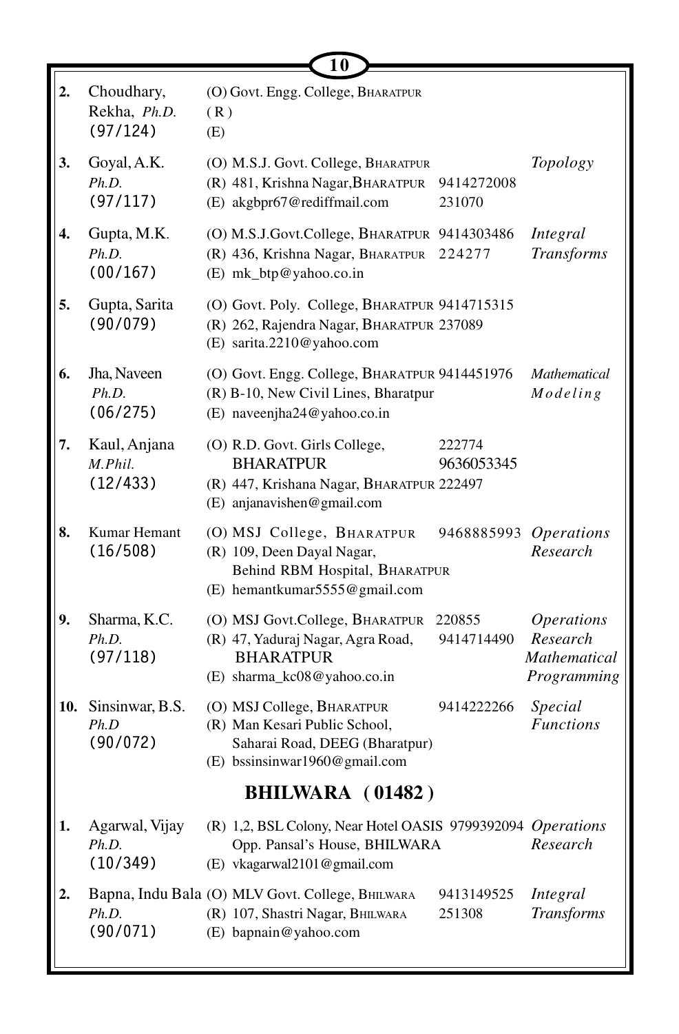| No. | Name | Address | Phone | Specialization |
|---|---|---|---|---|
| **2.** | Choudhary, Rekha, *Ph.D.* (97/124) | (O) Govt. Engg. College, BHARATPUR<br>(R)<br>(E) | | |
| **3.** | Goyal, A.K. *Ph.D.* (97/117) | (O) M.S.J. Govt. College, BHARATPUR<br>(R) 481, Krishna Nagar, BHARATPUR<br>(E) akgbpr67@rediffmail.com | 9414272008<br>231070 | *Topology* |
| **4.** | Gupta, M.K. *Ph.D.* (00/167) | (O) M.S.J.Govt.College, BHARATPUR<br>(R) 436, Krishna Nagar, BHARATPUR<br>(E) mk_btp@yahoo.co.in | 9414303486<br>224277 | *Integral Transforms* |
| **5.** | Gupta, Sarita (90/079) | (O) Govt. Poly. College, BHARATPUR<br>(R) 262, Rajendra Nagar, BHARATPUR<br>(E) sarita.2210@yahoo.com | 9414715315<br>237089 | |
| **6.** | Jha, Naveen *Ph.D.* (06/275) | (O) Govt. Engg. College, BHARATPUR<br>(R) B-10, New Civil Lines, Bharatpur<br>(E) naveenjha24@yahoo.co.in | 9414451976 | *Mathematical Modeling* |
| **7.** | Kaul, Anjana *M.Phil.* (12/433) | (O) R.D. Govt. Girls College, BHARATPUR<br>(R) 447, Krishana Nagar, BHARATPUR<br>(E) anjanavishen@gmail.com | 222774<br>9636053345<br>222497 | |
| **8.** | Kumar Hemant (16/508) | (O) MSJ College, BHARATPUR<br>(R) 109, Deen Dayal Nagar, Behind RBM Hospital, BHARATPUR<br>(E) hemantkumar5555@gmail.com | 9468885993 | *Operations Research* |
| **9.** | Sharma, K.C. *Ph.D.* (97/118) | (O) MSJ Govt.College, BHARATPUR<br>(R) 47, Yaduraj Nagar, Agra Road, BHARATPUR<br>(E) sharma_kc08@yahoo.co.in | 220855<br>9414714490 | *Operations Research Mathematical Programming* |
| **10.** | Sinsinwar, B.S. *Ph.D* (90/072) | (O) MSJ College, BHARATPUR<br>(R) Man Kesari Public School, Saharai Road, DEEG (Bharatpur)<br>(E) bssinsinwar1960@gmail.com | 9414222266 | *Special Functions* |

## BHILWARA ( 01482 )

| No. | Name | Address | Phone | Specialization |
|---|---|---|---|---|
| **1.** | Agarwal, Vijay *Ph.D.* (10/349) | (R) 1,2, BSL Colony, Near Hotel OASIS Opp. Pansal's House, BHILWARA<br>(E) vkagarwal2101@gmail.com | 9799392094 | *Operations Research* |
| **2.** | Bapna, Indu Bala *Ph.D.* (90/071) | (O) MLV Govt. College, BHILWARA<br>(R) 107, Shastri Nagar, BHILWARA<br>(E) bapnain@yahoo.com | 9413149525<br>251308 | *Integral Transforms* |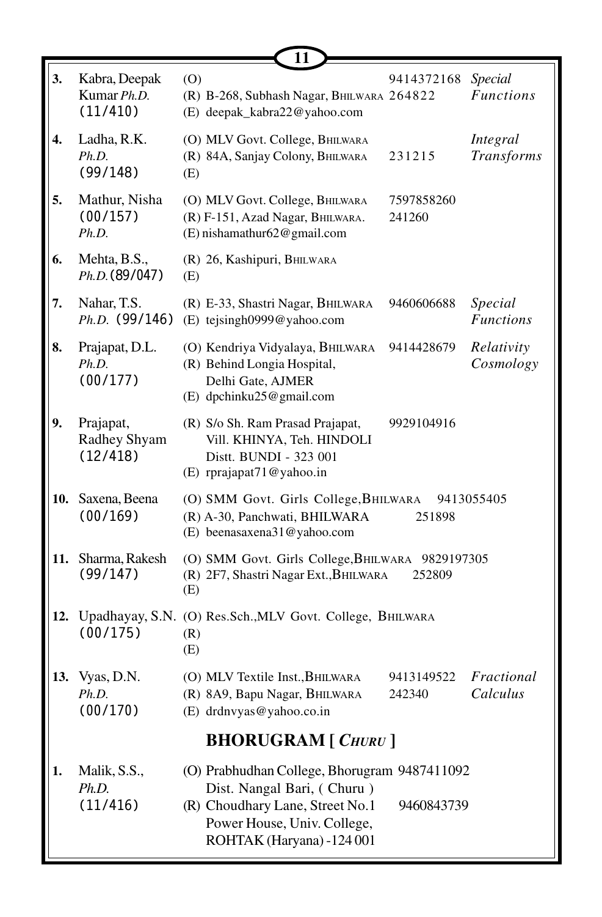| No. | Name | Address | Phone | Specialization |
|---|---|---|---|---|
| 3. | Kabra, Deepak Kumar *Ph.D.* (11/410) | (O)<br>(R) B-268, Subhash Nagar, BHILWARA<br>(E) deepak_kabra22@yahoo.com | 9414372168<br>264822 | *Special Functions* |
| 4. | Ladha, R.K. *Ph.D.* (99/148) | (O) MLV Govt. College, BHILWARA<br>(R) 84A, Sanjay Colony, BHILWARA<br>(E) | 231215 | *Integral Transforms* |
| 5. | Mathur, Nisha (00/157) *Ph.D.* | (O) MLV Govt. College, BHILWARA<br>(R) F-151, Azad Nagar, BHILWARA.<br>(E) nishamathur62@gmail.com | 7597858260<br>241260 | |
| 6. | Mehta, B.S., *Ph.D.* (89/047) | (R) 26, Kashipuri, BHILWARA<br>(E) | | |
| 7. | Nahar, T.S. *Ph.D.* (99/146) | (R) E-33, Shastri Nagar, BHILWARA<br>(E) tejsingh0999@yahoo.com | 9460606688 | *Special Functions* |
| 8. | Prajapat, D.L. *Ph.D.* (00/177) | (O) Kendriya Vidyalaya, BHILWARA<br>(R) Behind Longia Hospital, Delhi Gate, AJMER<br>(E) dpchinku25@gmail.com | 9414428679 | *Relativity Cosmology* |
| 9. | Prajapat, Radhey Shyam (12/418) | (R) S/o Sh. Ram Prasad Prajapat, Vill. KHINYA, Teh. HINDOLI Distt. BUNDI - 323 001<br>(E) rprajapat71@yahoo.in | 9929104916 | |
| 10. | Saxena, Beena (00/169) | (O) SMM Govt. Girls College, BHILWARA<br>(R) A-30, Panchwati, BHILWARA<br>(E) beenasaxena31@yahoo.com | 9413055405<br>251898 | |
| 11. | Sharma, Rakesh (99/147) | (O) SMM Govt. Girls College, BHILWARA<br>(R) 2F7, Shastri Nagar Ext., BHILWARA<br>(E) | 9829197305<br>252809 | |
| 12. | Upadhayay, S.N. (00/175) | (O) Res.Sch., MLV Govt. College, BHILWARA<br>(R)<br>(E) | | |
| 13. | Vyas, D.N. *Ph.D.* (00/170) | (O) MLV Textile Inst., BHILWARA<br>(R) 8A9, Bapu Nagar, BHILWARA<br>(E) drdnvyas@yahoo.co.in | 9413149522<br>242340 | *Fractional Calculus* |

## BHORUGRAM [ *CHURU* ]

| No. | Name | Address | Phone | Specialization |
|---|---|---|---|---|
| 1. | Malik, S.S., *Ph.D.* (11/416) | (O) Prabhudhan College, Bhorugram Dist. Nangal Bari, ( Churu )<br>(R) Choudhary Lane, Street No.1 Power House, Univ. College, ROHTAK (Haryana) -124 001 | 9487411092<br>9460843739 | |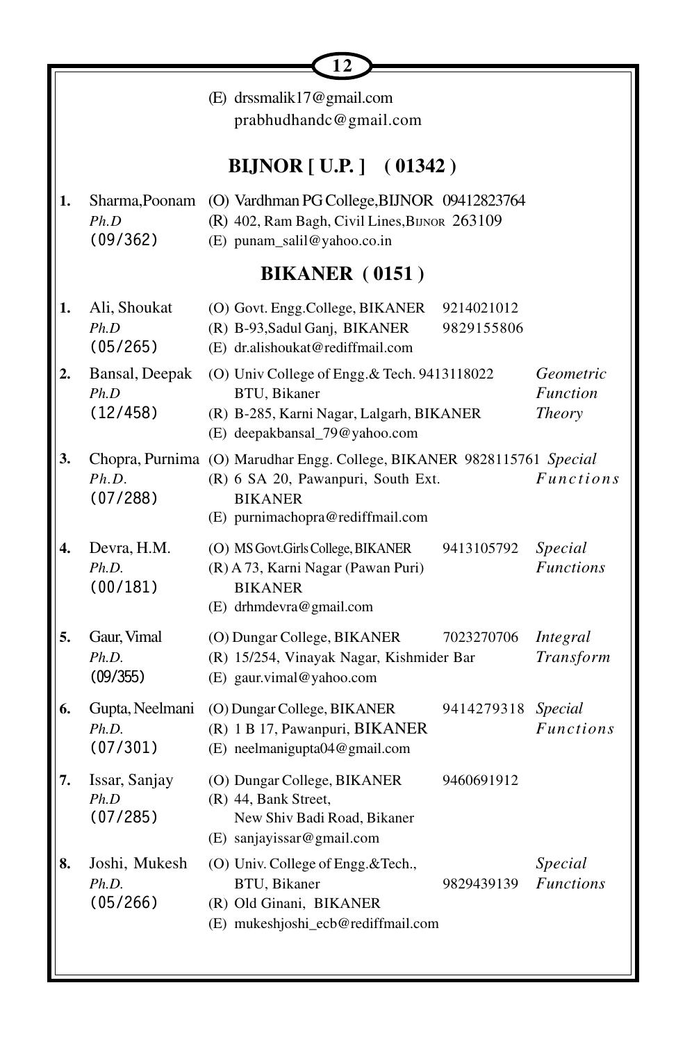(E) drssmalik17@gmail.com
prabhudhandc@gmail.com

## BIJNOR [ U.P. ] ( 01342 )

| No. | Name | Address | Phone | Specialization |
|---|---|---|---|---|
| 1. | Sharma,Poonam *Ph.D* (09/362) | (O) Vardhman PG College,BIJNOR<br>(R) 402, Ram Bagh, Civil Lines,BIJNOR 263109<br>(E) punam_salil@yahoo.co.in | 09412823764 | |

## BIKANER ( 0151 )

| No. | Name | Address | Phone | Specialization |
|---|---|---|---|---|
| 1. | Ali, Shoukat *Ph.D* (05/265) | (O) Govt. Engg.College, BIKANER<br>(R) B-93,Sadul Ganj, BIKANER<br>(E) dr.alishoukat@rediffmail.com | 9214021012<br>9829155806 | |
| 2. | Bansal, Deepak *Ph.D* (12/458) | (O) Univ College of Engg.& Tech. BTU, Bikaner<br>(R) B-285, Karni Nagar, Lalgarh, BIKANER<br>(E) deepakbansal_79@yahoo.com | 9413118022 | *Geometric Function Theory* |
| 3. | Chopra, Purnima *Ph.D.* (07/288) | (O) Marudhar Engg. College, BIKANER<br>(R) 6 SA 20, Pawanpuri, South Ext. BIKANER<br>(E) purnimachopra@rediffmail.com | 9828115761 | *Special Functions* |
| 4. | Devra, H.M. *Ph.D.* (00/181) | (O) MS Govt.Girls College, BIKANER<br>(R) A 73, Karni Nagar (Pawan Puri) BIKANER<br>(E) drhmdevra@gmail.com | 9413105792 | *Special Functions* |
| 5. | Gaur, Vimal *Ph.D.* (09/355) | (O) Dungar College, BIKANER<br>(R) 15/254, Vinayak Nagar, Kishmider Bar<br>(E) gaur.vimal@yahoo.com | 7023270706 | *Integral Transform* |
| 6. | Gupta, Neelmani *Ph.D.* (07/301) | (O) Dungar College, BIKANER<br>(R) 1 B 17, Pawanpuri, BIKANER<br>(E) neelmanigupta04@gmail.com | 9414279318 | *Special Functions* |
| 7. | Issar, Sanjay *Ph.D* (07/285) | (O) Dungar College, BIKANER<br>(R) 44, Bank Street, New Shiv Badi Road, Bikaner<br>(E) sanjayissar@gmail.com | 9460691912 | |
| 8. | Joshi, Mukesh *Ph.D.* (05/266) | (O) Univ. College of Engg.&Tech., BTU, Bikaner<br>(R) Old Ginani, BIKANER<br>(E) mukeshjoshi_ecb@rediffmail.com | 9829439139 | *Special Functions* |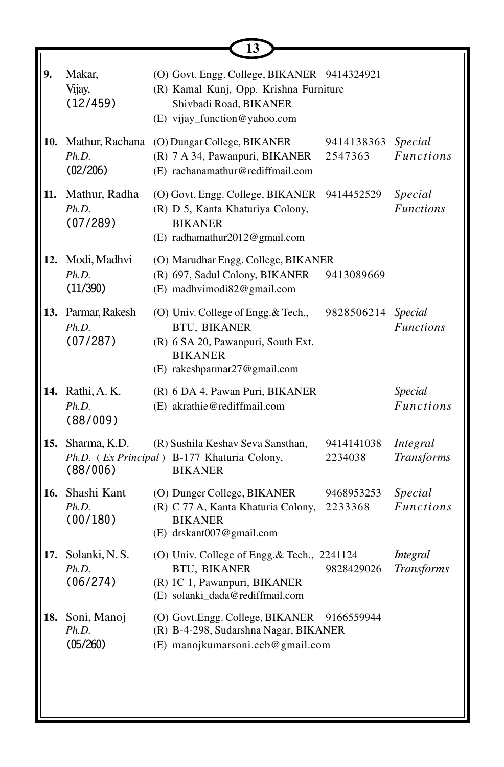| No. | Name | Address | Phone | Specialization |
|---|---|---|---|---|
| **9.** | Makar, Vijay, (12/459) | (O) Govt. Engg. College, BIKANER<br>(R) Kamal Kunj, Opp. Krishna Furniture Shivbadi Road, BIKANER<br>(E) vijay_function@yahoo.com | 9414324921 | |
| **10.** | Mathur, Rachana *Ph.D.* (02/206) | (O) Dungar College, BIKANER<br>(R) 7 A 34, Pawanpuri, BIKANER<br>(E) rachanamathur@rediffmail.com | 9414138363<br>2547363 | *Special Functions* |
| **11.** | Mathur, Radha *Ph.D.* (07/289) | (O) Govt. Engg. College, BIKANER<br>(R) D 5, Kanta Khaturiya Colony, BIKANER<br>(E) radhamathur2012@gmail.com | 9414452529 | *Special Functions* |
| **12.** | Modi, Madhvi *Ph.D.* (11/390) | (O) Marudhar Engg. College, BIKANER<br>(R) 697, Sadul Colony, BIKANER<br>(E) madhvimodi82@gmail.com | 9413089669 | |
| **13.** | Parmar, Rakesh *Ph.D.* (07/287) | (O) Univ. College of Engg.& Tech., BTU, BIKANER<br>(R) 6 SA 20, Pawanpuri, South Ext. BIKANER<br>(E) rakeshparmar27@gmail.com | 9828506214 | *Special Functions* |
| **14.** | Rathi, A. K. *Ph.D.* (88/009) | (R) 6 DA 4, Pawan Puri, BIKANER<br>(E) akrathie@rediffmail.com | | *Special Functions* |
| **15.** | Sharma, K.D. *Ph.D.* ( *Ex Principal* ) (88/006) | (R) Sushila Keshav Seva Sansthan, B-177 Khaturia Colony, BIKANER | 9414141038<br>2234038 | *Integral Transforms* |
| **16.** | Shashi Kant *Ph.D.* (00/180) | (O) Dunger College, BIKANER<br>(R) C 77 A, Kanta Khaturia Colony, BIKANER<br>(E) drskant007@gmail.com | 9468953253<br>2233368 | *Special Functions* |
| **17.** | Solanki, N. S. *Ph.D.* (06/274) | (O) Univ. College of Engg.& Tech., BTU, BIKANER<br>(R) 1C 1, Pawanpuri, BIKANER<br>(E) solanki_dada@rediffmail.com | 2241124<br>9828429026 | *Integral Transforms* |
| **18.** | Soni, Manoj *Ph.D.* (05/260) | (O) Govt.Engg. College, BIKANER<br>(R) B-4-298, Sudarshna Nagar, BIKANER<br>(E) manojkumarsoni.ecb@gmail.com | 9166559944 | |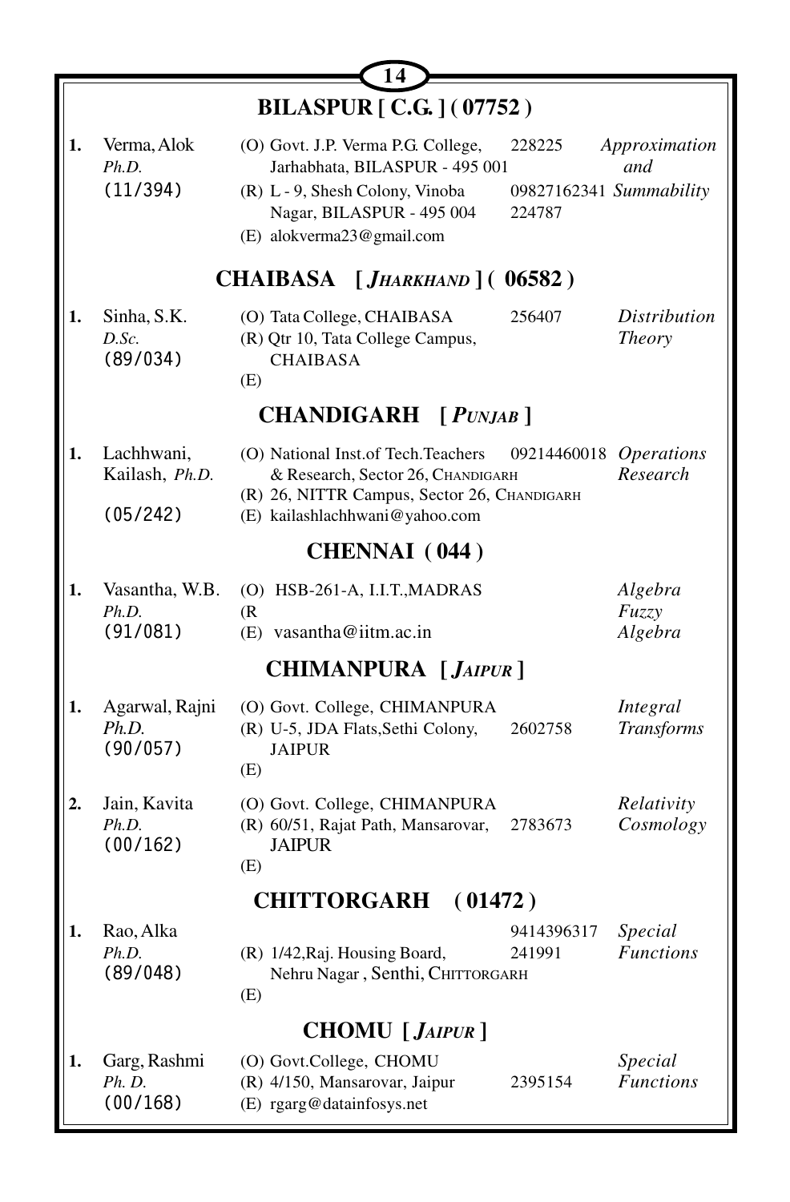## BILASPUR [ C.G. ] ( 07752 )

| No. | Name | Address | Phone | Specialization |
|---|---|---|---|---|
| 1. | Verma, Alok *Ph.D.* (11/394) | (O) Govt. J.P. Verma P.G. College, Jarhabhata, BILASPUR - 495 001 | 228225 | *Approximation and Summability* |
| | | (R) L - 9, Shesh Colony, Vinoba Nagar, BILASPUR - 495 004 | 09827162341 224787 | |
| | | (E) alokverma23@gmail.com | | |

## CHAIBASA [ *JHARKHAND* ] ( 06582 )

| No. | Name | Address | Phone | Specialization |
|---|---|---|---|---|
| 1. | Sinha, S.K. *D.Sc.* (89/034) | (O) Tata College, CHAIBASA | 256407 | *Distribution Theory* |
| | | (R) Qtr 10, Tata College Campus, CHAIBASA | | |
| | | (E) | | |

## CHANDIGARH [ *PUNJAB* ]

| No. | Name | Address | Phone | Specialization |
|---|---|---|---|---|
| 1. | Lachhwani, Kailash, *Ph.D.* (05/242) | (O) National Inst.of Tech.Teachers & Research, Sector 26, CHANDIGARH | 09214460018 | *Operations Research* |
| | | (R) 26, NITTR Campus, Sector 26, CHANDIGARH | | |
| | | (E) kailashlachhwani@yahoo.com | | |

## CHENNAI ( 044 )

| No. | Name | Address | Phone | Specialization |
|---|---|---|---|---|
| 1. | Vasantha, W.B. *Ph.D.* (91/081) | (O) HSB-261-A, I.I.T.,MADRAS | | *Algebra Fuzzy Algebra* |
| | | (R | | |
| | | (E) vasantha@iitm.ac.in | | |

## CHIMANPURA [ *JAIPUR* ]

| No. | Name | Address | Phone | Specialization |
|---|---|---|---|---|
| 1. | Agarwal, Rajni *Ph.D.* (90/057) | (O) Govt. College, CHIMANPURA | | *Integral Transforms* |
| | | (R) U-5, JDA Flats,Sethi Colony, JAIPUR | 2602758 | |
| | | (E) | | |
| 2. | Jain, Kavita *Ph.D.* (00/162) | (O) Govt. College, CHIMANPURA | | *Relativity Cosmology* |
| | | (R) 60/51, Rajat Path, Mansarovar, JAIPUR | 2783673 | |
| | | (E) | | |

## CHITTORGARH ( 01472 )

| No. | Name | Address | Phone | Specialization |
|---|---|---|---|---|
| 1. | Rao, Alka *Ph.D.* (89/048) | | 9414396317 | *Special Functions* |
| | | (R) 1/42,Raj. Housing Board, Nehru Nagar , Senthi, CHITTORGARH | 241991 | |
| | | (E) | | |

## CHOMU [ *JAIPUR* ]

| No. | Name | Address | Phone | Specialization |
|---|---|---|---|---|
| 1. | Garg, Rashmi *Ph. D.* (00/168) | (O) Govt.College, CHOMU | | *Special Functions* |
| | | (R) 4/150, Mansarovar, Jaipur | 2395154 | |
| | | (E) rgarg@datainfosys.net | | |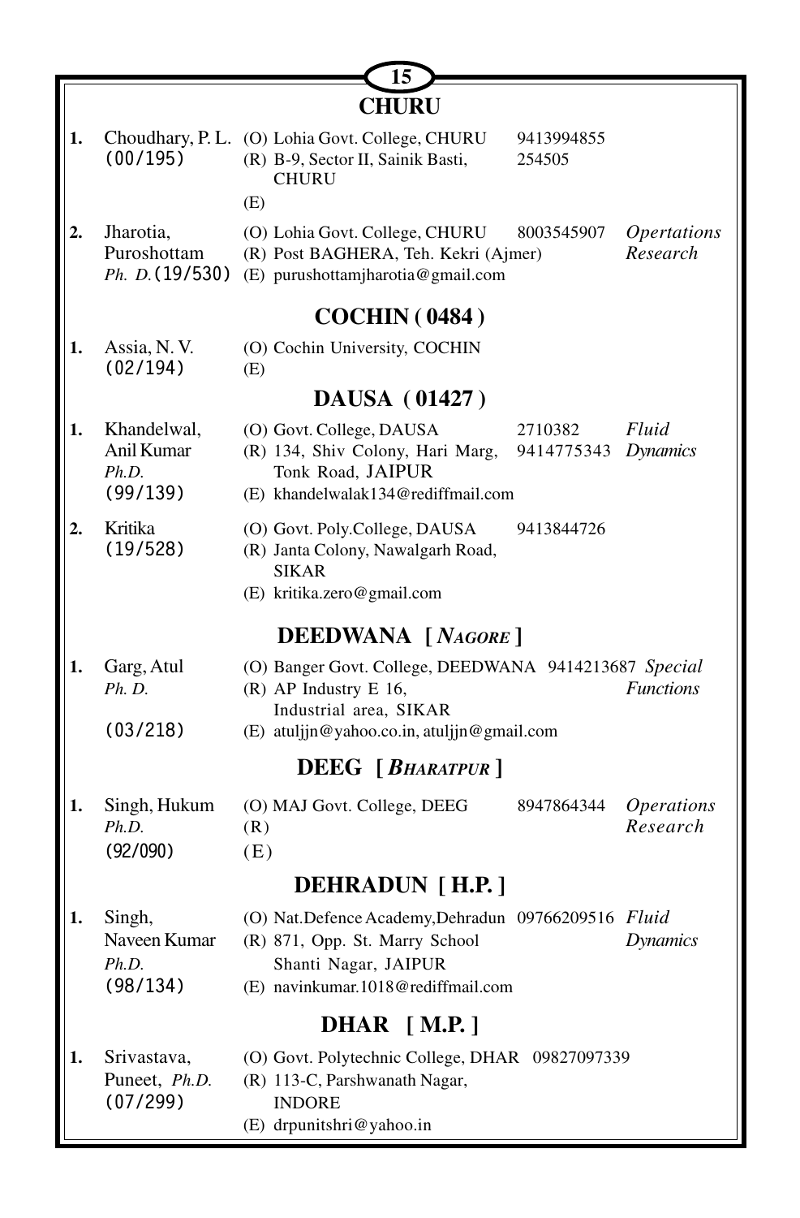# CHURU

1. Choudhary, P. L. (00/195)
   - (O) Lohia Govt. College, CHURU — 9413994855
   - (R) B-9, Sector II, Sainik Basti, CHURU — 254505
   - (E)

2. Jharotia, Puroshottam *Ph. D.* (19/530) — *Opertations Research*
   - (O) Lohia Govt. College, CHURU — 8003545907
   - (R) Post BAGHERA, Teh. Kekri (Ajmer)
   - (E) purushottamjharotia@gmail.com

## COCHIN ( 0484 )

1. Assia, N. V. (02/194)
   - (O) Cochin University, COCHIN
   - (E)

## DAUSA ( 01427 )

1. Khandelwal, Anil Kumar *Ph.D.* (99/139) — *Fluid Dynamics*
   - (O) Govt. College, DAUSA — 2710382
   - (R) 134, Shiv Colony, Hari Marg, Tonk Road, JAIPUR — 9414775343
   - (E) khandelwalak134@rediffmail.com

2. Kritika (19/528)
   - (O) Govt. Poly.College, DAUSA — 9413844726
   - (R) Janta Colony, Nawalgarh Road, SIKAR
   - (E) kritika.zero@gmail.com

## DEEDWANA [ *NAGORE* ]

1. Garg, Atul *Ph. D.* (03/218) — *Special Functions*
   - (O) Banger Govt. College, DEEDWANA — 9414213687
   - (R) AP Industry E 16, Industrial area, SIKAR
   - (E) atuljjn@yahoo.co.in, atuljjn@gmail.com

## DEEG [ *BHARATPUR* ]

1. Singh, Hukum *Ph.D.* (92/090) — *Operations Research*
   - (O) MAJ Govt. College, DEEG — 8947864344
   - (R)
   - (E)

## DEHRADUN [ H.P. ]

1. Singh, Naveen Kumar *Ph.D.* (98/134) — *Fluid Dynamics*
   - (O) Nat.Defence Academy,Dehradun — 09766209516
   - (R) 871, Opp. St. Marry School Shanti Nagar, JAIPUR
   - (E) navinkumar.1018@rediffmail.com

## DHAR [ M.P. ]

1. Srivastava, Puneet, *Ph.D.* (07/299)
   - (O) Govt. Polytechnic College, DHAR — 09827097339
   - (R) 113-C, Parshwanath Nagar, INDORE
   - (E) drpunitshri@yahoo.in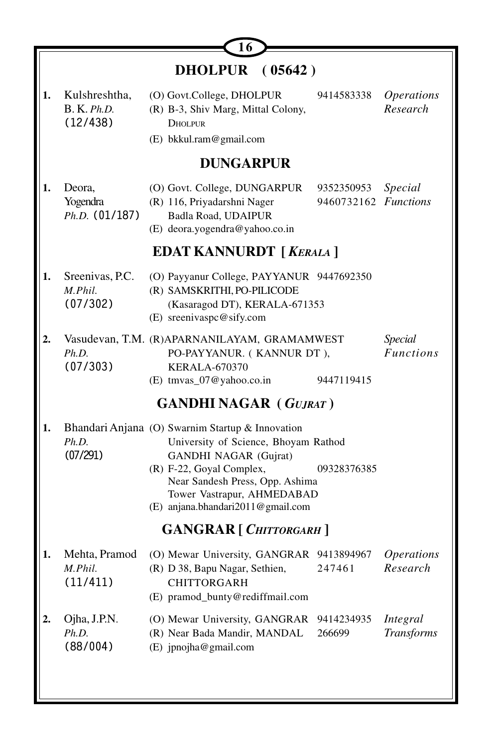## DHOLPUR ( 05642 )

| | Name | Address | Phone | Specialization |
|---|---|---|---|---|
| 1. | Kulshreshtha, B. K. *Ph.D.* (12/438) | (O) Govt.College, DHOLPUR<br>(R) B-3, Shiv Marg, Mittal Colony, DHOLPUR<br>(E) bkkul.ram@gmail.com | 9414583338 | *Operations Research* |

## DUNGARPUR

| | Name | Address | Phone | Specialization |
|---|---|---|---|---|
| 1. | Deora, Yogendra *Ph.D.* (01/187) | (O) Govt. College, DUNGARPUR<br>(R) 116, Priyadarshni Nager Badla Road, UDAIPUR<br>(E) deora.yogendra@yahoo.co.in | 9352350953<br>9460732162 | *Special Functions* |

## EDAT KANNURDT [ *KERALA* ]

| | Name | Address | Phone | Specialization |
|---|---|---|---|---|
| 1. | Sreenivas, P.C. *M.Phil.* (07/302) | (O) Payyanur College, PAYYANUR<br>(R) SAMSKRITHI, PO-PILICODE (Kasaragod DT), KERALA-671353<br>(E) sreenivaspc@sify.com | 9447692350 | |
| 2. | Vasudevan, T.M. *Ph.D.* (07/303) | (R)APARNANILAYAM, GRAMAMWEST PO-PAYYANUR. ( KANNUR DT ), KERALA-670370<br>(E) tmvas_07@yahoo.co.in | 9447119415 | *Special Functions* |

## GANDHI NAGAR ( *GUJRAT* )

| | Name | Address | Phone | Specialization |
|---|---|---|---|---|
| 1. | Bhandari Anjana *Ph.D.* (07/291) | (O) Swarnim Startup & Innovation University of Science, Bhoyam Rathod GANDHI NAGAR (Gujrat)<br>(R) F-22, Goyal Complex, Near Sandesh Press, Opp. Ashima Tower Vastrapur, AHMEDABAD<br>(E) anjana.bhandari2011@gmail.com | 09328376385 | |

## GANGRAR [ *CHITTORGARH* ]

| | Name | Address | Phone | Specialization |
|---|---|---|---|---|
| 1. | Mehta, Pramod *M.Phil.* (11/411) | (O) Mewar University, GANGRAR<br>(R) D 38, Bapu Nagar, Sethien, CHITTORGARH<br>(E) pramod_bunty@rediffmail.com | 9413894967<br>247461 | *Operations Research* |
| 2. | Ojha, J.P.N. *Ph.D.* (88/004) | (O) Mewar University, GANGRAR<br>(R) Near Bada Mandir, MANDAL<br>(E) jpnojha@gmail.com | 9414234935<br>266699 | *Integral Transforms* |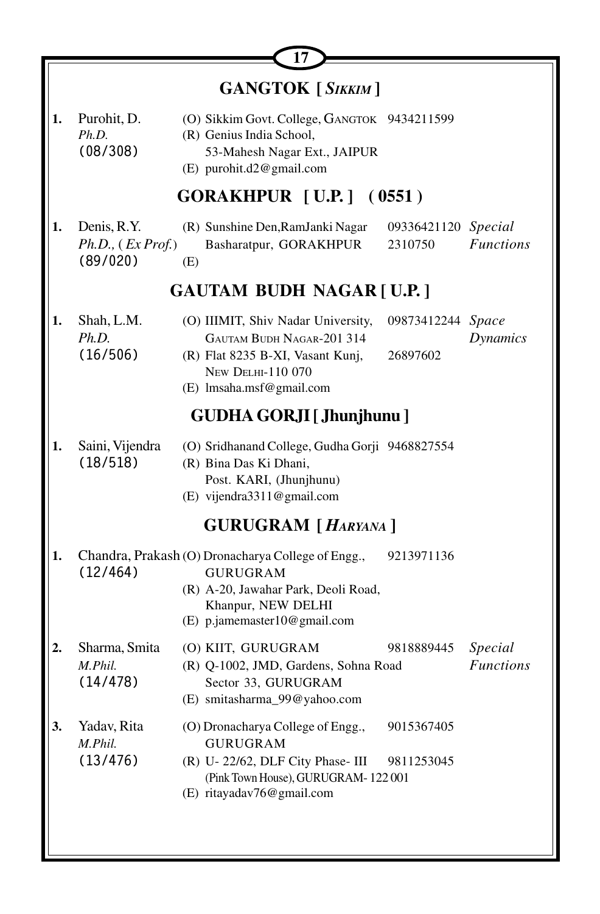## GANGTOK [ *SIKKIM* ]

| | | | | |
|---|---|---|---|---|
| **1.** | Purohit, D.<br>*Ph.D.*<br>(08/308) | (O) Sikkim Govt. College, GANGTOK<br>(R) Genius India School,<br>53-Mahesh Nagar Ext., JAIPUR<br>(E) purohit.d2@gmail.com | 9434211599 | |

## GORAKHPUR [ U.P. ] ( 0551 )

| | | | | |
|---|---|---|---|---|
| **1.** | Denis, R.Y.<br>*Ph.D.,* ( *Ex Prof.* )<br>(89/020) | (R) Sunshine Den,RamJanki Nagar<br>Basharatpur, GORAKHPUR<br>(E) | 09336421120<br>2310750 | *Special Functions* |

## GAUTAM BUDH NAGAR [ U.P. ]

| | | | | |
|---|---|---|---|---|
| **1.** | Shah, L.M.<br>*Ph.D.*<br>(16/506) | (O) IIIMIT, Shiv Nadar University,<br>GAUTAM BUDH NAGAR-201 314<br>(R) Flat 8235 B-XI, Vasant Kunj,<br>NEW DELHI-110 070<br>(E) lmsaha.msf@gmail.com | 09873412244<br><br>26897602 | *Space Dynamics* |

## GUDHA GORJI [ Jhunjhunu ]

| | | | | |
|---|---|---|---|---|
| **1.** | Saini, Vijendra<br>(18/518) | (O) Sridhanand College, Gudha Gorji<br>(R) Bina Das Ki Dhani,<br>Post. KARI, (Jhunjhunu)<br>(E) vijendra3311@gmail.com | 9468827554 | |

## GURUGRAM [ *HARYANA* ]

| | | | | |
|---|---|---|---|---|
| **1.** | Chandra, Prakash<br>(12/464) | (O) Dronacharya College of Engg.,<br>GURUGRAM<br>(R) A-20, Jawahar Park, Deoli Road,<br>Khanpur, NEW DELHI<br>(E) p.jamemaster10@gmail.com | 9213971136 | |
| **2.** | Sharma, Smita<br>*M.Phil.*<br>(14/478) | (O) KIIT, GURUGRAM<br>(R) Q-1002, JMD, Gardens, Sohna Road<br>Sector 33, GURUGRAM<br>(E) smitasharma_99@yahoo.com | 9818889445 | *Special Functions* |
| **3.** | Yadav, Rita<br>*M.Phil.*<br>(13/476) | (O) Dronacharya College of Engg.,<br>GURUGRAM<br>(R) U- 22/62, DLF City Phase- III<br>(Pink Town House), GURUGRAM- 122 001<br>(E) ritayadav76@gmail.com | 9015367405<br><br>9811253045 | |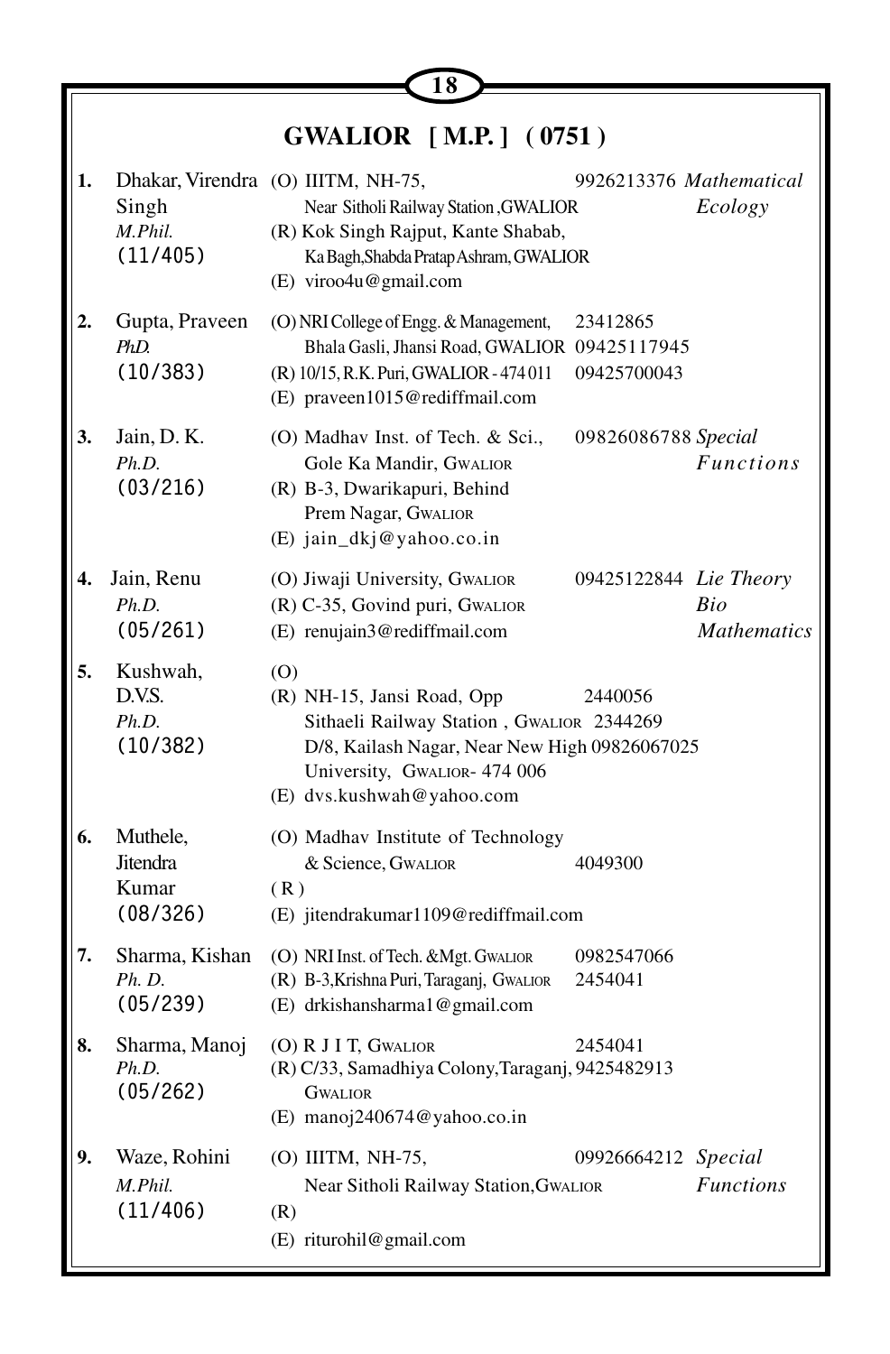## GWALIOR [ M.P. ] ( 0751 )

| No. | Name | Address | Phone | Specialization |
|---|---|---|---|---|
| 1. | Dhakar, Virendra Singh<br>*M.Phil.*<br>(11/405) | (O) IIITM, NH-75,<br>Near Sitholi Railway Station ,GWALIOR<br>(R) Kok Singh Rajput, Kante Shabab,<br>Ka Bagh,Shabda Pratap Ashram, GWALIOR<br>(E) viroo4u@gmail.com | 9926213376 | *Mathematical Ecology* |
| 2. | Gupta, Praveen<br>*PhD.*<br>(10/383) | (O) NRI College of Engg. & Management,<br>Bhala Gasli, Jhansi Road, GWALIOR<br>(R) 10/15, R.K. Puri, GWALIOR - 474 011<br>(E) praveen1015@rediffmail.com | 23412865<br>09425117945<br>09425700043 | |
| 3. | Jain, D. K.<br>*Ph.D.*<br>(03/216) | (O) Madhav Inst. of Tech. & Sci.,<br>Gole Ka Mandir, GWALIOR<br>(R) B-3, Dwarikapuri, Behind<br>Prem Nagar, GWALIOR<br>(E) jain_dkj@yahoo.co.in | 09826086788 | *Special Functions* |
| 4. | Jain, Renu<br>*Ph.D.*<br>(05/261) | (O) Jiwaji University, GWALIOR<br>(R) C-35, Govind puri, GWALIOR<br>(E) renujain3@rediffmail.com | 09425122844 | *Lie Theory*<br>*Bio Mathematics* |
| 5. | Kushwah, D.V.S.<br>*Ph.D.*<br>(10/382) | (O)<br>(R) NH-15, Jansi Road, Opp<br>Sithaeli Railway Station , GWALIOR<br>D/8, Kailash Nagar, Near New High<br>University, GWALIOR- 474 006<br>(E) dvs.kushwah@yahoo.com | 2440056<br>2344269<br>09826067025 | |
| 6. | Muthele, Jitendra Kumar<br>(08/326) | (O) Madhav Institute of Technology<br>& Science, GWALIOR<br>( R )<br>(E) jitendrakumar1109@rediffmail.com | 4049300 | |
| 7. | Sharma, Kishan<br>*Ph. D.*<br>(05/239) | (O) NRI Inst. of Tech. &Mgt. GWALIOR<br>(R) B-3,Krishna Puri, Taraganj, GWALIOR<br>(E) drkishansharma1@gmail.com | 0982547066<br>2454041 | |
| 8. | Sharma, Manoj<br>*Ph.D.*<br>(05/262) | (O) R J I T, GWALIOR<br>(R) C/33, Samadhiya Colony,Taraganj, GWALIOR<br>(E) manoj240674@yahoo.co.in | 2454041<br>9425482913 | |
| 9. | Waze, Rohini<br>*M.Phil.*<br>(11/406) | (O) IIITM, NH-75,<br>Near Sitholi Railway Station,GWALIOR<br>(R)<br>(E) riturohil@gmail.com | 09926664212 | *Special Functions* |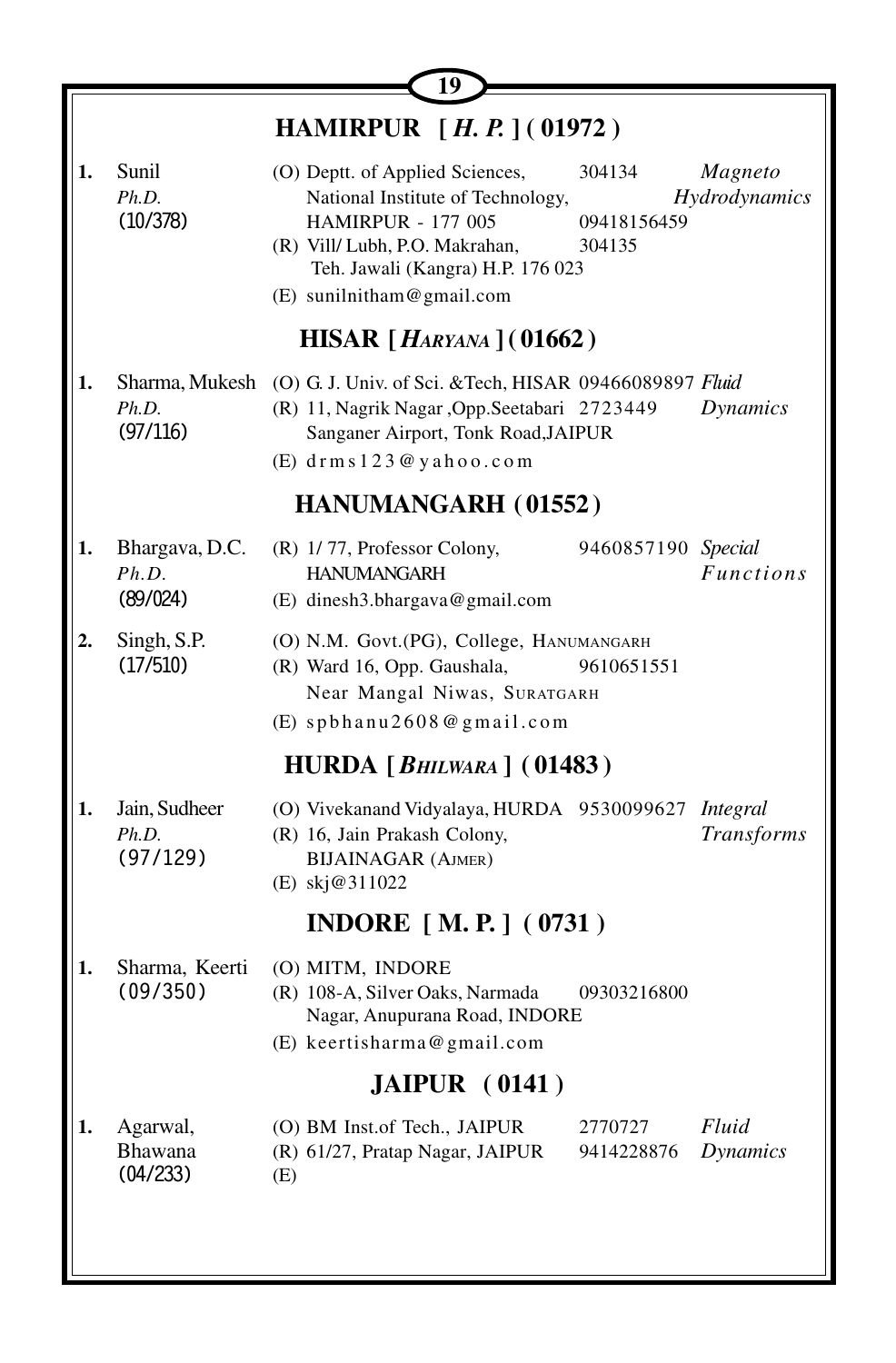## HAMIRPUR [ *H. P.* ] ( 01972 )

| | Name | Address | Phone | Specialization |
|---|---|---|---|---|
| **1.** | Sunil<br>*Ph.D.*<br>(10/378) | (O) Deptt. of Applied Sciences, National Institute of Technology, HAMIRPUR - 177 005<br>(R) Vill/ Lubh, P.O. Makrahan, Teh. Jawali (Kangra) H.P. 176 023<br>(E) sunilnitham@gmail.com | 304134<br>09418156459<br>304135 | *Magneto Hydrodynamics* |

## HISAR [ *HARYANA* ] ( 01662 )

| | Name | Address | Phone | Specialization |
|---|---|---|---|---|
| **1.** | Sharma, Mukesh<br>*Ph.D.*<br>(97/116) | (O) G. J. Univ. of Sci. &Tech, HISAR<br>(R) 11, Nagrik Nagar ,Opp.Seetabari Sanganer Airport, Tonk Road,JAIPUR<br>(E) drms123@yahoo.com | 09466089897<br>2723449 | *Fluid Dynamics* |

## HANUMANGARH ( 01552 )

| | Name | Address | Phone | Specialization |
|---|---|---|---|---|
| **1.** | Bhargava, D.C.<br>*Ph.D.*<br>(89/024) | (R) 1/ 77, Professor Colony, HANUMANGARH<br>(E) dinesh3.bhargava@gmail.com | 9460857190 | *Special Functions* |
| **2.** | Singh, S.P.<br>(17/510) | (O) N.M. Govt.(PG), College, HANUMANGARH<br>(R) Ward 16, Opp. Gaushala, Near Mangal Niwas, SURATGARH<br>(E) spbhanu2608@gmail.com | 9610651551 | |

## HURDA [ *BHILWARA* ] ( 01483 )

| | Name | Address | Phone | Specialization |
|---|---|---|---|---|
| **1.** | Jain, Sudheer<br>*Ph.D.*<br>(97/129) | (O) Vivekanand Vidyalaya, HURDA<br>(R) 16, Jain Prakash Colony, BIJAINAGAR (AJMER)<br>(E) skj@311022 | 9530099627 | *Integral Transforms* |

## INDORE [ M. P. ] ( 0731 )

| | Name | Address | Phone | Specialization |
|---|---|---|---|---|
| **1.** | Sharma, Keerti<br>(09/350) | (O) MITM, INDORE<br>(R) 108-A, Silver Oaks, Narmada Nagar, Anupurana Road, INDORE<br>(E) keertisharma@gmail.com | 09303216800 | |

## JAIPUR ( 0141 )

| | Name | Address | Phone | Specialization |
|---|---|---|---|---|
| **1.** | Agarwal, Bhawana<br>(04/233) | (O) BM Inst.of Tech., JAIPUR<br>(R) 61/27, Pratap Nagar, JAIPUR<br>(E) | 2770727<br>9414228876 | *Fluid Dynamics* |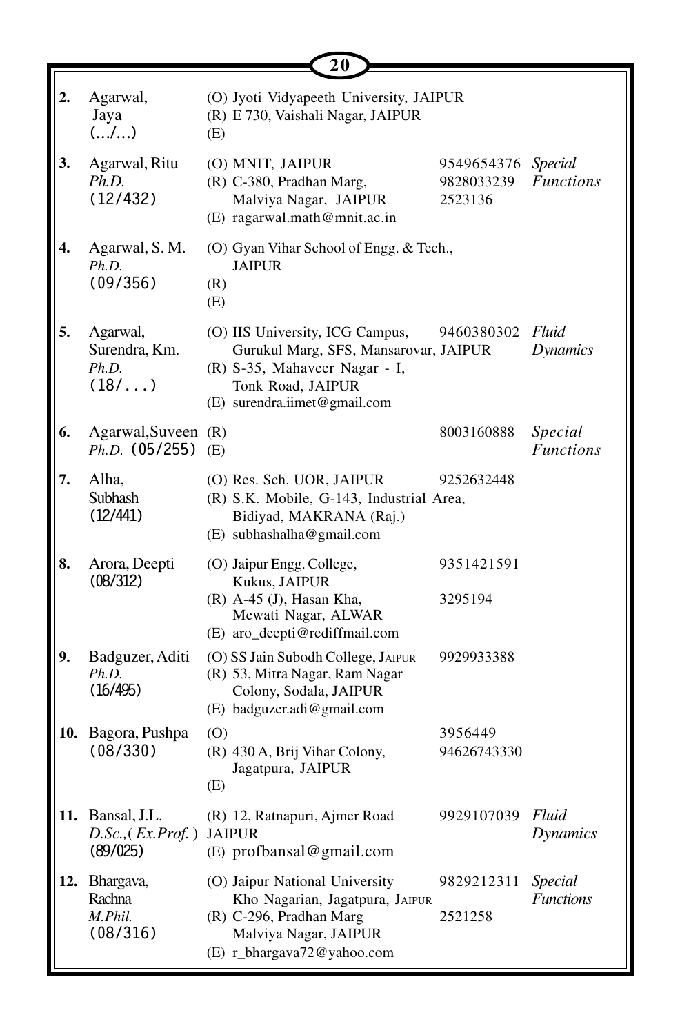| No. | Name | Address | Phone | Specialization |
|---|---|---|---|---|
| 2. | Agarwal, Jaya (.../...) | (O) Jyoti Vidyapeeth University, JAIPUR<br>(R) E 730, Vaishali Nagar, JAIPUR<br>(E) | | |
| 3. | Agarwal, Ritu<br>*Ph.D.*<br>(12/432) | (O) MNIT, JAIPUR<br>(R) C-380, Pradhan Marg, Malviya Nagar, JAIPUR<br>(E) ragarwal.math@mnit.ac.in | 9549654376<br>9828033239<br>2523136 | *Special Functions* |
| 4. | Agarwal, S. M.<br>*Ph.D.*<br>(09/356) | (O) Gyan Vihar School of Engg. & Tech., JAIPUR<br>(R)<br>(E) | | |
| 5. | Agarwal, Surendra, Km.<br>*Ph.D.*<br>(18/...) | (O) IIS University, ICG Campus, Gurukul Marg, SFS, Mansarovar, JAIPUR<br>(R) S-35, Mahaveer Nagar - I, Tonk Road, JAIPUR<br>(E) surendra.iimet@gmail.com | 9460380302 | *Fluid Dynamics* |
| 6. | Agarwal, Suveen<br>*Ph.D.* (05/255) | (R)<br>(E) | 8003160888 | *Special Functions* |
| 7. | Alha, Subhash<br>(12/441) | (O) Res. Sch. UOR, JAIPUR<br>(R) S.K. Mobile, G-143, Industrial Area, Bidiyad, MAKRANA (Raj.)<br>(E) subhashalha@gmail.com | 9252632448 | |
| 8. | Arora, Deepti<br>(08/312) | (O) Jaipur Engg. College, Kukus, JAIPUR<br>(R) A-45 (J), Hasan Kha, Mewati Nagar, ALWAR<br>(E) aro_deepti@rediffmail.com | 9351421591<br>3295194 | |
| 9. | Badguzer, Aditi<br>*Ph.D.*<br>(16/495) | (O) SS Jain Subodh College, JAIPUR<br>(R) 53, Mitra Nagar, Ram Nagar Colony, Sodala, JAIPUR<br>(E) badguzer.adi@gmail.com | 9929933388 | |
| 10. | Bagora, Pushpa<br>(08/330) | (O)<br>(R) 430 A, Brij Vihar Colony, Jagatpura, JAIPUR<br>(E) | 3956449<br>94626743330 | |
| 11. | Bansal, J.L.<br>*D.Sc.,* (*Ex.Prof.*)<br>(89/025) | (R) 12, Ratnapuri, Ajmer Road JAIPUR<br>(E) profbansal@gmail.com | 9929107039 | *Fluid Dynamics* |
| 12. | Bhargava, Rachna<br>*M.Phil.*<br>(08/316) | (O) Jaipur National University Kho Nagarian, Jagatpura, JAIPUR<br>(R) C-296, Pradhan Marg Malviya Nagar, JAIPUR<br>(E) r_bhargava72@yahoo.com | 9829212311<br>2521258 | *Special Functions* |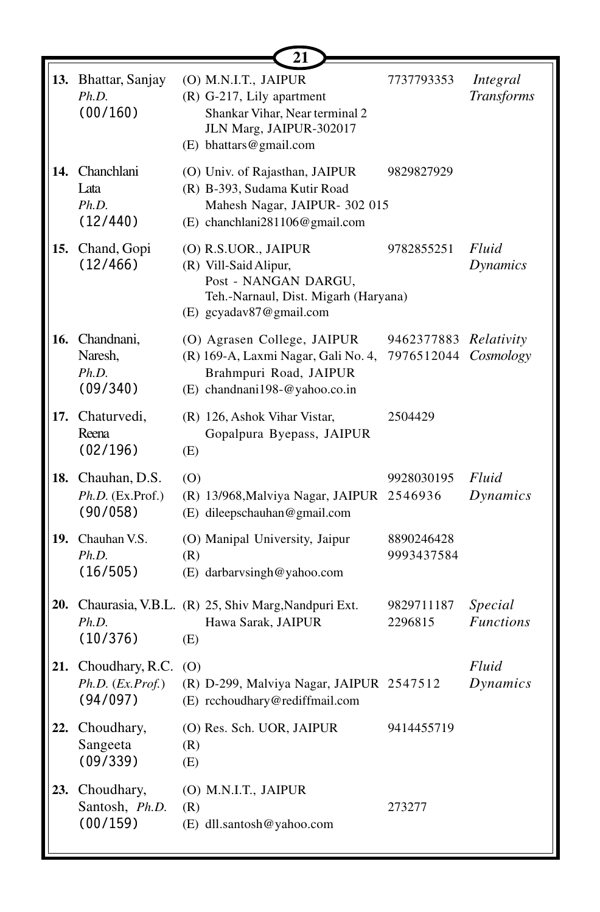| No. | Name | Address | Phone | Specialization |
|---|---|---|---|---|
| **13.** | Bhattar, Sanjay *Ph.D.* (00/160) | (O) M.N.I.T., JAIPUR (R) G-217, Lily apartment Shankar Vihar, Near terminal 2 JLN Marg, JAIPUR-302017 (E) bhattars@gmail.com | 7737793353 | *Integral Transforms* |
| **14.** | Chanchlani Lata *Ph.D.* (12/440) | (O) Univ. of Rajasthan, JAIPUR (R) B-393, Sudama Kutir Road Mahesh Nagar, JAIPUR- 302 015 (E) chanchlani281106@gmail.com | 9829827929 | |
| **15.** | Chand, Gopi (12/466) | (O) R.S.UOR., JAIPUR (R) Vill-Said Alipur, Post - NANGAN DARGU, Teh.-Narnaul, Dist. Migarh (Haryana) (E) gcyadav87@gmail.com | 9782855251 | *Fluid Dynamics* |
| **16.** | Chandnani, Naresh, *Ph.D.* (09/340) | (O) Agrasen College, JAIPUR (R) 169-A, Laxmi Nagar, Gali No. 4, Brahmpuri Road, JAIPUR (E) chandnani198-@yahoo.co.in | 9462377883 7976512044 | *Relativity Cosmology* |
| **17.** | Chaturvedi, Reena (02/196) | (R) 126, Ashok Vihar Vistar, Gopalpura Byepass, JAIPUR (E) | 2504429 | |
| **18.** | Chauhan, D.S. *Ph.D.* (Ex.Prof.) (90/058) | (O) (R) 13/968, Malviya Nagar, JAIPUR (E) dileepschauhan@gmail.com | 9928030195 2546936 | *Fluid Dynamics* |
| **19.** | Chauhan V.S. *Ph.D.* (16/505) | (O) Manipal University, Jaipur (R) (E) darbarvsingh@yahoo.com | 8890246428 9993437584 | |
| **20.** | Chaurasia, V.B.L. *Ph.D.* (10/376) | (R) 25, Shiv Marg, Nandpuri Ext. Hawa Sarak, JAIPUR (E) | 9829711187 2296815 | *Special Functions* |
| **21.** | Choudhary, R.C. *Ph.D.* (*Ex.Prof.*) (94/097) | (O) (R) D-299, Malviya Nagar, JAIPUR (E) rcchoudhary@rediffmail.com | 2547512 | *Fluid Dynamics* |
| **22.** | Choudhary, Sangeeta (09/339) | (O) Res. Sch. UOR, JAIPUR (R) (E) | 9414455719 | |
| **23.** | Choudhary, Santosh, *Ph.D.* (00/159) | (O) M.N.I.T., JAIPUR (R) (E) dll.santosh@yahoo.com | 273277 | |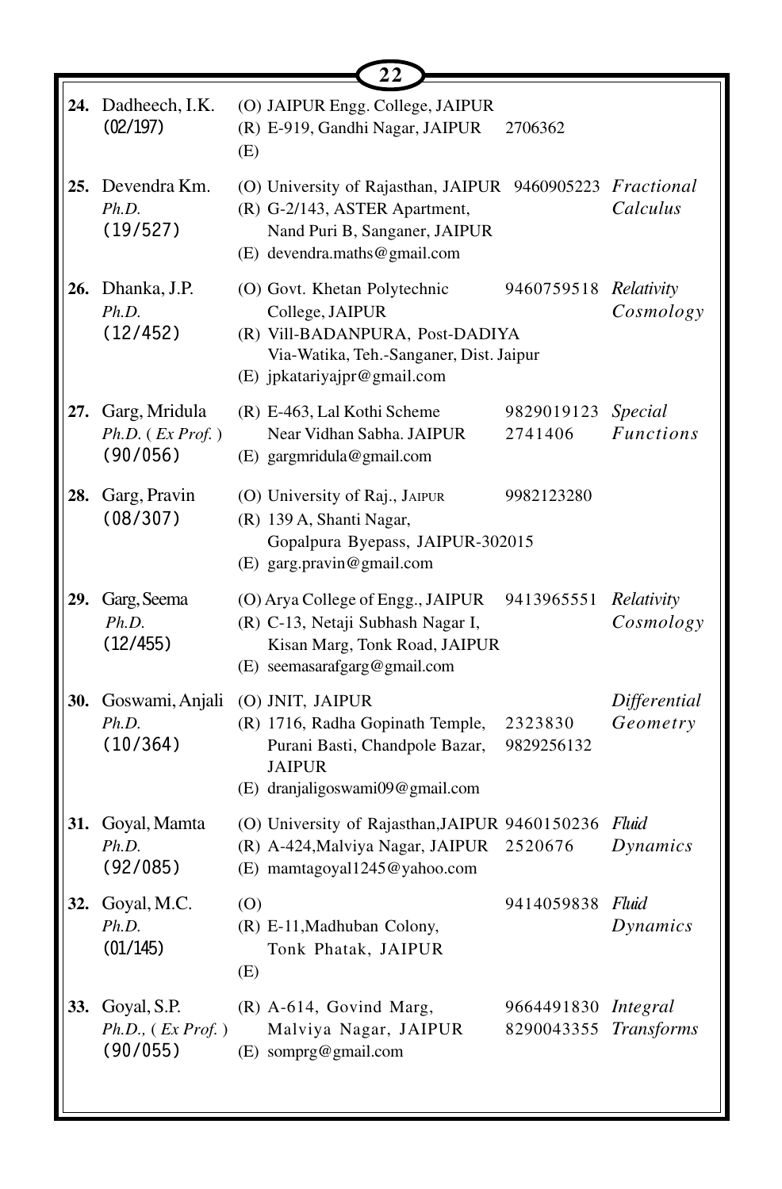| No. | Name | Address | Phone | Specialization |
|---|---|---|---|---|
| **24.** | Dadheech, I.K. (02/197) | (O) JAIPUR Engg. College, JAIPUR<br>(R) E-919, Gandhi Nagar, JAIPUR<br>(E) | 2706362 | |
| **25.** | Devendra Km. *Ph.D.* (19/527) | (O) University of Rajasthan, JAIPUR<br>(R) G-2/143, ASTER Apartment, Nand Puri B, Sanganer, JAIPUR<br>(E) devendra.maths@gmail.com | 9460905223 | *Fractional Calculus* |
| **26.** | Dhanka, J.P. *Ph.D.* (12/452) | (O) Govt. Khetan Polytechnic College, JAIPUR<br>(R) Vill-BADANPURA, Post-DADIYA Via-Watika, Teh.-Sanganer, Dist. Jaipur<br>(E) jpkatariyajpr@gmail.com | 9460759518 | *Relativity Cosmology* |
| **27.** | Garg, Mridula *Ph.D. ( Ex Prof. )* (90/056) | (R) E-463, Lal Kothi Scheme Near Vidhan Sabha. JAIPUR<br>(E) gargmridula@gmail.com | 9829019123<br>2741406 | *Special Functions* |
| **28.** | Garg, Pravin (08/307) | (O) University of Raj., JAIPUR<br>(R) 139 A, Shanti Nagar, Gopalpura Byepass, JAIPUR-302015<br>(E) garg.pravin@gmail.com | 9982123280 | |
| **29.** | Garg, Seema *Ph.D.* (12/455) | (O) Arya College of Engg., JAIPUR<br>(R) C-13, Netaji Subhash Nagar I, Kisan Marg, Tonk Road, JAIPUR<br>(E) seemasarafgarg@gmail.com | 9413965551 | *Relativity Cosmology* |
| **30.** | Goswami, Anjali *Ph.D.* (10/364) | (O) JNIT, JAIPUR<br>(R) 1716, Radha Gopinath Temple, Purani Basti, Chandpole Bazar, JAIPUR<br>(E) dranjaligoswami09@gmail.com | 2323830<br>9829256132 | *Differential Geometry* |
| **31.** | Goyal, Mamta *Ph.D.* (92/085) | (O) University of Rajasthan,JAIPUR<br>(R) A-424,Malviya Nagar, JAIPUR<br>(E) mamtagoyal1245@yahoo.com | 9460150236<br>2520676 | *Fluid Dynamics* |
| **32.** | Goyal, M.C. *Ph.D.* (01/145) | (O)<br>(R) E-11,Madhuban Colony, Tonk Phatak, JAIPUR<br>(E) | 9414059838 | *Fluid Dynamics* |
| **33.** | Goyal, S.P. *Ph.D., ( Ex Prof. )* (90/055) | (R) A-614, Govind Marg, Malviya Nagar, JAIPUR<br>(E) somprg@gmail.com | 9664491830<br>8290043355 | *Integral Transforms* |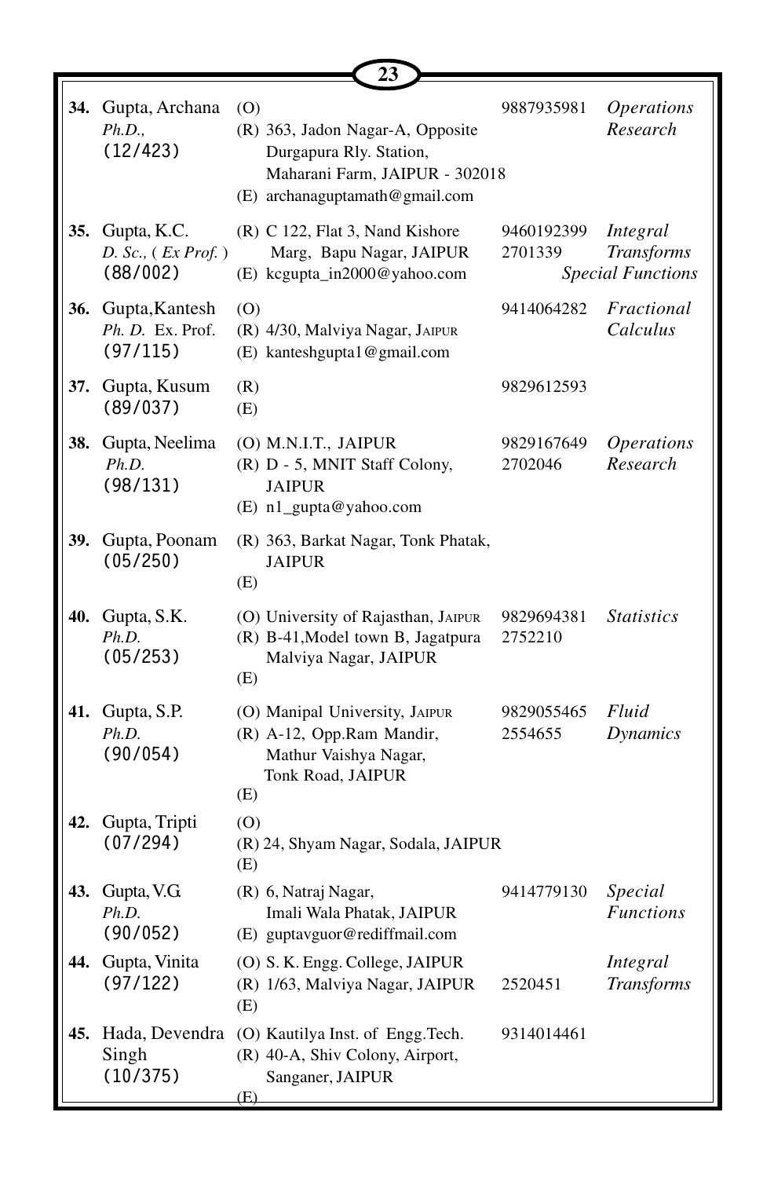| No. | Name | Address | Phone | Specialization |
|---|---|---|---|---|
| **34.** | Gupta, Archana *Ph.D.,* (12/423) | (O)<br>(R) 363, Jadon Nagar-A, Opposite Durgapura Rly. Station, Maharani Farm, JAIPUR - 302018<br>(E) archanaguptamath@gmail.com | 9887935981 | *Operations Research* |
| **35.** | Gupta, K.C. *D. Sc., ( Ex Prof. )* (88/002) | (R) C 122, Flat 3, Nand Kishore Marg, Bapu Nagar, JAIPUR<br>(E) kcgupta_in2000@yahoo.com | 9460192399<br>2701339 | *Integral Transforms*<br>*Special Functions* |
| **36.** | Gupta,Kantesh *Ph. D.* Ex. Prof. (97/115) | (O)<br>(R) 4/30, Malviya Nagar, JAIPUR<br>(E) kanteshgupta1@gmail.com | 9414064282 | *Fractional Calculus* |
| **37.** | Gupta, Kusum (89/037) | (R)<br>(E) | 9829612593 | |
| **38.** | Gupta, Neelima *Ph.D.* (98/131) | (O) M.N.I.T., JAIPUR<br>(R) D - 5, MNIT Staff Colony, JAIPUR<br>(E) n1_gupta@yahoo.com | 9829167649<br>2702046 | *Operations Research* |
| **39.** | Gupta, Poonam (05/250) | (R) 363, Barkat Nagar, Tonk Phatak, JAIPUR<br>(E) | | |
| **40.** | Gupta, S.K. *Ph.D.* (05/253) | (O) University of Rajasthan, JAIPUR<br>(R) B-41,Model town B, Jagatpura Malviya Nagar, JAIPUR<br>(E) | 9829694381<br>2752210 | *Statistics* |
| **41.** | Gupta, S.P. *Ph.D.* (90/054) | (O) Manipal University, JAIPUR<br>(R) A-12, Opp.Ram Mandir, Mathur Vaishya Nagar, Tonk Road, JAIPUR<br>(E) | 9829055465<br>2554655 | *Fluid Dynamics* |
| **42.** | Gupta, Tripti (07/294) | (O)<br>(R) 24, Shyam Nagar, Sodala, JAIPUR<br>(E) | | |
| **43.** | Gupta, V.G. *Ph.D.* (90/052) | (R) 6, Natraj Nagar, Imali Wala Phatak, JAIPUR<br>(E) guptavguor@rediffmail.com | 9414779130 | *Special Functions* |
| **44.** | Gupta, Vinita (97/122) | (O) S. K. Engg. College, JAIPUR<br>(R) 1/63, Malviya Nagar, JAIPUR<br>(E) | 2520451 | *Integral Transforms* |
| **45.** | Hada, Devendra Singh (10/375) | (O) Kautilya Inst. of Engg.Tech.<br>(R) 40-A, Shiv Colony, Airport, Sanganer, JAIPUR<br>(E) | 9314014461 | |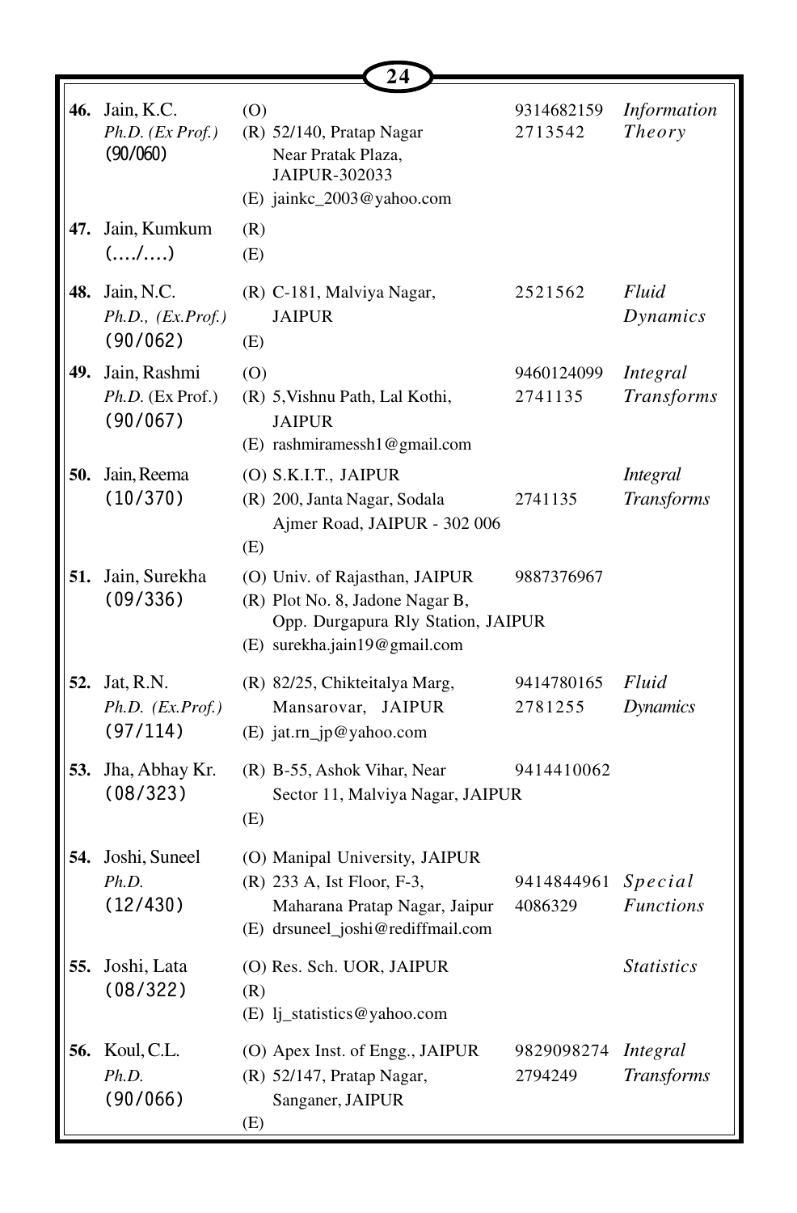| No. | Name | Address | Phone | Specialization |
|---|---|---|---|---|
| **46.** | Jain, K.C.<br>*Ph.D. (Ex Prof.)*<br>(90/060) | (O)<br>(R) 52/140, Pratap Nagar<br>Near Pratak Plaza,<br>JAIPUR-302033<br>(E) jainkc_2003@yahoo.com | 9314682159<br>2713542 | *Information Theory* |
| **47.** | Jain, Kumkum<br>(…./….) | (R)<br>(E) | | |
| **48.** | Jain, N.C.<br>*Ph.D., (Ex.Prof.)*<br>(90/062) | (R) C-181, Malviya Nagar,<br>JAIPUR<br>(E) | 2521562 | *Fluid Dynamics* |
| **49.** | Jain, Rashmi<br>*Ph.D.* (Ex Prof.)<br>(90/067) | (O)<br>(R) 5,Vishnu Path, Lal Kothi,<br>JAIPUR<br>(E) rashmiramessh1@gmail.com | 9460124099<br>2741135 | *Integral Transforms* |
| **50.** | Jain, Reema<br>(10/370) | (O) S.K.I.T., JAIPUR<br>(R) 200, Janta Nagar, Sodala<br>Ajmer Road, JAIPUR - 302 006<br>(E) | 2741135 | *Integral Transforms* |
| **51.** | Jain, Surekha<br>(09/336) | (O) Univ. of Rajasthan, JAIPUR<br>(R) Plot No. 8, Jadone Nagar B,<br>Opp. Durgapura Rly Station, JAIPUR<br>(E) surekha.jain19@gmail.com | 9887376967 | |
| **52.** | Jat, R.N.<br>*Ph.D. (Ex.Prof.)*<br>(97/114) | (R) 82/25, Chikteitalya Marg,<br>Mansarovar, JAIPUR<br>(E) jat.rn_jp@yahoo.com | 9414780165<br>2781255 | *Fluid Dynamics* |
| **53.** | Jha, Abhay Kr.<br>(08/323) | (R) B-55, Ashok Vihar, Near<br>Sector 11, Malviya Nagar, JAIPUR<br>(E) | 9414410062 | |
| **54.** | Joshi, Suneel<br>*Ph.D.*<br>(12/430) | (O) Manipal University, JAIPUR<br>(R) 233 A, Ist Floor, F-3,<br>Maharana Pratap Nagar, Jaipur<br>(E) drsuneel_joshi@rediffmail.com | 9414844961<br>4086329 | *Special Functions* |
| **55.** | Joshi, Lata<br>(08/322) | (O) Res. Sch. UOR, JAIPUR<br>(R)<br>(E) lj_statistics@yahoo.com | | *Statistics* |
| **56.** | Koul, C.L.<br>*Ph.D.*<br>(90/066) | (O) Apex Inst. of Engg., JAIPUR<br>(R) 52/147, Pratap Nagar,<br>Sanganer, JAIPUR<br>(E) | 9829098274<br>2794249 | *Integral Transforms* |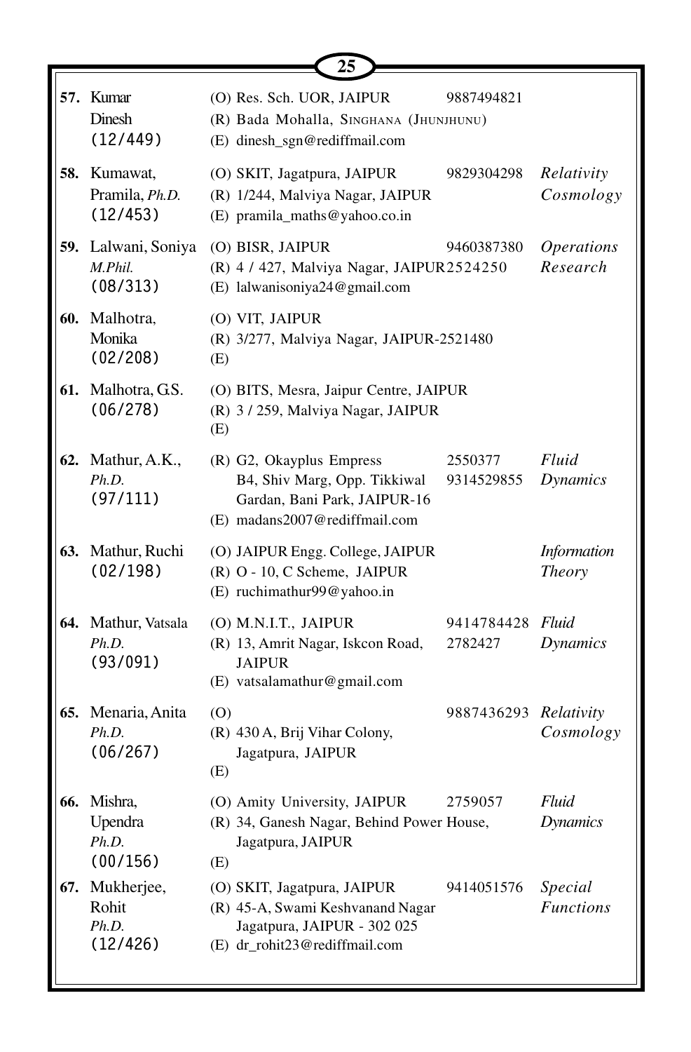| No. | Name | Address | Phone | Specialization |
|---|---|---|---|---|
| **57.** | Kumar Dinesh (12/449) | (O) Res. Sch. UOR, JAIPUR<br>(R) Bada Mohalla, SINGHANA (JHUNJHUNU)<br>(E) dinesh_sgn@rediffmail.com | 9887494821 | |
| **58.** | Kumawat, Pramila, *Ph.D.* (12/453) | (O) SKIT, Jagatpura, JAIPUR<br>(R) 1/244, Malviya Nagar, JAIPUR<br>(E) pramila_maths@yahoo.co.in | 9829304298 | *Relativity Cosmology* |
| **59.** | Lalwani, Soniya *M.Phil.* (08/313) | (O) BISR, JAIPUR<br>(R) 4 / 427, Malviya Nagar, JAIPUR<br>(E) lalwanisoniya24@gmail.com | 9460387380<br>2524250 | *Operations Research* |
| **60.** | Malhotra, Monika (02/208) | (O) VIT, JAIPUR<br>(R) 3/277, Malviya Nagar, JAIPUR-2521480<br>(E) | | |
| **61.** | Malhotra, G.S. (06/278) | (O) BITS, Mesra, Jaipur Centre, JAIPUR<br>(R) 3 / 259, Malviya Nagar, JAIPUR<br>(E) | | |
| **62.** | Mathur, A.K., *Ph.D.* (97/111) | (R) G2, Okayplus Empress B4, Shiv Marg, Opp. Tikkiwal Gardan, Bani Park, JAIPUR-16<br>(E) madans2007@rediffmail.com | 2550377<br>9314529855 | *Fluid Dynamics* |
| **63.** | Mathur, Ruchi (02/198) | (O) JAIPUR Engg. College, JAIPUR<br>(R) O - 10, C Scheme, JAIPUR<br>(E) ruchimathur99@yahoo.in | | *Information Theory* |
| **64.** | Mathur, Vatsala *Ph.D.* (93/091) | (O) M.N.I.T., JAIPUR<br>(R) 13, Amrit Nagar, Iskcon Road, JAIPUR<br>(E) vatsalamathur@gmail.com | 9414784428<br>2782427 | *Fluid Dynamics* |
| **65.** | Menaria, Anita *Ph.D.* (06/267) | (O)<br>(R) 430 A, Brij Vihar Colony, Jagatpura, JAIPUR<br>(E) | 9887436293 | *Relativity Cosmology* |
| **66.** | Mishra, Upendra *Ph.D.* (00/156) | (O) Amity University, JAIPUR<br>(R) 34, Ganesh Nagar, Behind Power House, Jagatpura, JAIPUR<br>(E) | 2759057 | *Fluid Dynamics* |
| **67.** | Mukherjee, Rohit *Ph.D.* (12/426) | (O) SKIT, Jagatpura, JAIPUR<br>(R) 45-A, Swami Keshvanand Nagar Jagatpura, JAIPUR - 302 025<br>(E) dr_rohit23@rediffmail.com | 9414051576 | *Special Functions* |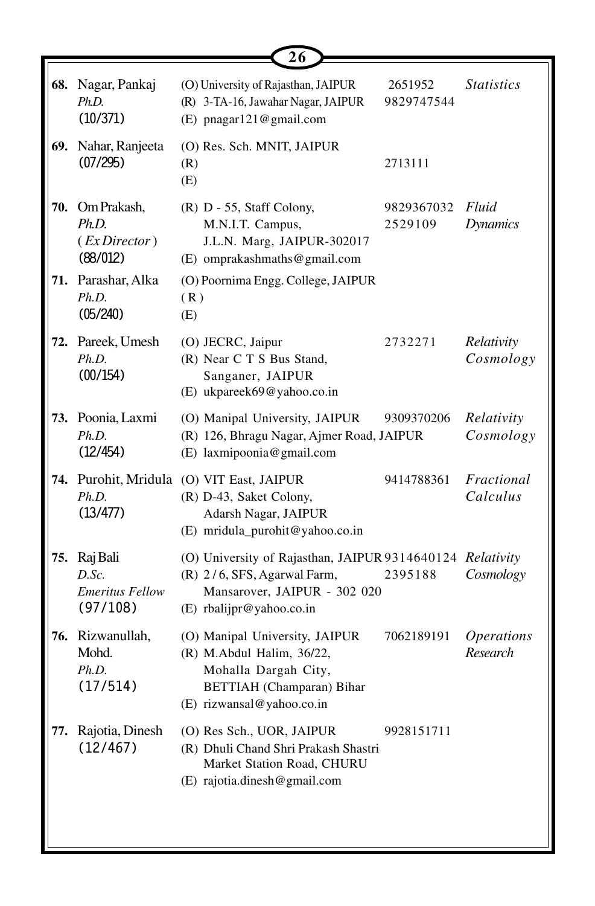| No. | Name | Address | Phone | Specialization |
|---|---|---|---|---|
| **68.** | Nagar, Pankaj<br>*Ph.D.*<br>(10/371) | (O) University of Rajasthan, JAIPUR<br>(R) 3-TA-16, Jawahar Nagar, JAIPUR<br>(E) pnagar121@gmail.com | 2651952<br>9829747544 | *Statistics* |
| **69.** | Nahar, Ranjeeta<br>(07/295) | (O) Res. Sch. MNIT, JAIPUR<br>(R)<br>(E) | 2713111 | |
| **70.** | Om Prakash,<br>*Ph.D.*<br>( *Ex Director* )<br>(88/012) | (R) D - 55, Staff Colony,<br>M.N.I.T. Campus,<br>J.L.N. Marg, JAIPUR-302017<br>(E) omprakashmaths@gmail.com | 9829367032<br>2529109 | *Fluid Dynamics* |
| **71.** | Parashar, Alka<br>*Ph.D.*<br>(05/240) | (O) Poornima Engg. College, JAIPUR<br>( R )<br>(E) | | |
| **72.** | Pareek, Umesh<br>*Ph.D.*<br>(00/154) | (O) JECRC, Jaipur<br>(R) Near C T S Bus Stand,<br>Sanganer, JAIPUR<br>(E) ukpareek69@yahoo.co.in | 2732271 | *Relativity Cosmology* |
| **73.** | Poonia, Laxmi<br>*Ph.D.*<br>(12/454) | (O) Manipal University, JAIPUR<br>(R) 126, Bhragu Nagar, Ajmer Road, JAIPUR<br>(E) laxmipoonia@gmail.com | 9309370206 | *Relativity Cosmology* |
| **74.** | Purohit, Mridula<br>*Ph.D.*<br>(13/477) | (O) VIT East, JAIPUR<br>(R) D-43, Saket Colony,<br>Adarsh Nagar, JAIPUR<br>(E) mridula_purohit@yahoo.co.in | 9414788361 | *Fractional Calculus* |
| **75.** | Raj Bali<br>*D.Sc.*<br>*Emeritus Fellow*<br>(97/108) | (O) University of Rajasthan, JAIPUR<br>(R) 2 / 6, SFS, Agarwal Farm,<br>Mansarover, JAIPUR - 302 020<br>(E) rbalijpr@yahoo.co.in | 9314640124<br>2395188 | *Relativity Cosmology* |
| **76.** | Rizwanullah, Mohd.<br>*Ph.D.*<br>(17/514) | (O) Manipal University, JAIPUR<br>(R) M.Abdul Halim, 36/22,<br>Mohalla Dargah City,<br>BETTIAH (Champaran) Bihar<br>(E) rizwansal@yahoo.co.in | 7062189191 | *Operations Research* |
| **77.** | Rajotia, Dinesh<br>(12/467) | (O) Res Sch., UOR, JAIPUR<br>(R) Dhuli Chand Shri Prakash Shastri<br>Market Station Road, CHURU<br>(E) rajotia.dinesh@gmail.com | 9928151711 | |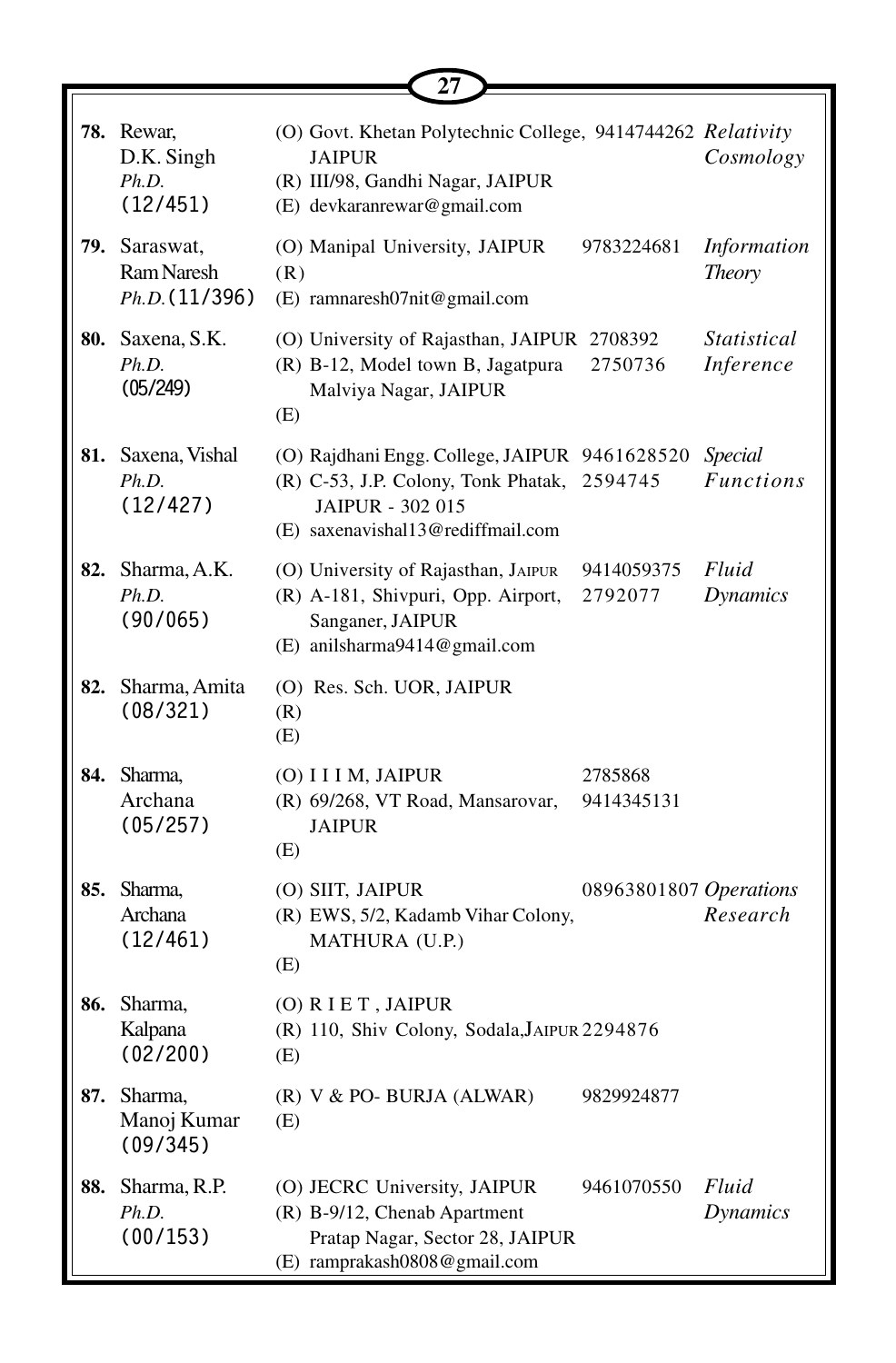| No. | Name | Address | Phone | Specialization |
|---|---|---|---|---|
| **78.** | Rewar, D.K. Singh *Ph.D.* (12/451) | (O) Govt. Khetan Polytechnic College, JAIPUR<br>(R) III/98, Gandhi Nagar, JAIPUR<br>(E) devkaranrewar@gmail.com | 9414744262 | *Relativity Cosmology* |
| **79.** | Saraswat, Ram Naresh *Ph.D.* (11/396) | (O) Manipal University, JAIPUR<br>(R)<br>(E) ramnaresh07nit@gmail.com | 9783224681 | *Information Theory* |
| **80.** | Saxena, S.K. *Ph.D.* (05/249) | (O) University of Rajasthan, JAIPUR<br>(R) B-12, Model town B, Jagatpura Malviya Nagar, JAIPUR<br>(E) | 2708392<br>2750736 | *Statistical Inference* |
| **81.** | Saxena, Vishal *Ph.D.* (12/427) | (O) Rajdhani Engg. College, JAIPUR<br>(R) C-53, J.P. Colony, Tonk Phatak, JAIPUR - 302 015<br>(E) saxenavishal13@rediffmail.com | 9461628520<br>2594745 | *Special Functions* |
| **82.** | Sharma, A.K. *Ph.D.* (90/065) | (O) University of Rajasthan, JAIPUR<br>(R) A-181, Shivpuri, Opp. Airport, Sanganer, JAIPUR<br>(E) anilsharma9414@gmail.com | 9414059375<br>2792077 | *Fluid Dynamics* |
| **82.** | Sharma, Amita (08/321) | (O) Res. Sch. UOR, JAIPUR<br>(R)<br>(E) | | |
| **84.** | Sharma, Archana (05/257) | (O) I I I M, JAIPUR<br>(R) 69/268, VT Road, Mansarovar, JAIPUR<br>(E) | 2785868<br>9414345131 | |
| **85.** | Sharma, Archana (12/461) | (O) SIIT, JAIPUR<br>(R) EWS, 5/2, Kadamb Vihar Colony, MATHURA (U.P.)<br>(E) | 08963801807 | *Operations Research* |
| **86.** | Sharma, Kalpana (02/200) | (O) R I E T , JAIPUR<br>(R) 110, Shiv Colony, Sodala,JAIPUR<br>(E) | 2294876 | |
| **87.** | Sharma, Manoj Kumar (09/345) | (R) V & PO- BURJA (ALWAR)<br>(E) | 9829924877 | |
| **88.** | Sharma, R.P. *Ph.D.* (00/153) | (O) JECRC University, JAIPUR<br>(R) B-9/12, Chenab Apartment Pratap Nagar, Sector 28, JAIPUR<br>(E) ramprakash0808@gmail.com | 9461070550 | *Fluid Dynamics* |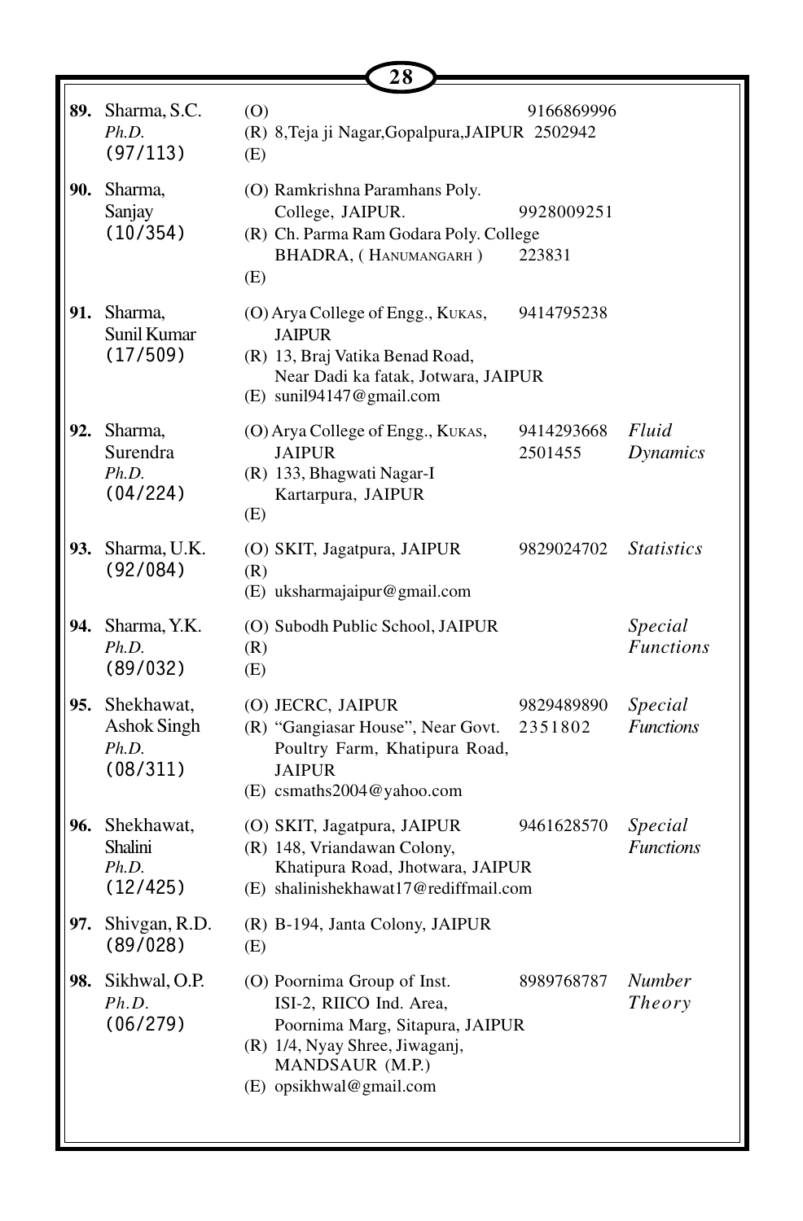| No. | Name | Address | Phone | Specialization |
|---|---|---|---|---|
| **89.** | Sharma, S.C. *Ph.D.* (97/113) | (O)<br>(R) 8,Teja ji Nagar,Gopalpura,JAIPUR<br>(E) | 9166869996<br>2502942 | |
| **90.** | Sharma, Sanjay (10/354) | (O) Ramkrishna Paramhans Poly. College, JAIPUR.<br>(R) Ch. Parma Ram Godara Poly. College BHADRA, ( HANUMANGARH )<br>(E) | 9928009251<br>223831 | |
| **91.** | Sharma, Sunil Kumar (17/509) | (O) Arya College of Engg., KUKAS, JAIPUR<br>(R) 13, Braj Vatika Benad Road, Near Dadi ka fatak, Jotwara, JAIPUR<br>(E) sunil94147@gmail.com | 9414795238 | |
| **92.** | Sharma, Surendra *Ph.D.* (04/224) | (O) Arya College of Engg., KUKAS, JAIPUR<br>(R) 133, Bhagwati Nagar-I Kartarpura, JAIPUR<br>(E) | 9414293668<br>2501455 | *Fluid Dynamics* |
| **93.** | Sharma, U.K. (92/084) | (O) SKIT, Jagatpura, JAIPUR<br>(R)<br>(E) uksharmajaipur@gmail.com | 9829024702 | *Statistics* |
| **94.** | Sharma, Y.K. *Ph.D.* (89/032) | (O) Subodh Public School, JAIPUR<br>(R)<br>(E) | | *Special Functions* |
| **95.** | Shekhawat, Ashok Singh *Ph.D.* (08/311) | (O) JECRC, JAIPUR<br>(R) "Gangiasar House", Near Govt. Poultry Farm, Khatipura Road, JAIPUR<br>(E) csmaths2004@yahoo.com | 9829489890<br>2351802 | *Special Functions* |
| **96.** | Shekhawat, Shalini *Ph.D.* (12/425) | (O) SKIT, Jagatpura, JAIPUR<br>(R) 148, Vriandawan Colony, Khatipura Road, Jhotwara, JAIPUR<br>(E) shalinishekhawat17@rediffmail.com | 9461628570 | *Special Functions* |
| **97.** | Shivgan, R.D. (89/028) | (R) B-194, Janta Colony, JAIPUR<br>(E) | | |
| **98.** | Sikhwal, O.P. *Ph.D.* (06/279) | (O) Poornima Group of Inst. ISI-2, RIICO Ind. Area, Poornima Marg, Sitapura, JAIPUR<br>(R) 1/4, Nyay Shree, Jiwaganj, MANDSAUR (M.P.)<br>(E) opsikhwal@gmail.com | 8989768787 | *Number Theory* |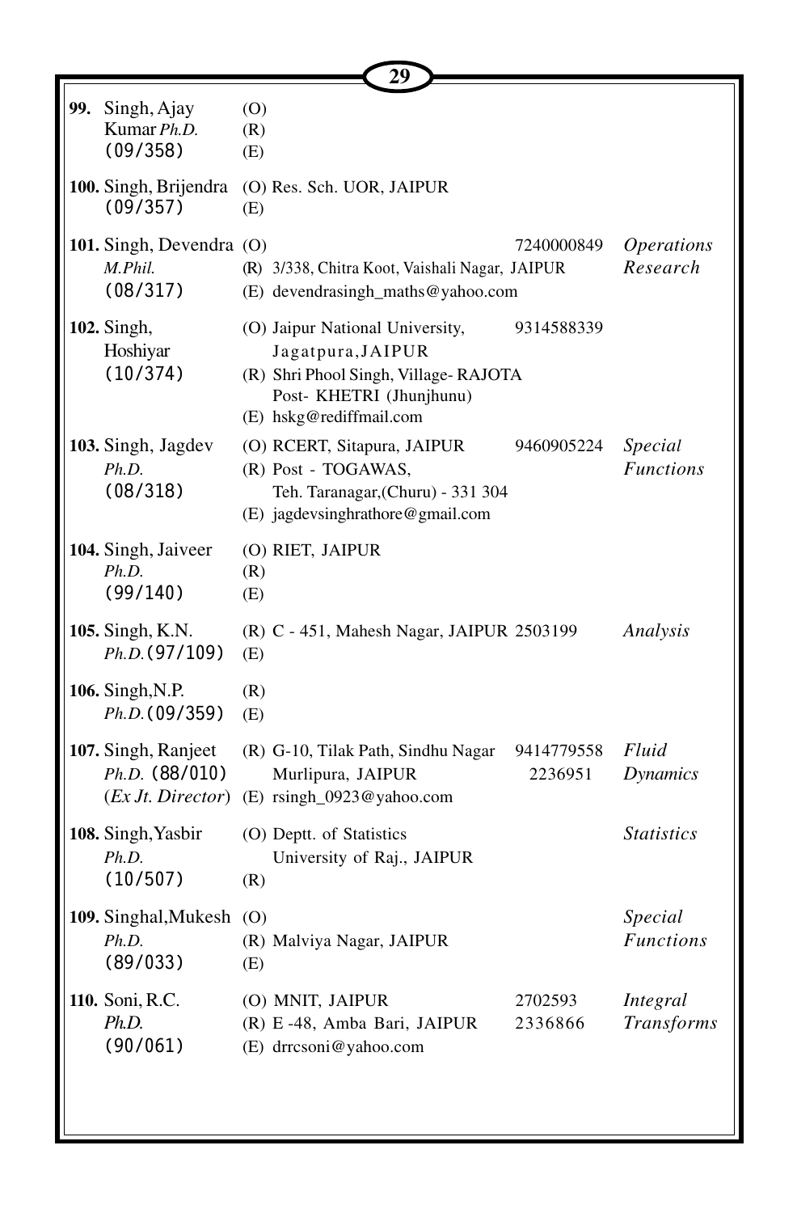| No. | Name | Address | Phone | Specialization |
|---|---|---|---|---|
| **99.** | Singh, Ajay Kumar *Ph.D.* (09/358) | (O)<br>(R)<br>(E) | | |
| **100.** | Singh, Brijendra (09/357) | (O) Res. Sch. UOR, JAIPUR<br>(E) | | |
| **101.** | Singh, Devendra *M.Phil.* (08/317) | (O)<br>(R) 3/338, Chitra Koot, Vaishali Nagar, JAIPUR<br>(E) devendrasingh_maths@yahoo.com | 7240000849 | *Operations Research* |
| **102.** | Singh, Hoshiyar (10/374) | (O) Jaipur National University, Jagatpura, JAIPUR<br>(R) Shri Phool Singh, Village- RAJOTA Post- KHETRI (Jhunjhunu)<br>(E) hskg@rediffmail.com | 9314588339 | |
| **103.** | Singh, Jagdev *Ph.D.* (08/318) | (O) RCERT, Sitapura, JAIPUR<br>(R) Post - TOGAWAS, Teh. Taranagar,(Churu) - 331 304<br>(E) jagdevsinghrathore@gmail.com | 9460905224 | *Special Functions* |
| **104.** | Singh, Jaiveer *Ph.D.* (99/140) | (O) RIET, JAIPUR<br>(R)<br>(E) | | |
| **105.** | Singh, K.N. *Ph.D.* (97/109) | (R) C - 451, Mahesh Nagar, JAIPUR<br>(E) | 2503199 | *Analysis* |
| **106.** | Singh, N.P. *Ph.D.* (09/359) | (R)<br>(E) | | |
| **107.** | Singh, Ranjeet *Ph.D.* (88/010) (*Ex Jt. Director*) | (R) G-10, Tilak Path, Sindhu Nagar Murlipura, JAIPUR<br>(E) rsingh_0923@yahoo.com | 9414779558<br>2236951 | *Fluid Dynamics* |
| **108.** | Singh, Yasbir *Ph.D.* (10/507) | (O) Deptt. of Statistics University of Raj., JAIPUR<br>(R) | | *Statistics* |
| **109.** | Singhal, Mukesh *Ph.D.* (89/033) | (O)<br>(R) Malviya Nagar, JAIPUR<br>(E) | | *Special Functions* |
| **110.** | Soni, R.C. *Ph.D.* (90/061) | (O) MNIT, JAIPUR<br>(R) E -48, Amba Bari, JAIPUR<br>(E) drrcsoni@yahoo.com | 2702593<br>2336866 | *Integral Transforms* |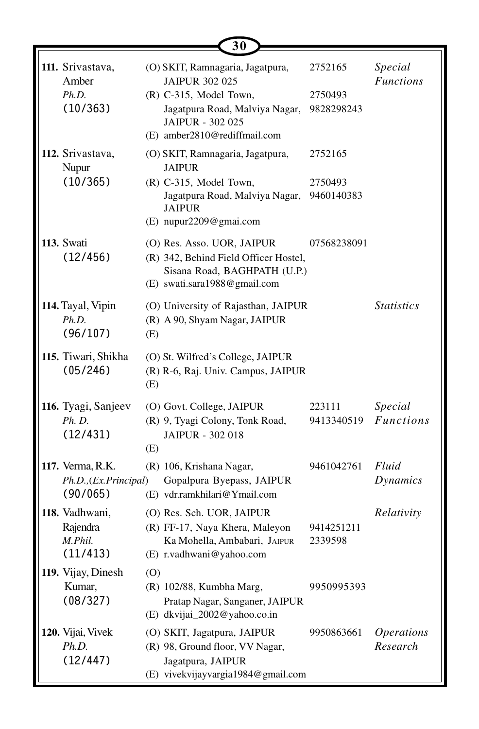| Name | Address | Phone | Specialization |
|---|---|---|---|
| **111.** Srivastava, Amber<br>*Ph.D.*<br>(10/363) | (O) SKIT, Ramnagaria, Jagatpura, JAIPUR 302 025<br>(R) C-315, Model Town, Jagatpura Road, Malviya Nagar, JAIPUR - 302 025<br>(E) amber2810@rediffmail.com | 2752165<br>2750493<br>9828298243 | *Special Functions* |
| **112.** Srivastava, Nupur<br>(10/365) | (O) SKIT, Ramnagaria, Jagatpura, JAIPUR<br>(R) C-315, Model Town, Jagatpura Road, Malviya Nagar, JAIPUR<br>(E) nupur2209@gmai.com | 2752165<br>2750493<br>9460140383 | |
| **113.** Swati<br>(12/456) | (O) Res. Asso. UOR, JAIPUR<br>(R) 342, Behind Field Officer Hostel, Sisana Road, BAGHPATH (U.P.)<br>(E) swati.sara1988@gmail.com | 07568238091 | |
| **114.** Tayal, Vipin<br>*Ph.D.*<br>(96/107) | (O) University of Rajasthan, JAIPUR<br>(R) A 90, Shyam Nagar, JAIPUR<br>(E) | | *Statistics* |
| **115.** Tiwari, Shikha<br>(05/246) | (O) St. Wilfred's College, JAIPUR<br>(R) R-6, Raj. Univ. Campus, JAIPUR<br>(E) | | |
| **116.** Tyagi, Sanjeev<br>*Ph. D.*<br>(12/431) | (O) Govt. College, JAIPUR<br>(R) 9, Tyagi Colony, Tonk Road, JAIPUR - 302 018<br>(E) | 223111<br>9413340519 | *Special Functions* |
| **117.** Verma, R.K.<br>*Ph.D.,(Ex.Principal)*<br>(90/065) | (R) 106, Krishana Nagar, Gopalpura Byepass, JAIPUR<br>(E) vdr.ramkhilari@Ymail.com | 9461042761 | *Fluid Dynamics* |
| **118.** Vadhwani, Rajendra<br>*M.Phil.*<br>(11/413) | (O) Res. Sch. UOR, JAIPUR<br>(R) FF-17, Naya Khera, Maleyon Ka Mohella, Ambabari, JAIPUR<br>(E) r.vadhwani@yahoo.com | 9414251211<br>2339598 | *Relativity* |
| **119.** Vijay, Dinesh Kumar,<br>(08/327) | (O)<br>(R) 102/88, Kumbha Marg, Pratap Nagar, Sanganer, JAIPUR<br>(E) dkvijai_2002@yahoo.co.in | 9950995393 | |
| **120.** Vijai, Vivek<br>*Ph.D.*<br>(12/447) | (O) SKIT, Jagatpura, JAIPUR<br>(R) 98, Ground floor, VV Nagar, Jagatpura, JAIPUR<br>(E) vivekvijayvargia1984@gmail.com | 9950863661 | *Operations Research* |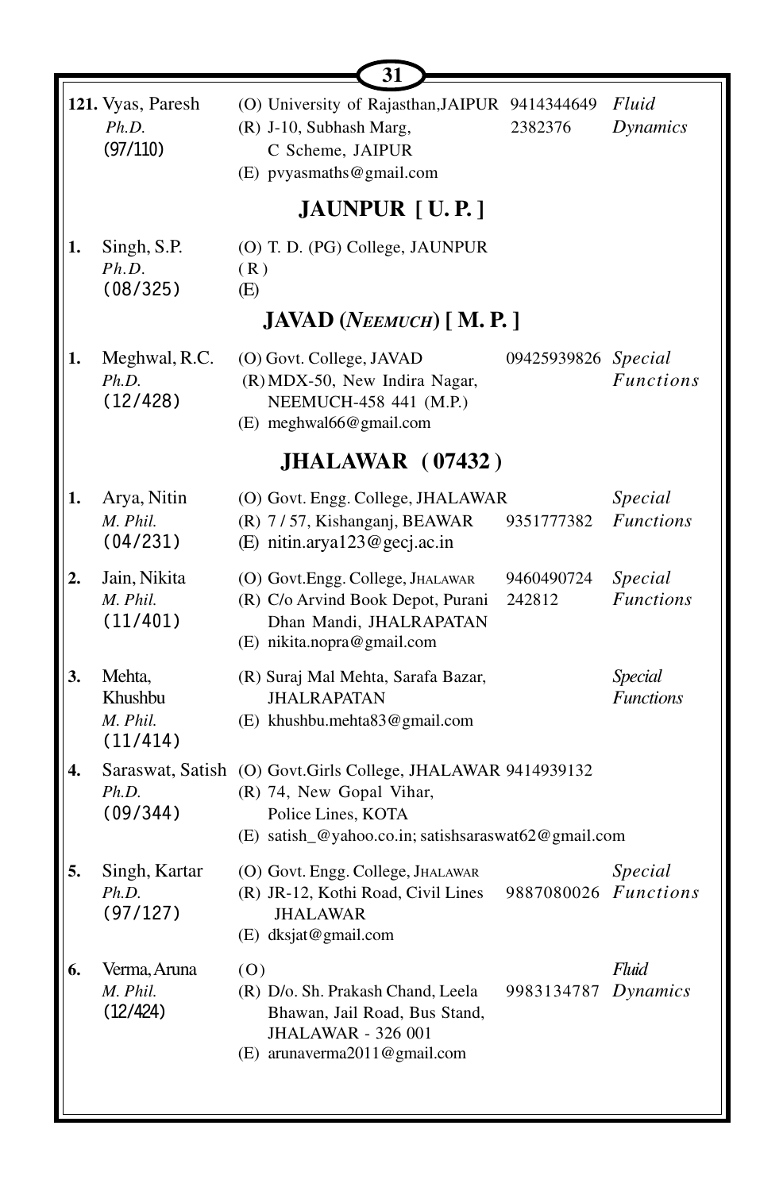| No. | Name | Address | Phone | Specialization |
|---|---|---|---|---|
| **121.** | Vyas, Paresh<br>*Ph.D.*<br>(97/110) | (O) University of Rajasthan, JAIPUR<br>(R) J-10, Subhash Marg, C Scheme, JAIPUR<br>(E) pvyasmaths@gmail.com | 9414344649<br>2382376 | *Fluid Dynamics* |

## JAUNPUR [ U. P. ]

| No. | Name | Address | Phone | Specialization |
|---|---|---|---|---|
| **1.** | Singh, S.P.<br>*Ph.D.*<br>(08/325) | (O) T. D. (PG) College, JAUNPUR<br>(R)<br>(E) | | |

## JAVAD (*NEEMUCH*) [ M. P. ]

| No. | Name | Address | Phone | Specialization |
|---|---|---|---|---|
| **1.** | Meghwal, R.C.<br>*Ph.D.*<br>(12/428) | (O) Govt. College, JAVAD<br>(R) MDX-50, New Indira Nagar, NEEMUCH-458 441 (M.P.)<br>(E) meghwal66@gmail.com | 09425939826 | *Special Functions* |

## JHALAWAR ( 07432 )

| No. | Name | Address | Phone | Specialization |
|---|---|---|---|---|
| **1.** | Arya, Nitin<br>*M. Phil.*<br>(04/231) | (O) Govt. Engg. College, JHALAWAR<br>(R) 7 / 57, Kishanganj, BEAWAR<br>(E) nitin.arya123@gecj.ac.in | 9351777382 | *Special Functions* |
| **2.** | Jain, Nikita<br>*M. Phil.*<br>(11/401) | (O) Govt.Engg. College, JHALAWAR<br>(R) C/o Arvind Book Depot, Purani Dhan Mandi, JHALRAPATAN<br>(E) nikita.nopra@gmail.com | 9460490724<br>242812 | *Special Functions* |
| **3.** | Mehta, Khushbu<br>*M. Phil.*<br>(11/414) | (R) Suraj Mal Mehta, Sarafa Bazar, JHALRAPATAN<br>(E) khushbu.mehta83@gmail.com | | *Special Functions* |
| **4.** | Saraswat, Satish<br>*Ph.D.*<br>(09/344) | (O) Govt.Girls College, JHALAWAR<br>(R) 74, New Gopal Vihar, Police Lines, KOTA<br>(E) satish_@yahoo.co.in; satishsaraswat62@gmail.com | 9414939132 | |
| **5.** | Singh, Kartar<br>*Ph.D.*<br>(97/127) | (O) Govt. Engg. College, JHALAWAR<br>(R) JR-12, Kothi Road, Civil Lines JHALAWAR<br>(E) dksjat@gmail.com | 9887080026 | *Special Functions* |
| **6.** | Verma, Aruna<br>*M. Phil.*<br>(12/424) | (O)<br>(R) D/o. Sh. Prakash Chand, Leela Bhawan, Jail Road, Bus Stand, JHALAWAR - 326 001<br>(E) arunaverma2011@gmail.com | 9983134787 | *Fluid Dynamics* |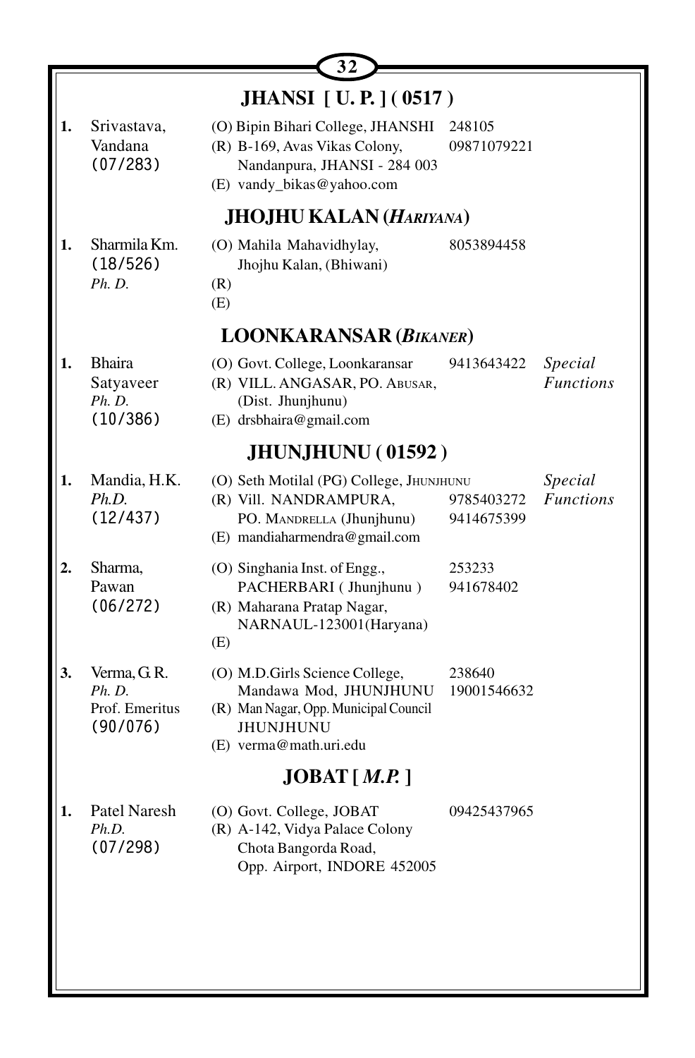## JHANSI [ U. P. ] ( 0517 )

| | Name | Address | Phone | |
|---|---|---|---|---|
| 1. | Srivastava, Vandana (07/283) | (O) Bipin Bihari College, JHANSHI<br>(R) B-169, Avas Vikas Colony, Nandanpura, JHANSI - 284 003<br>(E) vandy_bikas@yahoo.com | 248105<br>09871079221 | |

## JHOJHU KALAN (*HARIYANA*)

| | Name | Address | Phone | |
|---|---|---|---|---|
| 1. | Sharmila Km. (18/526) *Ph. D.* | (O) Mahila Mahavidhylay, Jhojhu Kalan, (Bhiwani)<br>(R)<br>(E) | 8053894458 | |

## LOONKARANSAR (*BIKANER*)

| | Name | Address | Phone | |
|---|---|---|---|---|
| 1. | Bhaira Satyaveer *Ph. D.* (10/386) | (O) Govt. College, Loonkaransar<br>(R) VILL. ANGASAR, PO. ABUSAR, (Dist. Jhunjhunu)<br>(E) drsbhaira@gmail.com | 9413643422 | *Special Functions* |

## JHUNJHUNU ( 01592 )

| | Name | Address | Phone | |
|---|---|---|---|---|
| 1. | Mandia, H.K. *Ph.D.* (12/437) | (O) Seth Motilal (PG) College, JHUNJHUNU<br>(R) Vill. NANDRAMPURA, PO. MANDRELLA (Jhunjhunu)<br>(E) mandiaharmendra@gmail.com | 9785403272<br>9414675399 | *Special Functions* |
| 2. | Sharma, Pawan (06/272) | (O) Singhania Inst. of Engg., PACHERBARI ( Jhunjhunu )<br>(R) Maharana Pratap Nagar, NARNAUL-123001(Haryana)<br>(E) | 253233<br>941678402 | |
| 3. | Verma, G. R. *Ph. D.* Prof. Emeritus (90/076) | (O) M.D.Girls Science College, Mandawa Mod, JHUNJHUNU<br>(R) Man Nagar, Opp. Municipal Council JHUNJHUNU<br>(E) verma@math.uri.edu | 238640<br>19001546632 | |

## JOBAT [ *M.P.* ]

| | Name | Address | Phone | |
|---|---|---|---|---|
| 1. | Patel Naresh *Ph.D.* (07/298) | (O) Govt. College, JOBAT<br>(R) A-142, Vidya Palace Colony Chota Bangorda Road, Opp. Airport, INDORE 452005 | 09425437965 | |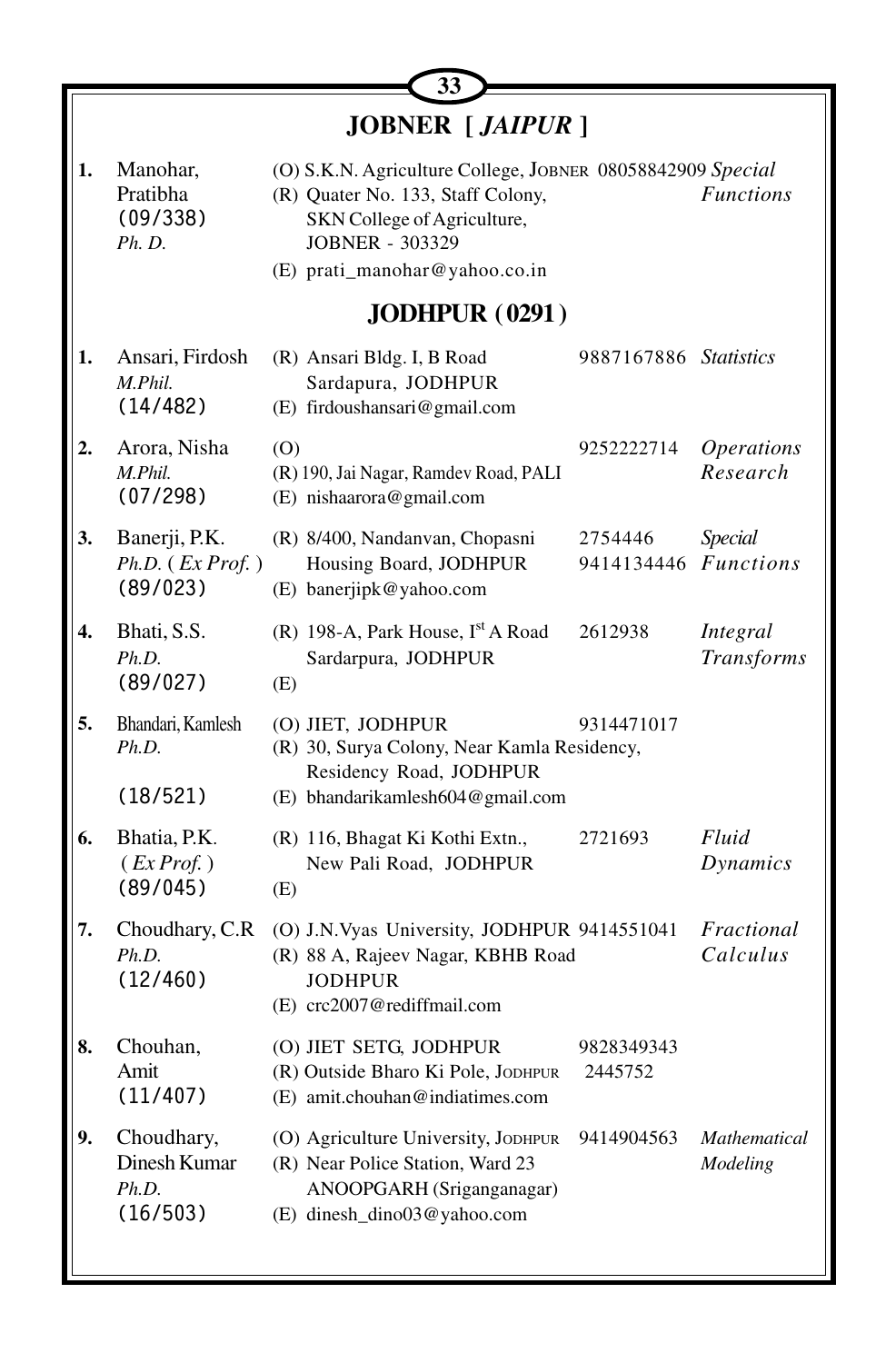## JOBNER [ *JAIPUR* ]

| No. | Name | Address | Phone | Specialization |
|---|---|---|---|---|
| 1. | Manohar, Pratibha (09/338) *Ph. D.* | (O) S.K.N. Agriculture College, JOBNER<br>(R) Quater No. 133, Staff Colony, SKN College of Agriculture, JOBNER - 303329<br>(E) prati_manohar@yahoo.co.in | 08058842909 | *Special Functions* |

## JODHPUR (0291)

| No. | Name | Address | Phone | Specialization |
|---|---|---|---|---|
| 1. | Ansari, Firdosh *M.Phil.* (14/482) | (R) Ansari Bldg. I, B Road Sardapura, JODHPUR<br>(E) firdoushansari@gmail.com | 9887167886 | *Statistics* |
| 2. | Arora, Nisha *M.Phil.* (07/298) | (O)<br>(R) 190, Jai Nagar, Ramdev Road, PALI<br>(E) nishaarora@gmail.com | 9252222714 | *Operations Research* |
| 3. | Banerji, P.K. *Ph.D.* ( *Ex Prof.* ) (89/023) | (R) 8/400, Nandanvan, Chopasni Housing Board, JODHPUR<br>(E) banerjipk@yahoo.com | 2754446<br>9414134446 | *Special Functions* |
| 4. | Bhati, S.S. *Ph.D.* (89/027) | (R) 198-A, Park House, I[st] A Road Sardarpura, JODHPUR<br>(E) | 2612938 | *Integral Transforms* |
| 5. | Bhandari, Kamlesh *Ph.D.* (18/521) | (O) JIET, JODHPUR<br>(R) 30, Surya Colony, Near Kamla Residency, Residency Road, JODHPUR<br>(E) bhandarikamlesh604@gmail.com | 9314471017 | |
| 6. | Bhatia, P.K. ( *Ex Prof.* ) (89/045) | (R) 116, Bhagat Ki Kothi Extn., New Pali Road, JODHPUR<br>(E) | 2721693 | *Fluid Dynamics* |
| 7. | Choudhary, C.R *Ph.D.* (12/460) | (O) J.N.Vyas University, JODHPUR<br>(R) 88 A, Rajeev Nagar, KBHB Road JODHPUR<br>(E) crc2007@rediffmail.com | 9414551041 | *Fractional Calculus* |
| 8. | Chouhan, Amit (11/407) | (O) JIET SETG, JODHPUR<br>(R) Outside Bharo Ki Pole, JODHPUR<br>(E) amit.chouhan@indiatimes.com | 9828349343<br>2445752 | |
| 9. | Choudhary, Dinesh Kumar *Ph.D.* (16/503) | (O) Agriculture University, JODHPUR<br>(R) Near Police Station, Ward 23 ANOOPGARH (Sriganganagar)<br>(E) dinesh_dino03@yahoo.com | 9414904563 | *Mathematical Modeling* |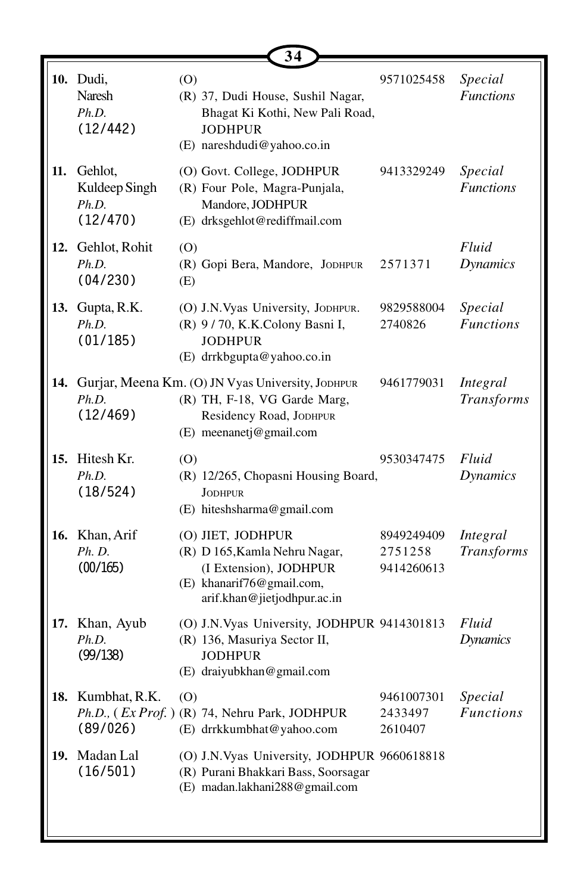| No. | Name | Address | Phone | Area |
|---|---|---|---|---|
| 10. | Dudi, Naresh *Ph.D.* (12/442) | (O)<br>(R) 37, Dudi House, Sushil Nagar, Bhagat Ki Kothi, New Pali Road, JODHPUR<br>(E) nareshdudi@yahoo.co.in | 9571025458 | *Special Functions* |
| 11. | Gehlot, Kuldeep Singh *Ph.D.* (12/470) | (O) Govt. College, JODHPUR<br>(R) Four Pole, Magra-Punjala, Mandore, JODHPUR<br>(E) drksgehlot@rediffmail.com | 9413329249 | *Special Functions* |
| 12. | Gehlot, Rohit *Ph.D.* (04/230) | (O)<br>(R) Gopi Bera, Mandore, JODHPUR<br>(E) | 2571371 | *Fluid Dynamics* |
| 13. | Gupta, R.K. *Ph.D.* (01/185) | (O) J.N.Vyas University, JODHPUR.<br>(R) 9 / 70, K.K.Colony Basni I, JODHPUR<br>(E) drrkbgupta@yahoo.co.in | 9829588004<br>2740826 | *Special Functions* |
| 14. | Gurjar, Meena Km. *Ph.D.* (12/469) | (O) JN Vyas University, JODHPUR<br>(R) TH, F-18, VG Garde Marg, Residency Road, JODHPUR<br>(E) meenanetj@gmail.com | 9461779031 | *Integral Transforms* |
| 15. | Hitesh Kr. *Ph.D.* (18/524) | (O)<br>(R) 12/265, Chopasni Housing Board, JODHPUR<br>(E) hiteshsharma@gmail.com | 9530347475 | *Fluid Dynamics* |
| 16. | Khan, Arif *Ph. D.* (00/165) | (O) JIET, JODHPUR<br>(R) D 165,Kamla Nehru Nagar, (I Extension), JODHPUR<br>(E) khanarif76@gmail.com, arif.khan@jietjodhpur.ac.in | 8949249409<br>2751258<br>9414260613 | *Integral Transforms* |
| 17. | Khan, Ayub *Ph.D.* (99/138) | (O) J.N.Vyas University, JODHPUR<br>(R) 136, Masuriya Sector II, JODHPUR<br>(E) draiyubkhan@gmail.com | 9414301813 | *Fluid Dynamics* |
| 18. | Kumbhat, R.K. *Ph.D.,* (*Ex Prof.*) (89/026) | (O)<br>(R) 74, Nehru Park, JODHPUR<br>(E) drrkkumbhat@yahoo.com | 9461007301<br>2433497<br>2610407 | *Special Functions* |
| 19. | Madan Lal (16/501) | (O) J.N.Vyas University, JODHPUR<br>(R) Purani Bhakkari Bass, Soorsagar<br>(E) madan.lakhani288@gmail.com | 9660618818 | |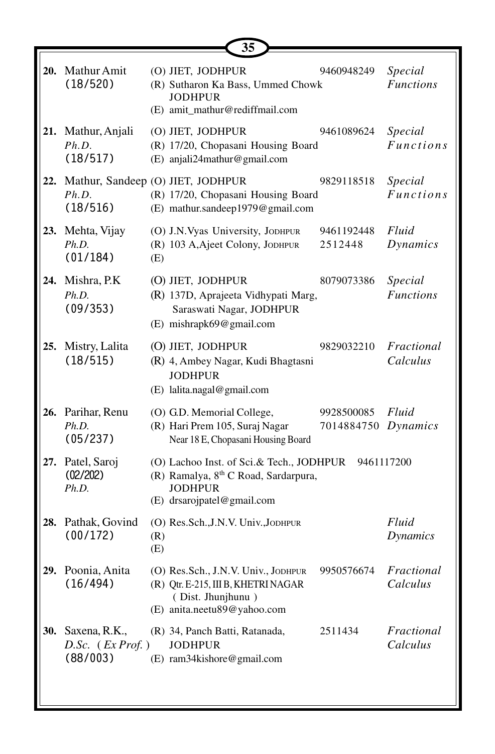| No. | Name | Address | Phone | Specialization |
|---|---|---|---|---|
| **20.** | Mathur Amit (18/520) | (O) JIET, JODHPUR<br>(R) Sutharon Ka Bass, Ummed Chowk JODHPUR<br>(E) amit_mathur@rediffmail.com | 9460948249 | *Special Functions* |
| **21.** | Mathur, Anjali<br>*Ph.D.*<br>(18/517) | (O) JIET, JODHPUR<br>(R) 17/20, Chopasani Housing Board<br>(E) anjali24mathur@gmail.com | 9461089624 | *Special Functions* |
| **22.** | Mathur, Sandeep<br>*Ph.D.*<br>(18/516) | (O) JIET, JODHPUR<br>(R) 17/20, Chopasani Housing Board<br>(E) mathur.sandeep1979@gmail.com | 9829118518 | *Special Functions* |
| **23.** | Mehta, Vijay<br>*Ph.D.*<br>(01/184) | (O) J.N.Vyas University, JODHPUR<br>(R) 103 A,Ajeet Colony, JODHPUR<br>(E) | 9461192448<br>2512448 | *Fluid Dynamics* |
| **24.** | Mishra, P.K<br>*Ph.D.*<br>(09/353) | (O) JIET, JODHPUR<br>(R) 137D, Aprajeeta Vidhypati Marg, Saraswati Nagar, JODHPUR<br>(E) mishrapk69@gmail.com | 8079073386 | *Special Functions* |
| **25.** | Mistry, Lalita<br>(18/515) | (O) JIET, JODHPUR<br>(R) 4, Ambey Nagar, Kudi Bhagtasni JODHPUR<br>(E) lalita.nagal@gmail.com | 9829032210 | *Fractional Calculus* |
| **26.** | Parihar, Renu<br>*Ph.D.*<br>(05/237) | (O) G.D. Memorial College,<br>(R) Hari Prem 105, Suraj Nagar Near 18 E, Chopasani Housing Board | 9928500085<br>7014884750 | *Fluid Dynamics* |
| **27.** | Patel, Saroj<br>(02/202)<br>*Ph.D.* | (O) Lachoo Inst. of Sci.& Tech., JODHPUR<br>(R) Ramalya, 8th C Road, Sardarpura, JODHPUR<br>(E) drsarojpatel@gmail.com | 9461117200 | |
| **28.** | Pathak, Govind<br>(00/172) | (O) Res.Sch.,J.N.V. Univ.,JODHPUR<br>(R)<br>(E) | | *Fluid Dynamics* |
| **29.** | Poonia, Anita<br>(16/494) | (O) Res.Sch., J.N.V. Univ., JODHPUR<br>(R) Qtr. E-215, III B, KHETRI NAGAR ( Dist. Jhunjhunu )<br>(E) anita.neetu89@yahoo.com | 9950576674 | *Fractional Calculus* |
| **30.** | Saxena, R.K.,<br>*D.Sc.* ( *Ex Prof.* )<br>(88/003) | (R) 34, Panch Batti, Ratanada, JODHPUR<br>(E) ram34kishore@gmail.com | 2511434 | *Fractional Calculus* |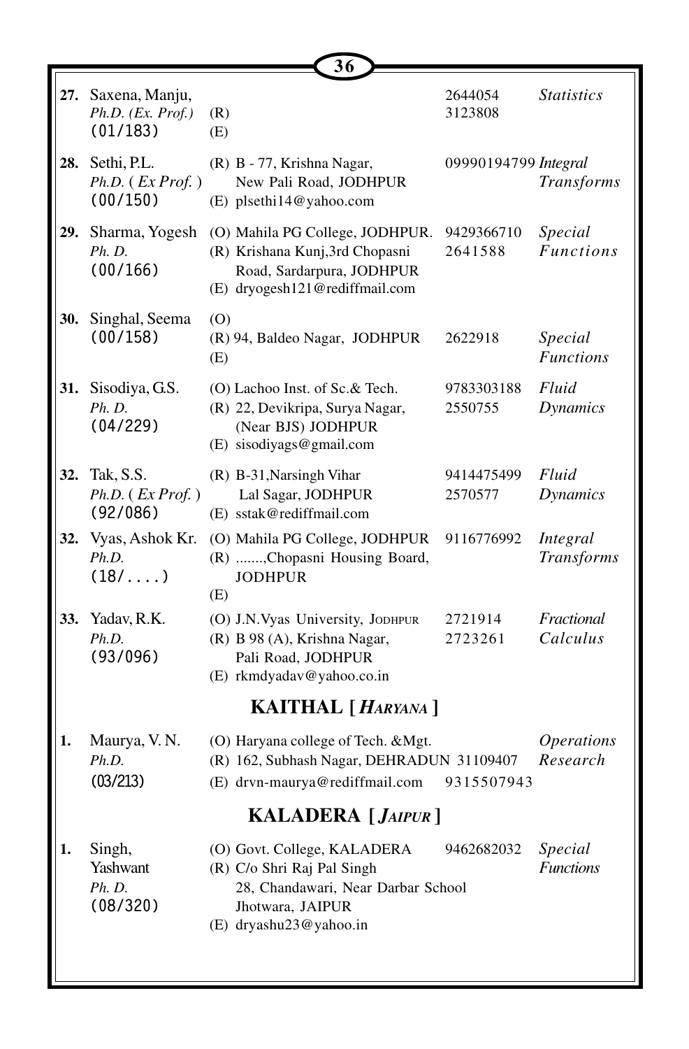| No. | Name | Address | Phone | Specialization |
|---|---|---|---|---|
| **27.** | Saxena, Manju, *Ph.D. (Ex. Prof.)* (01/183) | (R)<br>(E) | 2644054<br>3123808 | *Statistics* |
| **28.** | Sethi, P.L. *Ph.D. ( Ex Prof. )* (00/150) | (R) B - 77, Krishna Nagar, New Pali Road, JODHPUR<br>(E) plsethi14@yahoo.com | 09990194799 | *Integral Transforms* |
| **29.** | Sharma, Yogesh *Ph. D.* (00/166) | (O) Mahila PG College, JODHPUR.<br>(R) Krishana Kunj,3rd Chopasni Road, Sardarpura, JODHPUR<br>(E) dryogesh121@rediffmail.com | 9429366710<br>2641588 | *Special Functions* |
| **30.** | Singhal, Seema (00/158) | (O)<br>(R) 94, Baldeo Nagar, JODHPUR<br>(E) | 2622918 | *Special Functions* |
| **31.** | Sisodiya, G.S. *Ph. D.* (04/229) | (O) Lachoo Inst. of Sc.& Tech.<br>(R) 22, Devikripa, Surya Nagar, (Near BJS) JODHPUR<br>(E) sisodiyags@gmail.com | 9783303188<br>2550755 | *Fluid Dynamics* |
| **32.** | Tak, S.S. *Ph.D. ( Ex Prof. )* (92/086) | (R) B-31,Narsingh Vihar Lal Sagar, JODHPUR<br>(E) sstak@rediffmail.com | 9414475499<br>2570577 | *Fluid Dynamics* |
| **32.** | Vyas, Ashok Kr. *Ph.D.* (18/....) | (O) Mahila PG College, JODHPUR<br>(R) .......,Chopasni Housing Board, JODHPUR<br>(E) | 9116776992 | *Integral Transforms* |
| **33.** | Yadav, R.K. *Ph.D.* (93/096) | (O) J.N.Vyas University, JODHPUR<br>(R) B 98 (A), Krishna Nagar, Pali Road, JODHPUR<br>(E) rkmdyadav@yahoo.co.in | 2721914<br>2723261 | *Fractional Calculus* |

## KAITHAL [ *HARYANA* ]

| No. | Name | Address | Phone | Specialization |
|---|---|---|---|---|
| **1.** | Maurya, V. N. *Ph.D.* (03/213) | (O) Haryana college of Tech. &Mgt.<br>(R) 162, Subhash Nagar, DEHRADUN 31109407<br>(E) drvn-maurya@rediffmail.com | 9315507943 | *Operations Research* |

## KALADERA [ *JAIPUR* ]

| No. | Name | Address | Phone | Specialization |
|---|---|---|---|---|
| **1.** | Singh, Yashwant *Ph. D.* (08/320) | (O) Govt. College, KALADERA<br>(R) C/o Shri Raj Pal Singh 28, Chandawari, Near Darbar School Jhotwara, JAIPUR<br>(E) dryashu23@yahoo.in | 9462682032 | *Special Functions* |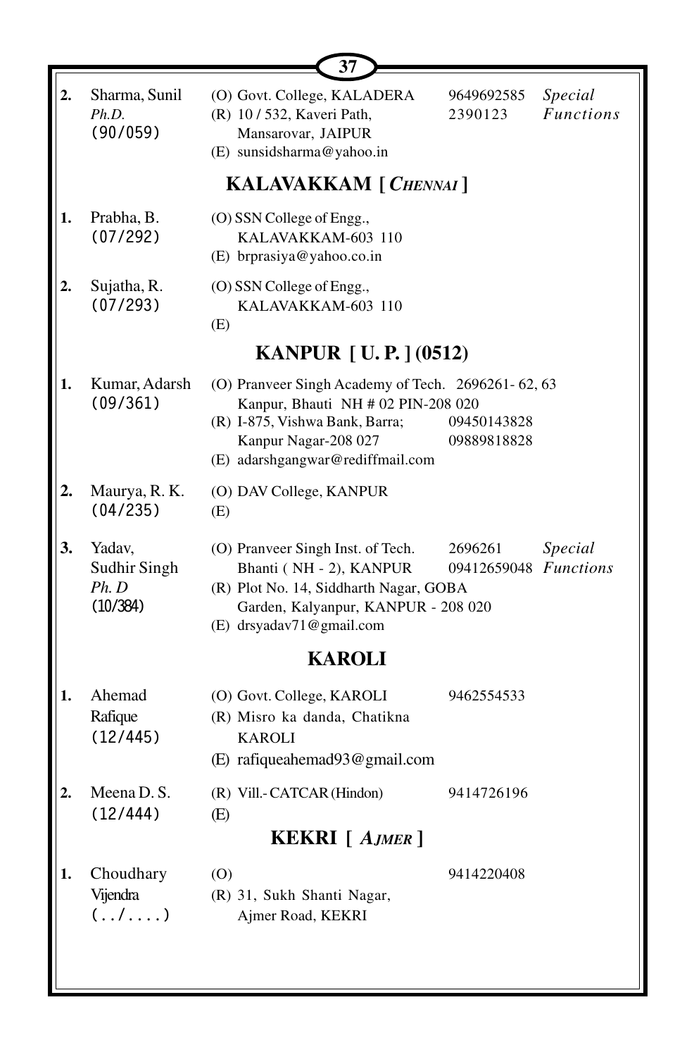| | | | | |
|---|---|---|---|---|
| **2.** | Sharma, Sunil<br>*Ph.D.*<br>(90/059) | (O) Govt. College, KALADERA<br>(R) 10 / 532, Kaveri Path,<br>Mansarovar, JAIPUR<br>(E) sunsidsharma@yahoo.in | 9649692585<br>2390123 | *Special Functions* |

## KALAVAKKAM [ *CHENNAI* ]

| | | | | |
|---|---|---|---|---|
| **1.** | Prabha, B.<br>(07/292) | (O) SSN College of Engg.,<br>KALAVAKKAM-603 110<br>(E) brprasiya@yahoo.co.in | | |
| **2.** | Sujatha, R.<br>(07/293) | (O) SSN College of Engg.,<br>KALAVAKKAM-603 110<br>(E) | | |

## KANPUR [ U. P. ] (0512)

| | | | | |
|---|---|---|---|---|
| **1.** | Kumar, Adarsh<br>(09/361) | (O) Pranveer Singh Academy of Tech.<br>Kanpur, Bhauti NH # 02 PIN-208 020<br>(R) I-875, Vishwa Bank, Barra;<br>Kanpur Nagar-208 027<br>(E) adarshgangwar@rediffmail.com | 2696261- 62, 63<br><br>09450143828<br>09889818828 | |
| **2.** | Maurya, R. K.<br>(04/235) | (O) DAV College, KANPUR<br>(E) | | |
| **3.** | Yadav,<br>Sudhir Singh<br>*Ph. D*<br>(10/384) | (O) Pranveer Singh Inst. of Tech.<br>Bhanti ( NH - 2), KANPUR<br>(R) Plot No. 14, Siddharth Nagar, GOBA<br>Garden, Kalyanpur, KANPUR - 208 020<br>(E) drsyadav71@gmail.com | 2696261<br>09412659048 | *Special Functions* |

## KAROLI

| | | | | |
|---|---|---|---|---|
| **1.** | Ahemad<br>Rafique<br>(12/445) | (O) Govt. College, KAROLI<br>(R) Misro ka danda, Chatikna<br>KAROLI<br>(E) rafiqueahemad93@gmail.com | 9462554533 | |
| **2.** | Meena D. S.<br>(12/444) | (R) Vill.- CATCAR (Hindon)<br>(E) | 9414726196 | |

## KEKRI [ *AJMER* ]

| | | | | |
|---|---|---|---|---|
| **1.** | Choudhary<br>Vijendra<br>(../....) | (O)<br>(R) 31, Sukh Shanti Nagar,<br>Ajmer Road, KEKRI | 9414220408 | |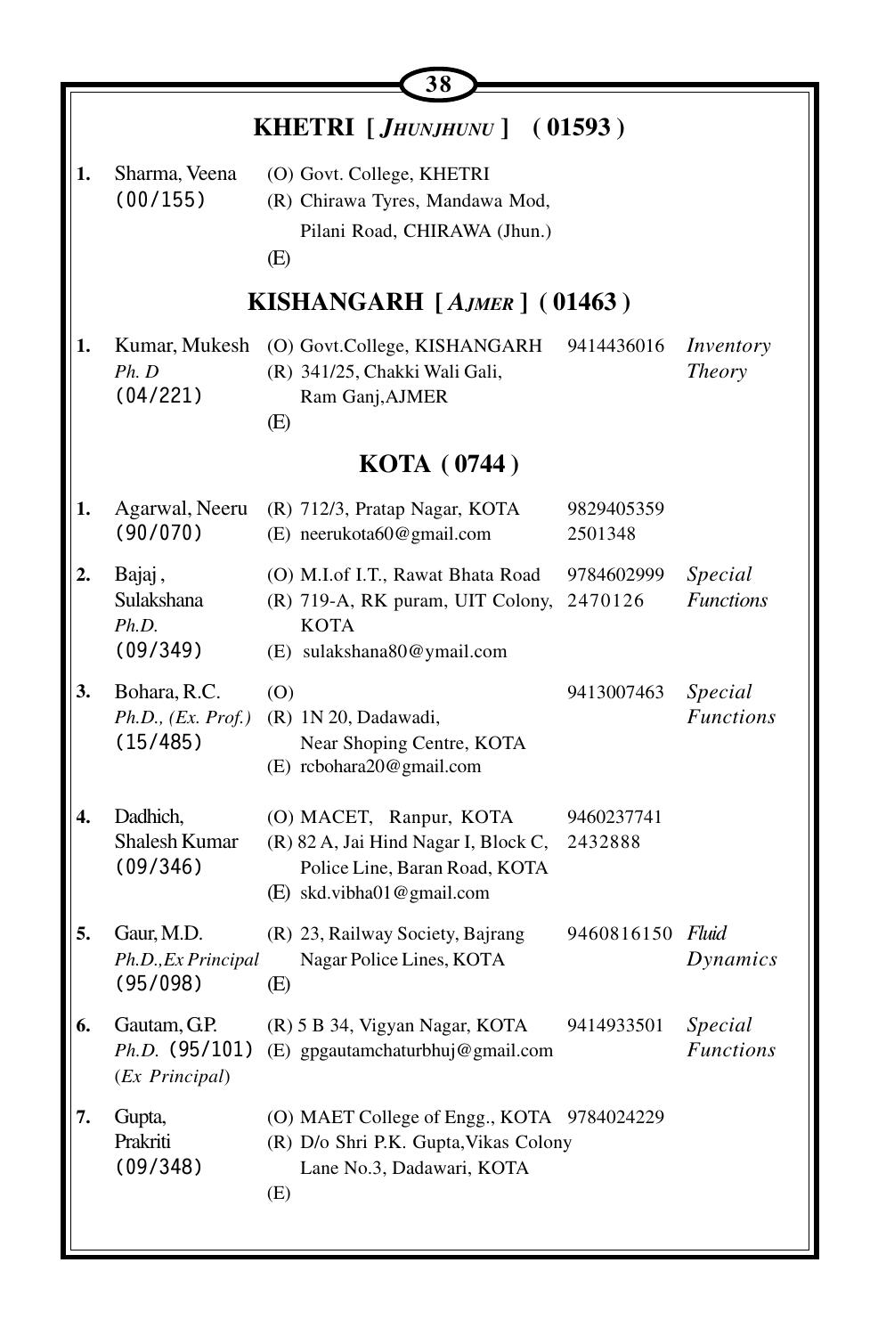## KHETRI [ *JHUNJHUNU* ] ( 01593 )

| No. | Name | Address | Phone | Specialization |
|---|---|---|---|---|
| 1. | Sharma, Veena (00/155) | (O) Govt. College, KHETRI<br>(R) Chirawa Tyres, Mandawa Mod, Pilani Road, CHIRAWA (Jhun.)<br>(E) | | |

## KISHANGARH [ *AJMER* ] ( 01463 )

| No. | Name | Address | Phone | Specialization |
|---|---|---|---|---|
| 1. | Kumar, Mukesh *Ph. D* (04/221) | (O) Govt.College, KISHANGARH<br>(R) 341/25, Chakki Wali Gali, Ram Ganj,AJMER<br>(E) | 9414436016 | *Inventory Theory* |

## KOTA ( 0744 )

| No. | Name | Address | Phone | Specialization |
|---|---|---|---|---|
| 1. | Agarwal, Neeru (90/070) | (R) 712/3, Pratap Nagar, KOTA<br>(E) neerukota60@gmail.com | 9829405359<br>2501348 | |
| 2. | Bajaj, Sulakshana *Ph.D.* (09/349) | (O) M.I.of I.T., Rawat Bhata Road<br>(R) 719-A, RK puram, UIT Colony, KOTA<br>(E) sulakshana80@ymail.com | 9784602999<br>2470126 | *Special Functions* |
| 3. | Bohara, R.C. *Ph.D., (Ex. Prof.)* (15/485) | (O)<br>(R) 1N 20, Dadawadi, Near Shoping Centre, KOTA<br>(E) rcbohara20@gmail.com | 9413007463 | *Special Functions* |
| 4. | Dadhich, Shalesh Kumar (09/346) | (O) MACET, Ranpur, KOTA<br>(R) 82 A, Jai Hind Nagar I, Block C, Police Line, Baran Road, KOTA<br>(E) skd.vibha01@gmail.com | 9460237741<br>2432888 | |
| 5. | Gaur, M.D. *Ph.D.,Ex Principal* (95/098) | (R) 23, Railway Society, Bajrang Nagar Police Lines, KOTA<br>(E) | 9460816150 | *Fluid Dynamics* |
| 6. | Gautam, G.P. *Ph.D.* (95/101) (*Ex Principal*) | (R) 5 B 34, Vigyan Nagar, KOTA<br>(E) gpgautamchaturbhuj@gmail.com | 9414933501 | *Special Functions* |
| 7. | Gupta, Prakriti (09/348) | (O) MAET College of Engg., KOTA<br>(R) D/o Shri P.K. Gupta,Vikas Colony Lane No.3, Dadawari, KOTA<br>(E) | 9784024229 | |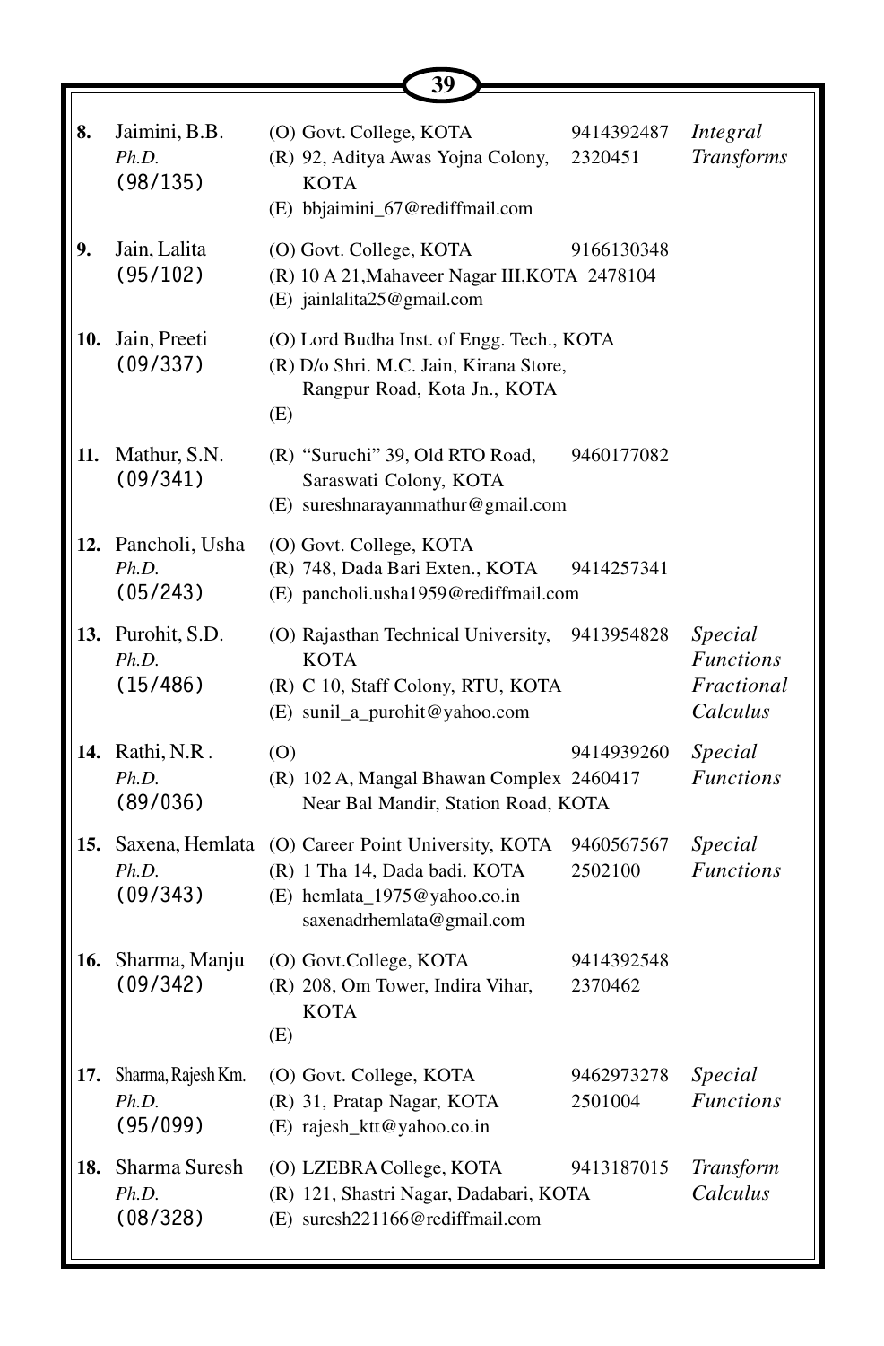| No. | Name | Address | Phone | Specialization |
|---|---|---|---|---|
| **8.** | Jaimini, B.B.<br>*Ph.D.*<br>(98/135) | (O) Govt. College, KOTA<br>(R) 92, Aditya Awas Yojna Colony, KOTA<br>(E) bbjaimini_67@rediffmail.com | 9414392487<br>2320451 | *Integral Transforms* |
| **9.** | Jain, Lalita<br>(95/102) | (O) Govt. College, KOTA<br>(R) 10 A 21,Mahaveer Nagar III,KOTA<br>(E) jainlalita25@gmail.com | 9166130348<br>2478104 | |
| **10.** | Jain, Preeti<br>(09/337) | (O) Lord Budha Inst. of Engg. Tech., KOTA<br>(R) D/o Shri. M.C. Jain, Kirana Store, Rangpur Road, Kota Jn., KOTA<br>(E) | | |
| **11.** | Mathur, S.N.<br>(09/341) | (R) "Suruchi" 39, Old RTO Road, Saraswati Colony, KOTA<br>(E) sureshnarayanmathur@gmail.com | 9460177082 | |
| **12.** | Pancholi, Usha<br>*Ph.D.*<br>(05/243) | (O) Govt. College, KOTA<br>(R) 748, Dada Bari Exten., KOTA<br>(E) pancholi.usha1959@rediffmail.com | 9414257341 | |
| **13.** | Purohit, S.D.<br>*Ph.D.*<br>(15/486) | (O) Rajasthan Technical University, KOTA<br>(R) C 10, Staff Colony, RTU, KOTA<br>(E) sunil_a_purohit@yahoo.com | 9413954828 | *Special Functions Fractional Calculus* |
| **14.** | Rathi, N.R .<br>*Ph.D.*<br>(89/036) | (O)<br>(R) 102 A, Mangal Bhawan Complex Near Bal Mandir, Station Road, KOTA | 9414939260<br>2460417 | *Special Functions* |
| **15.** | Saxena, Hemlata<br>*Ph.D.*<br>(09/343) | (O) Career Point University, KOTA<br>(R) 1 Tha 14, Dada badi. KOTA<br>(E) hemlata_1975@yahoo.co.in saxenadrhemlata@gmail.com | 9460567567<br>2502100 | *Special Functions* |
| **16.** | Sharma, Manju<br>(09/342) | (O) Govt.College, KOTA<br>(R) 208, Om Tower, Indira Vihar, KOTA<br>(E) | 9414392548<br>2370462 | |
| **17.** | Sharma, Rajesh Km.<br>*Ph.D.*<br>(95/099) | (O) Govt. College, KOTA<br>(R) 31, Pratap Nagar, KOTA<br>(E) rajesh_ktt@yahoo.co.in | 9462973278<br>2501004 | *Special Functions* |
| **18.** | Sharma Suresh<br>*Ph.D.*<br>(08/328) | (O) LZEBRA College, KOTA<br>(R) 121, Shastri Nagar, Dadabari, KOTA<br>(E) suresh221166@rediffmail.com | 9413187015 | *Transform Calculus* |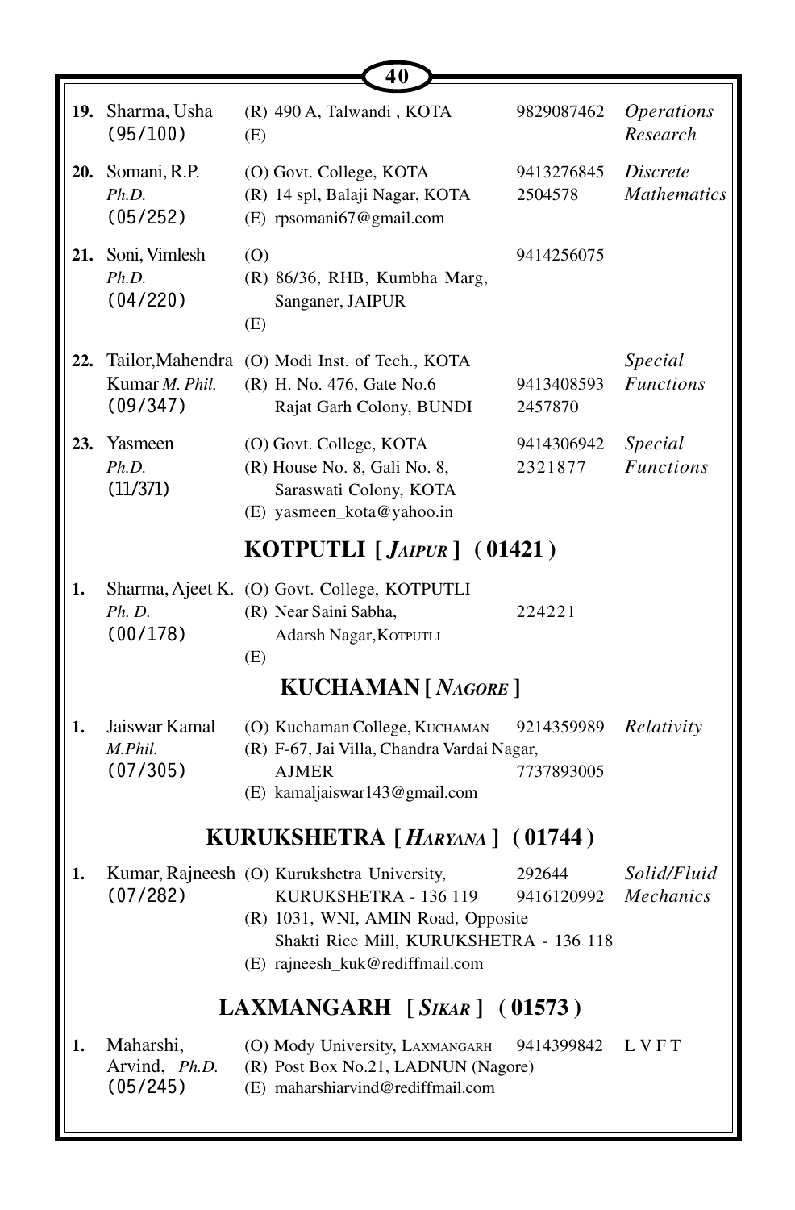| No. | Name | Address | Phone | Specialization |
|---|---|---|---|---|
| **19.** | Sharma, Usha (95/100) | (R) 490 A, Talwandi , KOTA<br>(E) | 9829087462 | *Operations Research* |
| **20.** | Somani, R.P. *Ph.D.* (05/252) | (O) Govt. College, KOTA<br>(R) 14 spl, Balaji Nagar, KOTA<br>(E) rpsomani67@gmail.com | 9413276845<br>2504578 | *Discrete Mathematics* |
| **21.** | Soni, Vimlesh *Ph.D.* (04/220) | (O)<br>(R) 86/36, RHB, Kumbha Marg, Sanganer, JAIPUR<br>(E) | 9414256075 | |
| **22.** | Tailor,Mahendra Kumar *M. Phil.* (09/347) | (O) Modi Inst. of Tech., KOTA<br>(R) H. No. 476, Gate No.6 Rajat Garh Colony, BUNDI | 9413408593<br>2457870 | *Special Functions* |
| **23.** | Yasmeen *Ph.D.* (11/371) | (O) Govt. College, KOTA<br>(R) House No. 8, Gali No. 8, Saraswati Colony, KOTA<br>(E) yasmeen_kota@yahoo.in | 9414306942<br>2321877 | *Special Functions* |

## KOTPUTLI [ *JAIPUR* ] ( 01421 )

| No. | Name | Address | Phone | Specialization |
|---|---|---|---|---|
| **1.** | Sharma, Ajeet K. *Ph. D.* (00/178) | (O) Govt. College, KOTPUTLI<br>(R) Near Saini Sabha, Adarsh Nagar,KOTPUTLI<br>(E) | 224221 | |

## KUCHAMAN [ *NAGORE* ]

| No. | Name | Address | Phone | Specialization |
|---|---|---|---|---|
| **1.** | Jaiswar Kamal *M.Phil.* (07/305) | (O) Kuchaman College, KUCHAMAN<br>(R) F-67, Jai Villa, Chandra Vardai Nagar, AJMER<br>(E) kamaljaiswar143@gmail.com | 9214359989<br>7737893005 | *Relativity* |

## KURUKSHETRA [ *HARYANA* ] ( 01744 )

| No. | Name | Address | Phone | Specialization |
|---|---|---|---|---|
| **1.** | Kumar, Rajneesh (07/282) | (O) Kurukshetra University, KURUKSHETRA - 136 119<br>(R) 1031, WNI, AMIN Road, Opposite Shakti Rice Mill, KURUKSHETRA - 136 118<br>(E) rajneesh_kuk@rediffmail.com | 292644<br>9416120992 | *Solid/Fluid Mechanics* |

## LAXMANGARH [ *SIKAR* ] ( 01573 )

| No. | Name | Address | Phone | Specialization |
|---|---|---|---|---|
| **1.** | Maharshi, Arvind, *Ph.D.* (05/245) | (O) Mody University, LAXMANGARH<br>(R) Post Box No.21, LADNUN (Nagore)<br>(E) maharshiarvind@rediffmail.com | 9414399842 | L V F T |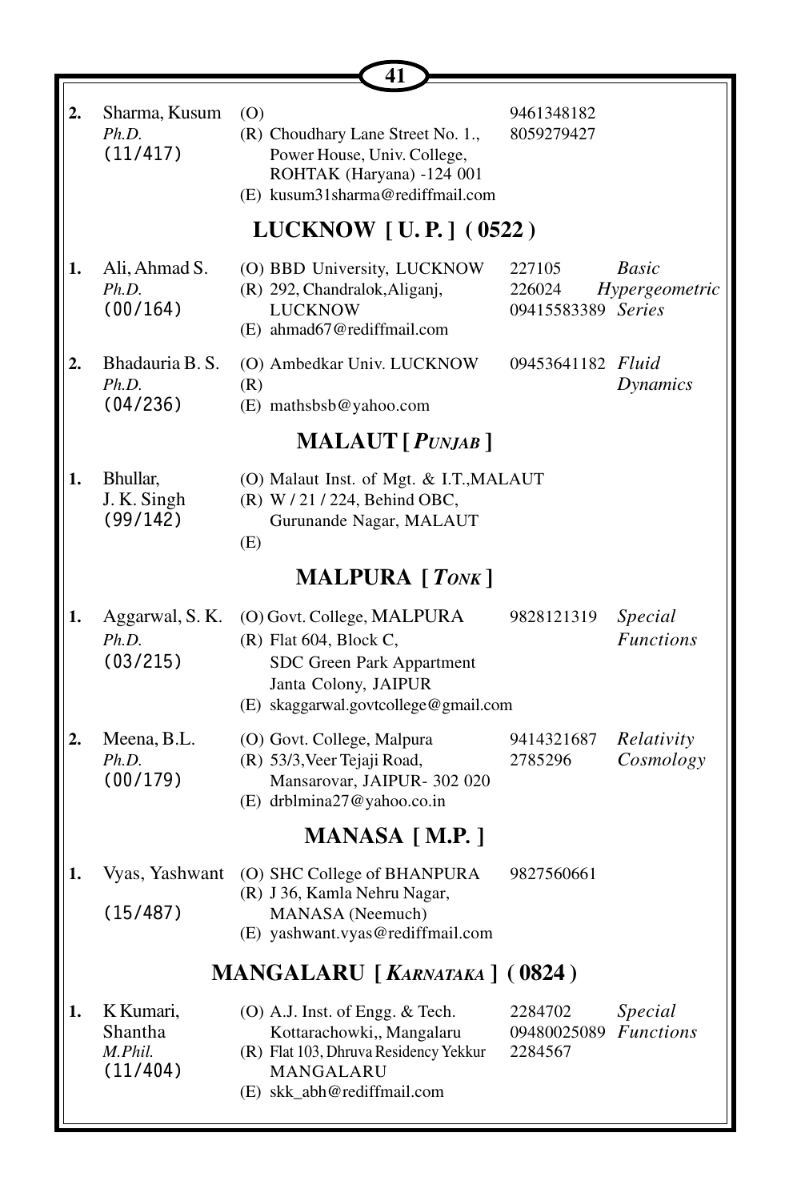| | | | | |
|---|---|---|---|---|
| **2.** | Sharma, Kusum<br>*Ph.D.*<br>(11/417) | (O)<br>(R) Choudhary Lane Street No. 1.,<br>Power House, Univ. College,<br>ROHTAK (Haryana) -124 001<br>(E) kusum31sharma@rediffmail.com | 9461348182<br>8059279427 | |

## LUCKNOW [ U. P. ] ( 0522 )

| | | | | |
|---|---|---|---|---|
| **1.** | Ali, Ahmad S.<br>*Ph.D.*<br>(00/164) | (O) BBD University, LUCKNOW<br>(R) 292, Chandralok,Aliganj,<br>LUCKNOW<br>(E) ahmad67@rediffmail.com | 227105<br>226024<br>09415583389 | *Basic Hypergeometric Series* |
| **2.** | Bhadauria B. S.<br>*Ph.D.*<br>(04/236) | (O) Ambedkar Univ. LUCKNOW<br>(R)<br>(E) mathsbsb@yahoo.com | 09453641182 | *Fluid Dynamics* |

## MALAUT [ *PUNJAB* ]

| | | | | |
|---|---|---|---|---|
| **1.** | Bhullar,<br>J. K. Singh<br>(99/142) | (O) Malaut Inst. of Mgt. & I.T.,MALAUT<br>(R) W / 21 / 224, Behind OBC,<br>Gurunande Nagar, MALAUT<br>(E) | | |

## MALPURA [ *TONK* ]

| | | | | |
|---|---|---|---|---|
| **1.** | Aggarwal, S. K.<br>*Ph.D.*<br>(03/215) | (O) Govt. College, MALPURA<br>(R) Flat 604, Block C,<br>SDC Green Park Appartment<br>Janta Colony, JAIPUR<br>(E) skaggarwal.govtcollege@gmail.com | 9828121319 | *Special Functions* |
| **2.** | Meena, B.L.<br>*Ph.D.*<br>(00/179) | (O) Govt. College, Malpura<br>(R) 53/3,Veer Tejaji Road,<br>Mansarovar, JAIPUR- 302 020<br>(E) drblmina27@yahoo.co.in | 9414321687<br>2785296 | *Relativity Cosmology* |

## MANASA [ M.P. ]

| | | | | |
|---|---|---|---|---|
| **1.** | Vyas, Yashwant<br>(15/487) | (O) SHC College of BHANPURA<br>(R) J 36, Kamla Nehru Nagar,<br>MANASA (Neemuch)<br>(E) yashwant.vyas@rediffmail.com | 9827560661 | |

## MANGALARU [ *KARNATAKA* ] ( 0824 )

| | | | | |
|---|---|---|---|---|
| **1.** | K Kumari,<br>Shantha<br>*M.Phil.*<br>(11/404) | (O) A.J. Inst. of Engg. & Tech.<br>Kottarachowki,, Mangalaru<br>(R) Flat 103, Dhruva Residency Yekkur<br>MANGALARU<br>(E) skk_abh@rediffmail.com | 2284702<br>09480025089<br>2284567 | *Special Functions* |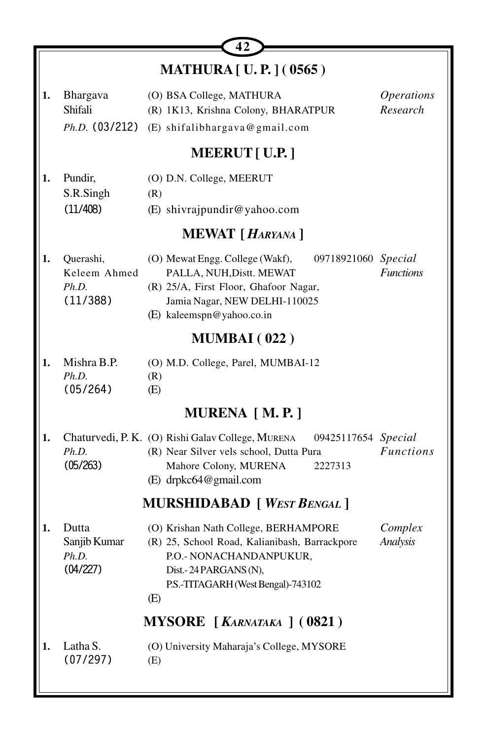## MATHURA [ U. P. ] ( 0565 )

| | Name | Address | Phone | Specialization |
|---|---|---|---|---|
| 1. | Bhargava Shifali *Ph.D.* (03/212) | (O) BSA College, MATHURA<br>(R) 1K13, Krishna Colony, BHARATPUR<br>(E) shifalibhargava@gmail.com | | *Operations Research* |

## MEERUT [ U.P. ]

| | Name | Address | Phone | Specialization |
|---|---|---|---|---|
| 1. | Pundir, S.R.Singh (11/408) | (O) D.N. College, MEERUT<br>(R)<br>(E) shivrajpundir@yahoo.com | | |

## MEWAT [ *HARYANA* ]

| | Name | Address | Phone | Specialization |
|---|---|---|---|---|
| 1. | Querashi, Keleem Ahmed *Ph.D.* (11/388) | (O) Mewat Engg. College (Wakf), PALLA, NUH,Distt. MEWAT<br>(R) 25/A, First Floor, Ghafoor Nagar, Jamia Nagar, NEW DELHI-110025<br>(E) kaleemspn@yahoo.co.in | 09718921060 | *Special Functions* |

## MUMBAI ( 022 )

| | Name | Address | Phone | Specialization |
|---|---|---|---|---|
| 1. | Mishra B.P. *Ph.D.* (05/264) | (O) M.D. College, Parel, MUMBAI-12<br>(R)<br>(E) | | |

## MURENA [ M. P. ]

| | Name | Address | Phone | Specialization |
|---|---|---|---|---|
| 1. | Chaturvedi, P. K. *Ph.D.* (05/263) | (O) Rishi Galav College, MURENA<br>(R) Near Silver vels school, Dutta Pura Mahore Colony, MURENA<br>(E) drpkc64@gmail.com | 09425117654<br>2227313 | *Special Functions* |

## MURSHIDABAD [ *WEST BENGAL* ]

| | Name | Address | Phone | Specialization |
|---|---|---|---|---|
| 1. | Dutta Sanjib Kumar *Ph.D.* (04/227) | (O) Krishan Nath College, BERHAMPORE<br>(R) 25, School Road, Kalianibash, Barrackpore P.O.- NONACHANDANPUKUR, Dist.- 24 PARGANS (N), P.S.-TITAGARH (West Bengal)-743102<br>(E) | | *Complex Analysis* |

## MYSORE [ *KARNATAKA* ] ( 0821 )

| | Name | Address | Phone | Specialization |
|---|---|---|---|---|
| 1. | Latha S. (07/297) | (O) University Maharaja's College, MYSORE<br>(E) | | |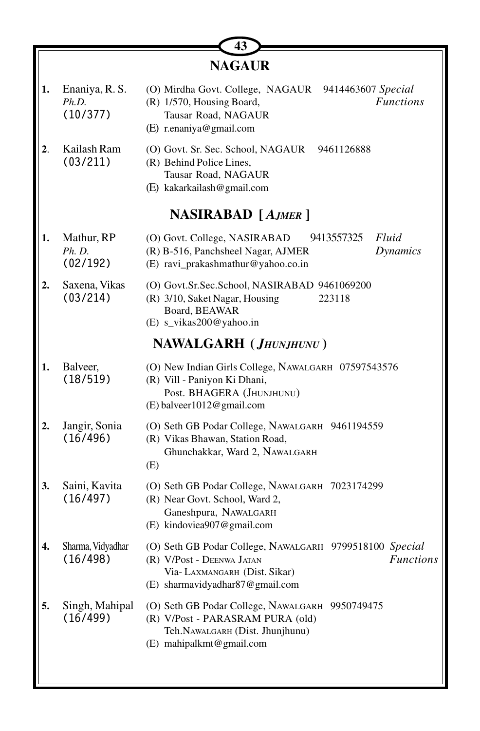## NAGAUR

| | Name | Address | Phone | Specialization |
|---|---|---|---|---|
| 1. | Enaniya, R. S. *Ph.D.* (10/377) | (O) Mirdha Govt. College, NAGAUR<br>(R) 1/570, Housing Board, Tausar Road, NAGAUR<br>(E) r.enaniya@gmail.com | 9414463607 | *Special Functions* |
| 2. | Kailash Ram (03/211) | (O) Govt. Sr. Sec. School, NAGAUR<br>(R) Behind Police Lines, Tausar Road, NAGAUR<br>(E) kakarkailash@gmail.com | 9461126888 | |

## NASIRABAD [ *AJMER* ]

| | Name | Address | Phone | Specialization |
|---|---|---|---|---|
| 1. | Mathur, RP *Ph. D.* (02/192) | (O) Govt. College, NASIRABAD<br>(R) B-516, Panchsheel Nagar, AJMER<br>(E) ravi_prakashmathur@yahoo.co.in | 9413557325 | *Fluid Dynamics* |
| 2. | Saxena, Vikas (03/214) | (O) Govt.Sr.Sec.School, NASIRABAD<br>(R) 3/10, Saket Nagar, Housing Board, BEAWAR<br>(E) s_vikas200@yahoo.in | 9461069200<br>223118 | |

## NAWALGARH ( *JHUNJHUNU* )

| | Name | Address | Phone | Specialization |
|---|---|---|---|---|
| 1. | Balveer, (18/519) | (O) New Indian Girls College, NAWALGARH<br>(R) Vill - Paniyon Ki Dhani, Post. BHAGERA (JHUNJHUNU)<br>(E) balveer1012@gmail.com | 07597543576 | |
| 2. | Jangir, Sonia (16/496) | (O) Seth GB Podar College, NAWALGARH<br>(R) Vikas Bhawan, Station Road, Ghunchakkar, Ward 2, NAWALGARH<br>(E) | 9461194559 | |
| 3. | Saini, Kavita (16/497) | (O) Seth GB Podar College, NAWALGARH<br>(R) Near Govt. School, Ward 2, Ganeshpura, NAWALGARH<br>(E) kindoviea907@gmail.com | 7023174299 | |
| 4. | Sharma, Vidyadhar (16/498) | (O) Seth GB Podar College, NAWALGARH<br>(R) V/Post - DEENWA JATAN Via- LAXMANGARH (Dist. Sikar)<br>(E) sharmavidyadhar87@gmail.com | 9799518100 | *Special Functions* |
| 5. | Singh, Mahipal (16/499) | (O) Seth GB Podar College, NAWALGARH<br>(R) V/Post - PARASRAM PURA (old) Teh.NAWALGARH (Dist. Jhunjhunu)<br>(E) mahipalkmt@gmail.com | 9950749475 | |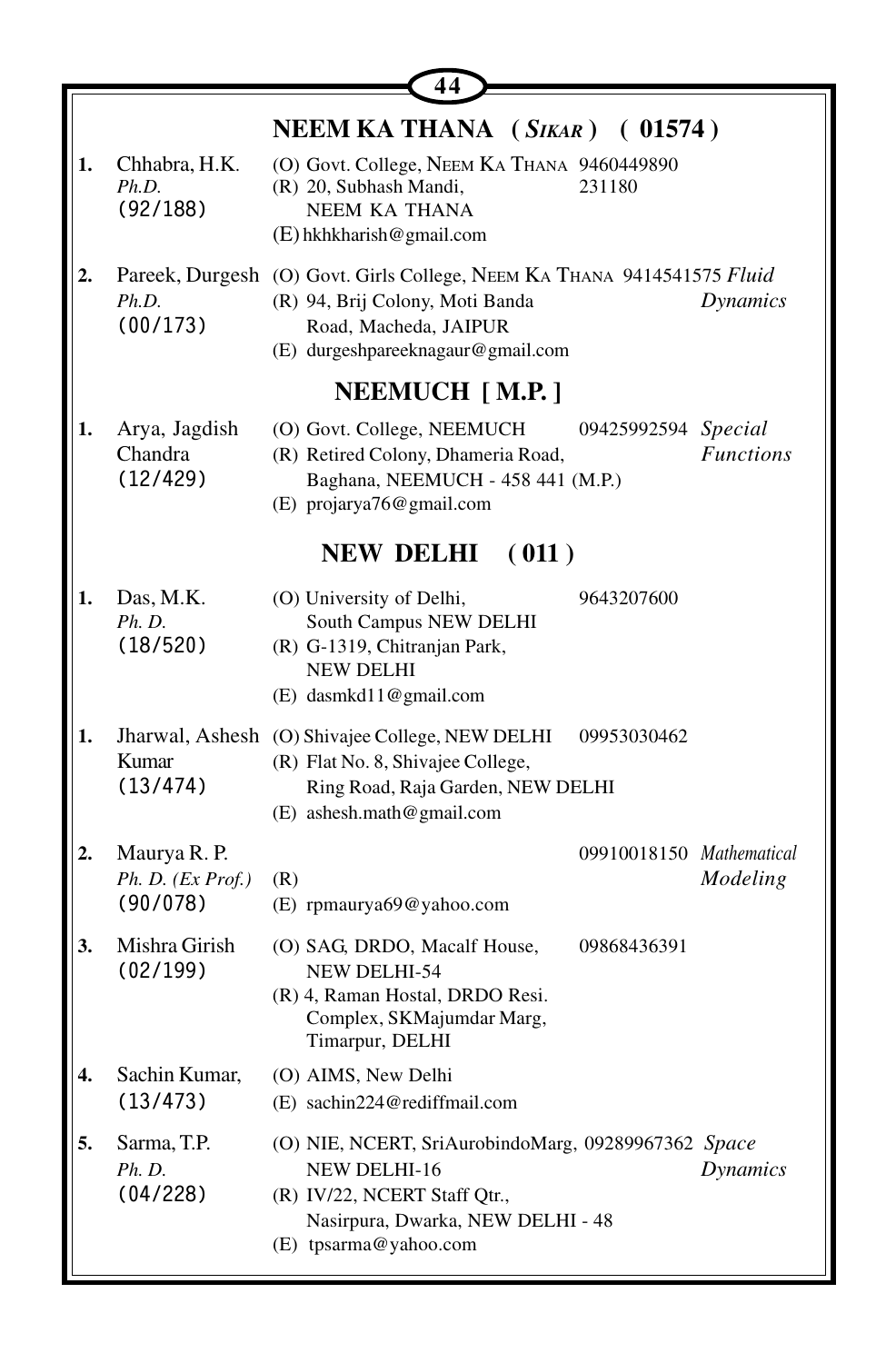## NEEM KA THANA ( *SIKAR* ) ( 01574 )

| No. | Name | Address | Phone | Specialization |
|---|---|---|---|---|
| 1. | Chhabra, H.K. *Ph.D.* (92/188) | (O) Govt. College, NEEM KA THANA<br>(R) 20, Subhash Mandi, NEEM KA THANA<br>(E) hkhkharish@gmail.com | 9460449890<br>231180 | |
| 2. | Pareek, Durgesh *Ph.D.* (00/173) | (O) Govt. Girls College, NEEM KA THANA<br>(R) 94, Brij Colony, Moti Banda Road, Macheda, JAIPUR<br>(E) durgeshpareeknagaur@gmail.com | 9414541575 | *Fluid Dynamics* |

## NEEMUCH [ M.P. ]

| No. | Name | Address | Phone | Specialization |
|---|---|---|---|---|
| 1. | Arya, Jagdish Chandra (12/429) | (O) Govt. College, NEEMUCH<br>(R) Retired Colony, Dhameria Road, Baghana, NEEMUCH - 458 441 (M.P.)<br>(E) projarya76@gmail.com | 09425992594 | *Special Functions* |

## NEW DELHI ( 011 )

| No. | Name | Address | Phone | Specialization |
|---|---|---|---|---|
| 1. | Das, M.K. *Ph. D.* (18/520) | (O) University of Delhi, South Campus NEW DELHI<br>(R) G-1319, Chitranjan Park, NEW DELHI<br>(E) dasmkd11@gmail.com | 9643207600 | |
| 1. | Jharwal, Ashesh Kumar (13/474) | (O) Shivajee College, NEW DELHI<br>(R) Flat No. 8, Shivajee College, Ring Road, Raja Garden, NEW DELHI<br>(E) ashesh.math@gmail.com | 09953030462 | |
| 2. | Maurya R. P. *Ph. D. (Ex Prof.)* (90/078) | (R)<br>(E) rpmaurya69@yahoo.com | 09910018150 | *Mathematical Modeling* |
| 3. | Mishra Girish (02/199) | (O) SAG, DRDO, Macalf House, NEW DELHI-54<br>(R) 4, Raman Hostal, DRDO Resi. Complex, SKMajumdar Marg, Timarpur, DELHI | 09868436391 | |
| 4. | Sachin Kumar, (13/473) | (O) AIMS, New Delhi<br>(E) sachin224@rediffmail.com | | |
| 5. | Sarma, T.P. *Ph. D.* (04/228) | (O) NIE, NCERT, SriAurobindoMarg, NEW DELHI-16<br>(R) IV/22, NCERT Staff Qtr., Nasirpura, Dwarka, NEW DELHI - 48<br>(E) tpsarma@yahoo.com | 09289967362 | *Space Dynamics* |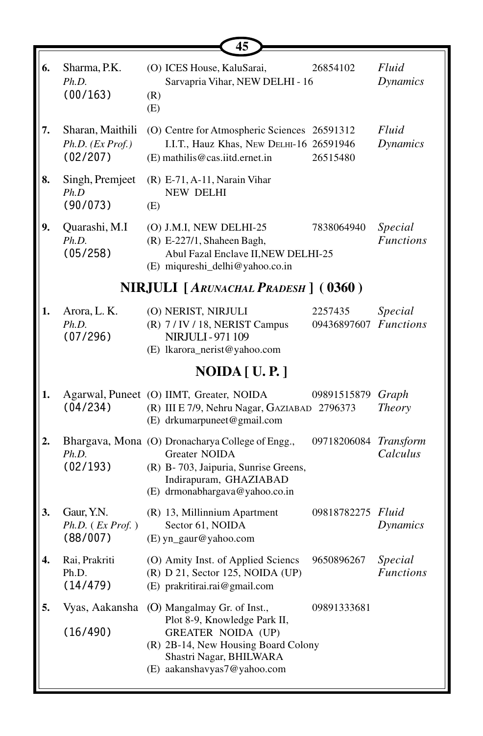| No. | Name | Address | Phone | Specialization |
|---|---|---|---|---|
| **6.** | Sharma, P.K.<br>*Ph.D.*<br>(00/163) | (O) ICES House, KaluSarai,<br>Sarvapria Vihar, NEW DELHI - 16<br>(R)<br>(E) | 26854102 | *Fluid Dynamics* |
| **7.** | Sharan, Maithili<br>*Ph.D. (Ex Prof.)*<br>(02/207) | (O) Centre for Atmospheric Sciences<br>I.I.T., Hauz Khas, NEW DELHI-16<br>(E) mathilis@cas.iitd.ernet.in | 26591312<br>26591946<br>26515480 | *Fluid Dynamics* |
| **8.** | Singh, Premjeet<br>*Ph.D*<br>(90/073) | (R) E-71, A-11, Narain Vihar<br>NEW DELHI<br>(E) | | |
| **9.** | Quarashi, M.I<br>*Ph.D.*<br>(05/258) | (O) J.M.I, NEW DELHI-25<br>(R) E-227/1, Shaheen Bagh,<br>Abul Fazal Enclave II,NEW DELHI-25<br>(E) miqureshi_delhi@yahoo.co.in | 7838064940 | *Special Functions* |

## NIRJULI [ *ARUNACHAL PRADESH* ] ( 0360 )

| No. | Name | Address | Phone | Specialization |
|---|---|---|---|---|
| **1.** | Arora, L. K.<br>*Ph.D.*<br>(07/296) | (O) NERIST, NIRJULI<br>(R) 7 / IV / 18, NERIST Campus<br>NIRJULI - 971 109<br>(E) lkarora_nerist@yahoo.com | 2257435<br>09436897607 | *Special Functions* |

## NOIDA [ U. P. ]

| No. | Name | Address | Phone | Specialization |
|---|---|---|---|---|
| **1.** | Agarwal, Puneet<br>(04/234) | (O) IIMT, Greater, NOIDA<br>(R) III E 7/9, Nehru Nagar, GAZIABAD<br>(E) drkumarpuneet@gmail.com | 09891515879<br>2796373 | *Graph Theory* |
| **2.** | Bhargava, Mona<br>*Ph.D.*<br>(02/193) | (O) Dronacharya College of Engg.,<br>Greater NOIDA<br>(R) B- 703, Jaipuria, Sunrise Greens,<br>Indirapuram, GHAZIABAD<br>(E) drmonabhargava@yahoo.co.in | 09718206084 | *Transform Calculus* |
| **3.** | Gaur, Y.N.<br>*Ph.D. ( Ex Prof. )*<br>(88/007) | (R) 13, Millinnium Apartment<br>Sector 61, NOIDA<br>(E) yn_gaur@yahoo.com | 09818782275 | *Fluid Dynamics* |
| **4.** | Rai, Prakriti<br>Ph.D.<br>(14/479) | (O) Amity Inst. of Applied Sciencs<br>(R) D 21, Sector 125, NOIDA (UP)<br>(E) prakritirai.rai@gmail.com | 9650896267 | *Special Functions* |
| **5.** | Vyas, Aakansha<br>(16/490) | (O) Mangalmay Gr. of Inst.,<br>Plot 8-9, Knowledge Park II,<br>GREATER NOIDA (UP)<br>(R) 2B-14, New Housing Board Colony<br>Shastri Nagar, BHILWARA<br>(E) aakanshavyas7@yahoo.com | 09891333681 | |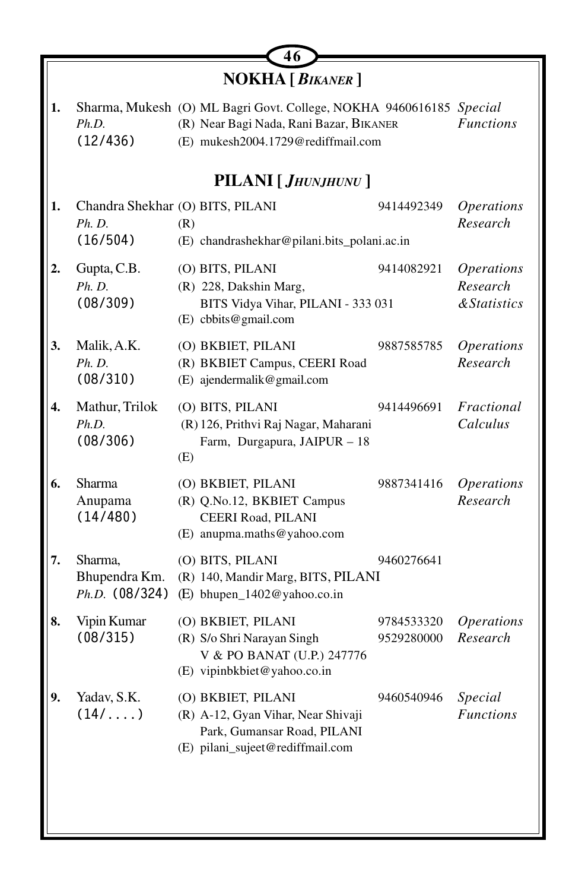## NOKHA [ *BIKANER* ]

| No. | Name | Address | Phone | Specialization |
|---|---|---|---|---|
| 1. | Sharma, Mukesh *Ph.D.* (12/436) | (O) ML Bagri Govt. College, NOKHA<br>(R) Near Bagi Nada, Rani Bazar, BIKANER<br>(E) mukesh2004.1729@rediffmail.com | 9460616185 | *Special Functions* |

## PILANI [ *JHUNJHUNU* ]

| No. | Name | Address | Phone | Specialization |
|---|---|---|---|---|
| 1. | Chandra Shekhar *Ph. D.* (16/504) | (O) BITS, PILANI<br>(R)<br>(E) chandrashekhar@pilani.bits_polani.ac.in | 9414492349 | *Operations Research* |
| 2. | Gupta, C.B. *Ph. D.* (08/309) | (O) BITS, PILANI<br>(R) 228, Dakshin Marg, BITS Vidya Vihar, PILANI - 333 031<br>(E) cbbits@gmail.com | 9414082921 | *Operations Research &Statistics* |
| 3. | Malik, A.K. *Ph. D.* (08/310) | (O) BKBIET, PILANI<br>(R) BKBIET Campus, CEERI Road<br>(E) ajendermalik@gmail.com | 9887585785 | *Operations Research* |
| 4. | Mathur, Trilok *Ph.D.* (08/306) | (O) BITS, PILANI<br>(R) 126, Prithvi Raj Nagar, Maharani Farm, Durgapura, JAIPUR – 18<br>(E) | 9414496691 | *Fractional Calculus* |
| 6. | Sharma Anupama (14/480) | (O) BKBIET, PILANI<br>(R) Q.No.12, BKBIET Campus CEERI Road, PILANI<br>(E) anupma.maths@yahoo.com | 9887341416 | *Operations Research* |
| 7. | Sharma, Bhupendra Km. *Ph.D.* (08/324) | (O) BITS, PILANI<br>(R) 140, Mandir Marg, BITS, PILANI<br>(E) bhupen_1402@yahoo.co.in | 9460276641 | |
| 8. | Vipin Kumar (08/315) | (O) BKBIET, PILANI<br>(R) S/o Shri Narayan Singh V & PO BANAT (U.P.) 247776<br>(E) vipinbkbiet@yahoo.co.in | 9784533320<br>9529280000 | *Operations Research* |
| 9. | Yadav, S.K. (14/....) | (O) BKBIET, PILANI<br>(R) A-12, Gyan Vihar, Near Shivaji Park, Gumansar Road, PILANI<br>(E) pilani_sujeet@rediffmail.com | 9460540946 | *Special Functions* |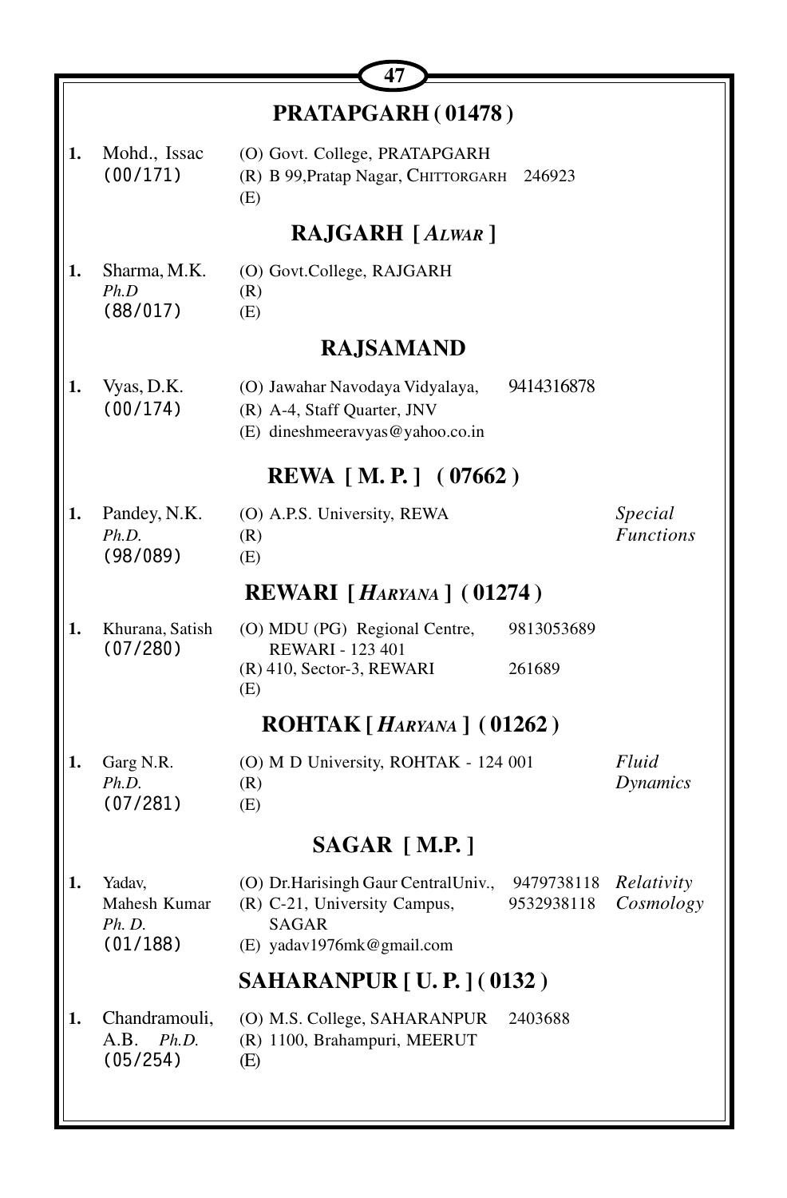## PRATAPGARH ( 01478 )

| | Name | Address | Phone | Specialization |
|---|---|---|---|---|
| **1.** | Mohd., Issac (00/171) | (O) Govt. College, PRATAPGARH<br>(R) B 99,Pratap Nagar, CHITTORGARH<br>(E) | 246923 | |

## RAJGARH [ *ALWAR* ]

| | Name | Address | Phone | Specialization |
|---|---|---|---|---|
| **1.** | Sharma, M.K. *Ph.D* (88/017) | (O) Govt.College, RAJGARH<br>(R)<br>(E) | | |

## RAJSAMAND

| | Name | Address | Phone | Specialization |
|---|---|---|---|---|
| **1.** | Vyas, D.K. (00/174) | (O) Jawahar Navodaya Vidyalaya,<br>(R) A-4, Staff Quarter, JNV<br>(E) dineshmeeravyas@yahoo.co.in | 9414316878 | |

## REWA [ M. P. ] ( 07662 )

| | Name | Address | Phone | Specialization |
|---|---|---|---|---|
| **1.** | Pandey, N.K. *Ph.D.* (98/089) | (O) A.P.S. University, REWA<br>(R)<br>(E) | | *Special Functions* |

## REWARI [ *HARYANA* ] ( 01274 )

| | Name | Address | Phone | Specialization |
|---|---|---|---|---|
| **1.** | Khurana, Satish (07/280) | (O) MDU (PG) Regional Centre, REWARI - 123 401<br>(R) 410, Sector-3, REWARI<br>(E) | 9813053689<br>261689 | |

## ROHTAK [ *HARYANA* ] ( 01262 )

| | Name | Address | Phone | Specialization |
|---|---|---|---|---|
| **1.** | Garg N.R. *Ph.D.* (07/281) | (O) M D University, ROHTAK - 124 001<br>(R)<br>(E) | | *Fluid Dynamics* |

## SAGAR [ M.P. ]

| | Name | Address | Phone | Specialization |
|---|---|---|---|---|
| **1.** | Yadav, Mahesh Kumar *Ph. D.* (01/188) | (O) Dr.Harisingh Gaur CentralUniv.,<br>(R) C-21, University Campus, SAGAR<br>(E) yadav1976mk@gmail.com | 9479738118<br>9532938118 | *Relativity Cosmology* |

## SAHARANPUR [ U. P. ] ( 0132 )

| | Name | Address | Phone | Specialization |
|---|---|---|---|---|
| **1.** | Chandramouli, A.B. *Ph.D.* (05/254) | (O) M.S. College, SAHARANPUR<br>(R) 1100, Brahampuri, MEERUT<br>(E) | 2403688 | |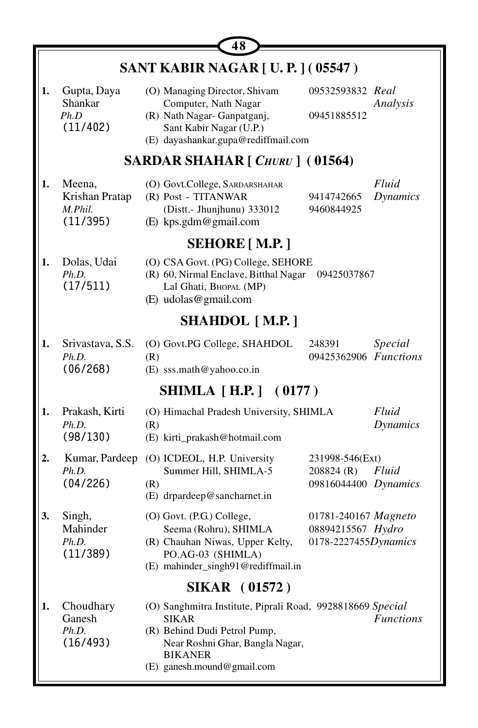## SANT KABIR NAGAR [ U. P. ] ( 05547 )

| No. | Name | Address | Phone | Specialization |
|---|---|---|---|---|
| 1. | Gupta, Daya Shankar *Ph.D* (11/402) | (O) Managing Director, Shivam Computer, Nath Nagar<br>(R) Nath Nagar- Ganpatganj, Sant Kabir Nagar (U.P.)<br>(E) dayashankar.gupa@rediffmail.com | 09532593832<br>09451885512 | *Real Analysis* |

## SARDAR SHAHAR [ *CHURU* ] ( 01564)

| No. | Name | Address | Phone | Specialization |
|---|---|---|---|---|
| 1. | Meena, Krishan Pratap *M.Phil.* (11/395) | (O) Govt.College, SARDARSHAHAR<br>(R) Post - TITANWAR (Distt.- Jhunjhunu) 333012<br>(E) kps.gdm@gmail.com | 9414742665<br>9460844925 | *Fluid Dynamics* |

## SEHORE [ M.P. ]

| No. | Name | Address | Phone | Specialization |
|---|---|---|---|---|
| 1. | Dolas, Udai *Ph.D.* (17/511) | (O) CSA Govt. (PG) College, SEHORE<br>(R) 60, Nirmal Enclave, Bitthal Nagar Lal Ghati, BHOPAL (MP)<br>(E) udolas@gmail.com | 09425037867 | |

## SHAHDOL [ M.P. ]

| No. | Name | Address | Phone | Specialization |
|---|---|---|---|---|
| 1. | Srivastava, S.S. *Ph.D.* (06/268) | (O) Govt.PG College, SHAHDOL<br>(R)<br>(E) sss.math@yahoo.co.in | 248391<br>09425362906 | *Special Functions* |

## SHIMLA [ H.P. ] ( 0177 )

| No. | Name | Address | Phone | Specialization |
|---|---|---|---|---|
| 1. | Prakash, Kirti *Ph.D.* (98/130) | (O) Himachal Pradesh University, SHIMLA<br>(R)<br>(E) kirti_prakash@hotmail.com | | *Fluid Dynamics* |
| 2. | Kumar, Pardeep *Ph.D.* (04/226) | (O) ICDEOL, H.P. University Summer Hill, SHIMLA-5<br>(R)<br>(E) drpardeep@sancharnet.in | 231998-546(Ext)<br>208824 (R)<br>09816044400 | *Fluid Dynamics* |
| 3. | Singh, Mahinder *Ph.D.* (11/389) | (O) Govt. (P.G.) College, Seema (Rohru), SHIMLA<br>(R) Chauhan Niwas, Upper Kelty, PO.AG-03 (SHIMLA)<br>(E) mahinder_singh91@rediffmail.in | 01781-240167<br>08894215567<br>0178-2227455 | *Magneto Hydro Dynamics* |

## SIKAR ( 01572 )

| No. | Name | Address | Phone | Specialization |
|---|---|---|---|---|
| 1. | Choudhary Ganesh *Ph.D.* (16/493) | (O) Sanghmitra Institute, Piprali Road, SIKAR<br>(R) Behind Dudi Petrol Pump, Near Roshni Ghar, Bangla Nagar, BIKANER<br>(E) ganesh.mound@gmail.com | 9928818669 | *Special Functions* |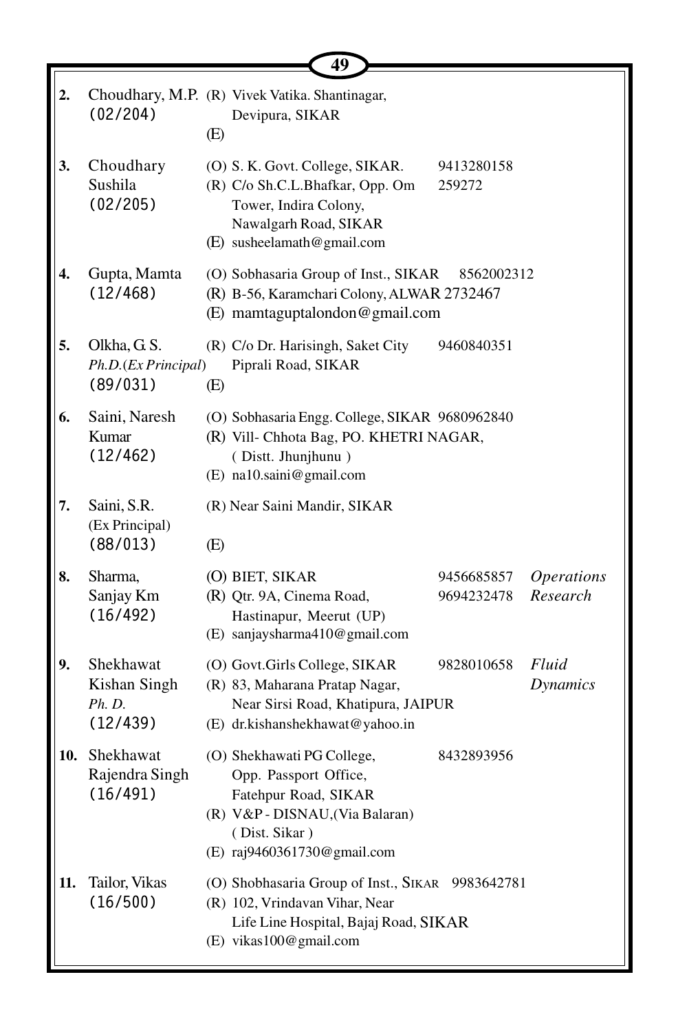| | | | | |
|---|---|---|---|---|
| **2.** | Choudhary, M.P. (02/204) | (R) Vivek Vatika. Shantinagar, Devipura, SIKAR<br>(E) | | |
| **3.** | Choudhary Sushila (02/205) | (O) S. K. Govt. College, SIKAR.<br>(R) C/o Sh.C.L.Bhafkar, Opp. Om Tower, Indira Colony, Nawalgarh Road, SIKAR<br>(E) susheelamath@gmail.com | 9413280158<br>259272 | |
| **4.** | Gupta, Mamta (12/468) | (O) Sobhasaria Group of Inst., SIKAR<br>(R) B-56, Karamchari Colony, ALWAR 2732467<br>(E) mamtaguptalondon@gmail.com | 8562002312 | |
| **5.** | Olkha, G. S. *Ph.D.(Ex Principal)* (89/031) | (R) C/o Dr. Harisingh, Saket City Piprali Road, SIKAR<br>(E) | 9460840351 | |
| **6.** | Saini, Naresh Kumar (12/462) | (O) Sobhasaria Engg. College, SIKAR<br>(R) Vill- Chhota Bag, PO. KHETRI NAGAR, ( Distt. Jhunjhunu )<br>(E) na10.saini@gmail.com | 9680962840 | |
| **7.** | Saini, S.R. (Ex Principal) (88/013) | (R) Near Saini Mandir, SIKAR<br>(E) | | |
| **8.** | Sharma, Sanjay Km (16/492) | (O) BIET, SIKAR<br>(R) Qtr. 9A, Cinema Road, Hastinapur, Meerut (UP)<br>(E) sanjaysharma410@gmail.com | 9456685857<br>9694232478 | *Operations Research* |
| **9.** | Shekhawat Kishan Singh *Ph. D.* (12/439) | (O) Govt.Girls College, SIKAR<br>(R) 83, Maharana Pratap Nagar, Near Sirsi Road, Khatipura, JAIPUR<br>(E) dr.kishanshekhawat@yahoo.in | 9828010658 | *Fluid Dynamics* |
| **10.** | Shekhawat Rajendra Singh (16/491) | (O) Shekhawati PG College, Opp. Passport Office, Fatehpur Road, SIKAR<br>(R) V&P - DISNAU,(Via Balaran) ( Dist. Sikar )<br>(E) raj9460361730@gmail.com | 8432893956 | |
| **11.** | Tailor, Vikas (16/500) | (O) Shobhasaria Group of Inst., SIKAR<br>(R) 102, Vrindavan Vihar, Near Life Line Hospital, Bajaj Road, SIKAR<br>(E) vikas100@gmail.com | 9983642781 | |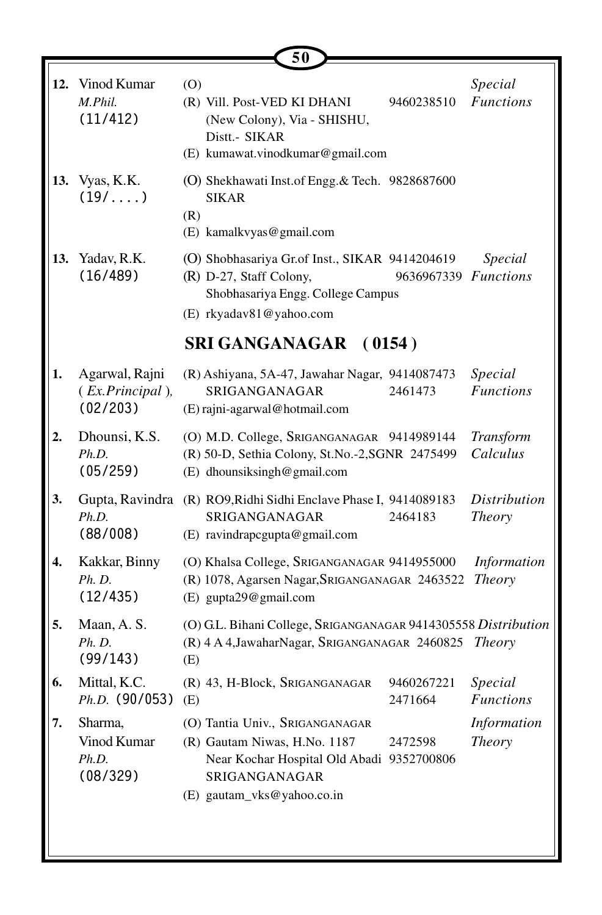| No. | Name | Address | Phone | Specialization |
|---|---|---|---|---|
| **12.** | Vinod Kumar<br>*M.Phil.*<br>(11/412) | (O)<br>(R) Vill. Post-VED KI DHANI (New Colony), Via - SHISHU, Distt.- SIKAR<br>(E) kumawat.vinodkumar@gmail.com | 9460238510 | *Special Functions* |
| **13.** | Vyas, K.K.<br>(19/....) | (O) Shekhawati Inst.of Engg.& Tech. SIKAR<br>(R)<br>(E) kamalkvyas@gmail.com | 9828687600 | |
| **13.** | Yadav, R.K.<br>(16/489) | (O) Shobhasariya Gr.of Inst., SIKAR<br>(R) D-27, Staff Colony, Shobhasariya Engg. College Campus<br>(E) rkyadav81@yahoo.com | 9414204619<br>9636967339 | *Special Functions* |

## SRI GANGANAGAR ( 0154 )

| No. | Name | Address | Phone | Specialization |
|---|---|---|---|---|
| **1.** | Agarwal, Rajni<br>( *Ex.Principal* ),<br>(02/203) | (R) Ashiyana, 5A-47, Jawahar Nagar, SRIGANGANAGAR<br>(E) rajni-agarwal@hotmail.com | 9414087473<br>2461473 | *Special Functions* |
| **2.** | Dhounsi, K.S.<br>*Ph.D.*<br>(05/259) | (O) M.D. College, SRIGANGANAGAR<br>(R) 50-D, Sethia Colony, St.No.-2,SGNR<br>(E) dhounsiksingh@gmail.com | 9414989144<br>2475499 | *Transform Calculus* |
| **3.** | Gupta, Ravindra<br>*Ph.D.*<br>(88/008) | (R) RO9,Ridhi Sidhi Enclave Phase I, SRIGANGANAGAR<br>(E) ravindrapcgupta@gmail.com | 9414089183<br>2464183 | *Distribution Theory* |
| **4.** | Kakkar, Binny<br>*Ph. D.*<br>(12/435) | (O) Khalsa College, SRIGANGANAGAR<br>(R) 1078, Agarsen Nagar,SRIGANGANAGAR<br>(E) gupta29@gmail.com | 9414955000<br>2463522 | *Information Theory* |
| **5.** | Maan, A. S.<br>*Ph. D.*<br>(99/143) | (O) G.L. Bihani College, SRIGANGANAGAR<br>(R) 4 A 4,JawaharNagar, SRIGANGANAGAR<br>(E) | 9414305558<br>2460825 | *Distribution Theory* |
| **6.** | Mittal, K.C.<br>*Ph.D.* (90/053) | (R) 43, H-Block, SRIGANGANAGAR<br>(E) | 9460267221<br>2471664 | *Special Functions* |
| **7.** | Sharma, Vinod Kumar<br>*Ph.D.*<br>(08/329) | (O) Tantia Univ., SRIGANGANAGAR<br>(R) Gautam Niwas, H.No. 1187 Near Kochar Hospital Old Abadi SRIGANGANAGAR<br>(E) gautam_vks@yahoo.co.in | 2472598<br>9352700806 | *Information Theory* |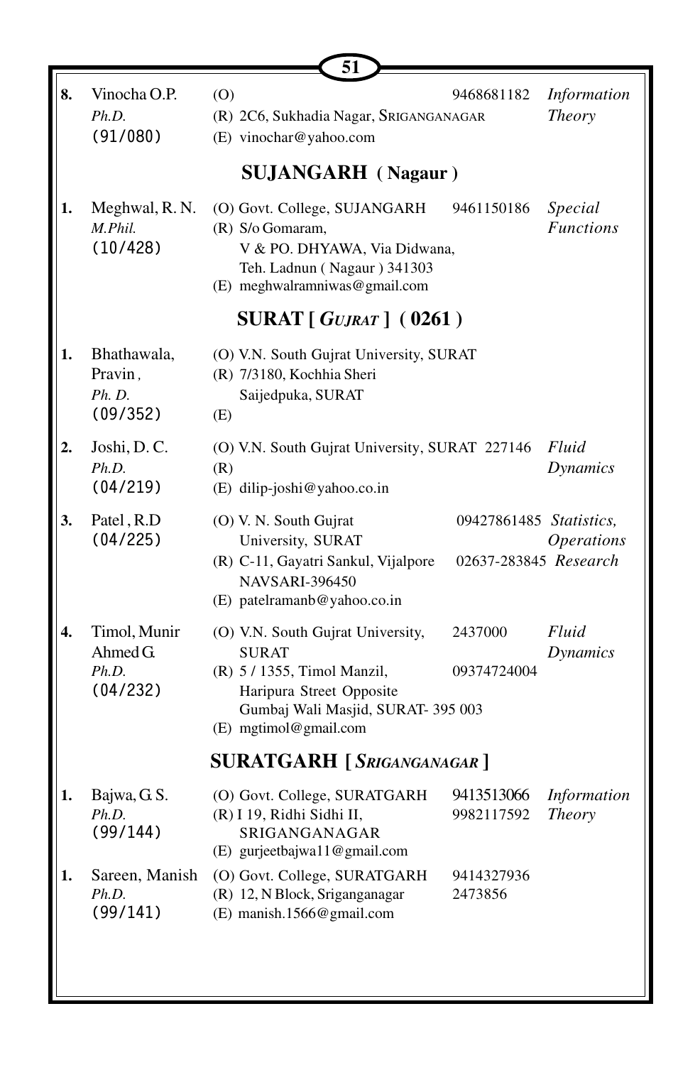| | | | | |
|---|---|---|---|---|
| **8.** | Vinocha O.P.<br>*Ph.D.*<br>(91/080) | (O)<br>(R) 2C6, Sukhadia Nagar, SRIGANGANAGAR<br>(E) vinochar@yahoo.com | 9468681182 | *Information Theory* |

## SUJANGARH ( Nagaur )

| | | | | |
|---|---|---|---|---|
| **1.** | Meghwal, R. N.<br>*M.Phil.*<br>(10/428) | (O) Govt. College, SUJANGARH<br>(R) S/o Gomaram,<br>V & PO. DHYAWA, Via Didwana,<br>Teh. Ladnun ( Nagaur ) 341303<br>(E) meghwalramniwas@gmail.com | 9461150186 | *Special Functions* |

## SURAT [ *GUJRAT* ] ( 0261 )

| | | | | |
|---|---|---|---|---|
| **1.** | Bhathawala, Pravin ,<br>*Ph. D.*<br>(09/352) | (O) V.N. South Gujrat University, SURAT<br>(R) 7/3180, Kochhia Sheri<br>Saijedpuka, SURAT<br>(E) | | |
| **2.** | Joshi, D. C.<br>*Ph.D.*<br>(04/219) | (O) V.N. South Gujrat University, SURAT<br>(R)<br>(E) dilip-joshi@yahoo.co.in | 227146 | *Fluid Dynamics* |
| **3.** | Patel , R.D<br>(04/225) | (O) V. N. South Gujrat University, SURAT<br>(R) C-11, Gayatri Sankul, Vijalpore<br>NAVSARI-396450<br>(E) patelramanb@yahoo.co.in | 09427861485<br>02637-283845 | *Statistics, Operations Research* |
| **4.** | Timol, Munir Ahmed G.<br>*Ph.D.*<br>(04/232) | (O) V.N. South Gujrat University, SURAT<br>(R) 5 / 1355, Timol Manzil,<br>Haripura Street Opposite<br>Gumbaj Wali Masjid, SURAT- 395 003<br>(E) mgtimol@gmail.com | 2437000<br>09374724004 | *Fluid Dynamics* |

## SURATGARH [ *SRIGANGANAGAR* ]

| | | | | |
|---|---|---|---|---|
| **1.** | Bajwa, G. S.<br>*Ph.D.*<br>(99/144) | (O) Govt. College, SURATGARH<br>(R) I 19, Ridhi Sidhi II,<br>SRIGANGANAGAR<br>(E) gurjeetbajwa11@gmail.com | 9413513066<br>9982117592 | *Information Theory* |
| **1.** | Sareen, Manish<br>*Ph.D.*<br>(99/141) | (O) Govt. College, SURATGARH<br>(R) 12, N Block, Sriganganagar<br>(E) manish.1566@gmail.com | 9414327936<br>2473856 | |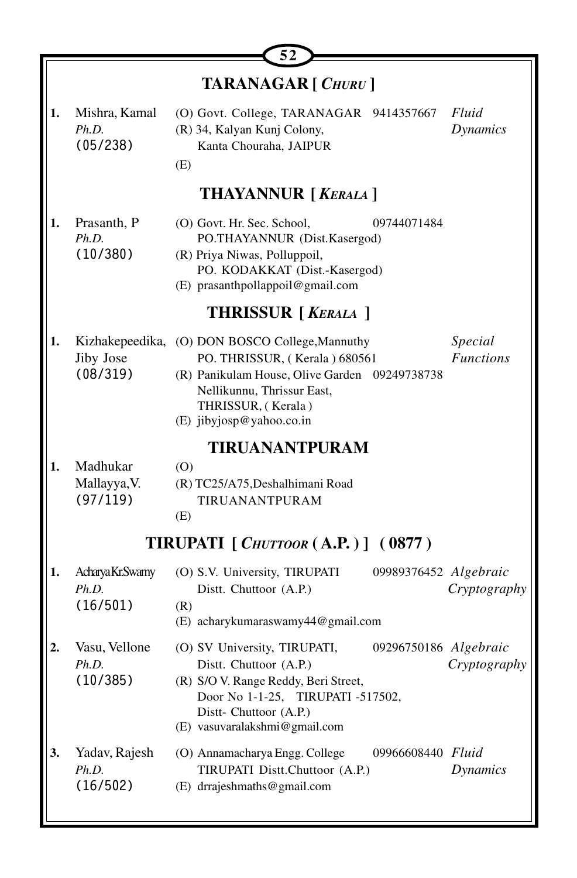## TARANAGAR [ *CHURU* ]

| No. | Name | Address | Phone | Specialization |
|---|---|---|---|---|
| 1. | Mishra, Kamal *Ph.D.* (05/238) | (O) Govt. College, TARANAGAR (R) 34, Kalyan Kunj Colony, Kanta Chouraha, JAIPUR (E) | 9414357667 | *Fluid Dynamics* |

## THAYANNUR [ *KERALA* ]

| No. | Name | Address | Phone | Specialization |
|---|---|---|---|---|
| 1. | Prasanth, P *Ph.D.* (10/380) | (O) Govt. Hr. Sec. School, PO.THAYANNUR (Dist.Kasergod) (R) Priya Niwas, Polluppoil, PO. KODAKKAT (Dist.-Kasergod) (E) prasanthpollappoil@gmail.com | 09744071484 | |

## THRISSUR [ *KERALA* ]

| No. | Name | Address | Phone | Specialization |
|---|---|---|---|---|
| 1. | Kizhakepeedika, Jiby Jose (08/319) | (O) DON BOSCO College,Mannuthy PO. THRISSUR, ( Kerala ) 680561 (R) Panikulam House, Olive Garden Nellikunnu, Thrissur East, THRISSUR, ( Kerala ) (E) jibyjosp@yahoo.co.in | 09249738738 | *Special Functions* |

## TIRUANANTPURAM

| No. | Name | Address | Phone | Specialization |
|---|---|---|---|---|
| 1. | Madhukar Mallayya,V. (97/119) | (O) (R) TC25/A75,Deshalhimani Road TIRUANANTPURAM (E) | | |

## TIRUPATI [ *CHUTTOOR* ( A.P. ) ] ( 0877 )

| No. | Name | Address | Phone | Specialization |
|---|---|---|---|---|
| 1. | AcharyaKr.Swamy *Ph.D.* (16/501) | (O) S.V. University, TIRUPATI Distt. Chuttoor (A.P.) (R) (E) acharykumaraswamy44@gmail.com | 09989376452 | *Algebraic Cryptography* |
| 2. | Vasu, Vellone *Ph.D.* (10/385) | (O) SV University, TIRUPATI, Distt. Chuttoor (A.P.) (R) S/O V. Range Reddy, Beri Street, Door No 1-1-25, TIRUPATI -517502, Distt- Chuttoor (A.P.) (E) vasuvaralakshmi@gmail.com | 09296750186 | *Algebraic Cryptography* |
| 3. | Yadav, Rajesh *Ph.D.* (16/502) | (O) Annamacharya Engg. College TIRUPATI Distt.Chuttoor (A.P.) (E) drrajeshmaths@gmail.com | 09966608440 | *Fluid Dynamics* |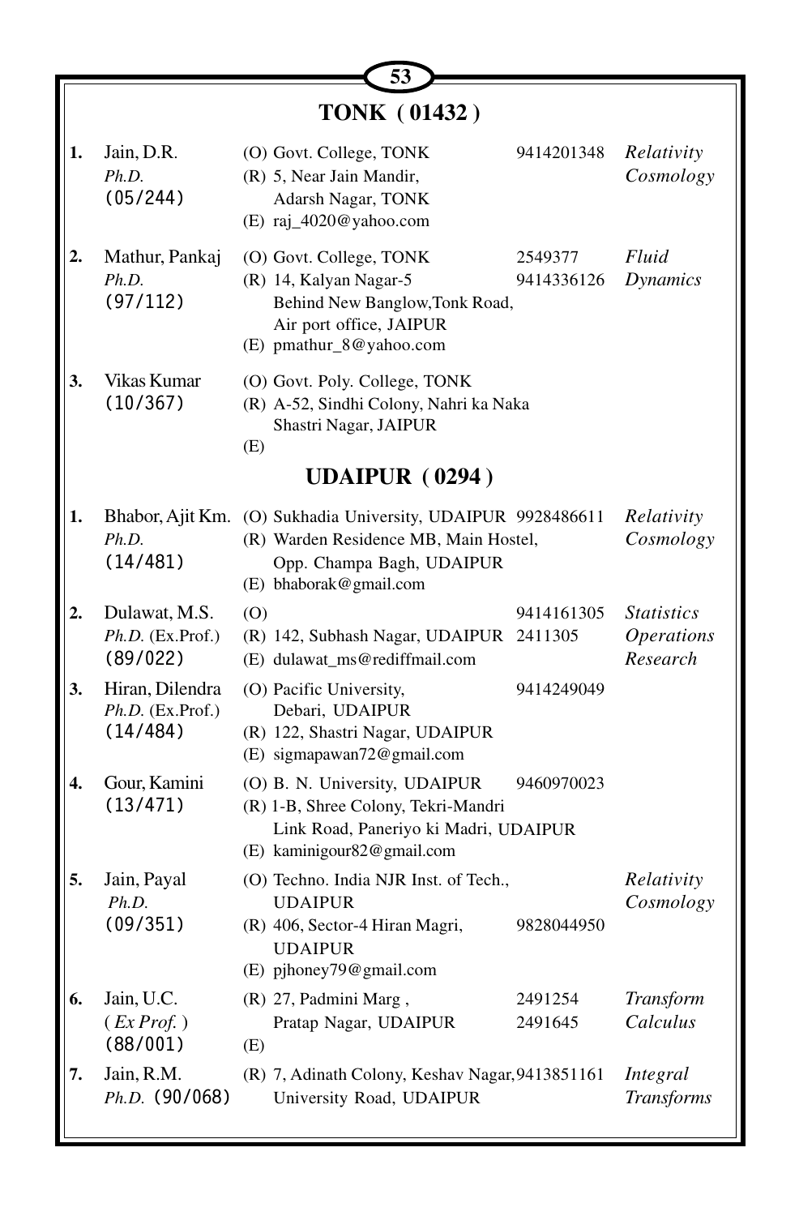## TONK ( 01432 )

| No. | Name | Address | Phone | Area |
|---|---|---|---|---|
| 1. | Jain, D.R.<br>*Ph.D.*<br>(05/244) | (O) Govt. College, TONK<br>(R) 5, Near Jain Mandir, Adarsh Nagar, TONK<br>(E) raj_4020@yahoo.com | 9414201348 | *Relativity Cosmology* |
| 2. | Mathur, Pankaj<br>*Ph.D.*<br>(97/112) | (O) Govt. College, TONK<br>(R) 14, Kalyan Nagar-5 Behind New Banglow,Tonk Road, Air port office, JAIPUR<br>(E) pmathur_8@yahoo.com | 2549377<br>9414336126 | *Fluid Dynamics* |
| 3. | Vikas Kumar<br>(10/367) | (O) Govt. Poly. College, TONK<br>(R) A-52, Sindhi Colony, Nahri ka Naka Shastri Nagar, JAIPUR<br>(E) | | |

## UDAIPUR ( 0294 )

| No. | Name | Address | Phone | Area |
|---|---|---|---|---|
| 1. | Bhabor, Ajit Km.<br>*Ph.D.*<br>(14/481) | (O) Sukhadia University, UDAIPUR<br>(R) Warden Residence MB, Main Hostel, Opp. Champa Bagh, UDAIPUR<br>(E) bhaborak@gmail.com | 9928486611 | *Relativity Cosmology* |
| 2. | Dulawat, M.S.<br>*Ph.D.* (Ex.Prof.)<br>(89/022) | (O)<br>(R) 142, Subhash Nagar, UDAIPUR<br>(E) dulawat_ms@rediffmail.com | 9414161305<br>2411305 | *Statistics Operations Research* |
| 3. | Hiran, Dilendra<br>*Ph.D.* (Ex.Prof.)<br>(14/484) | (O) Pacific University, Debari, UDAIPUR<br>(R) 122, Shastri Nagar, UDAIPUR<br>(E) sigmapawan72@gmail.com | 9414249049 | |
| 4. | Gour, Kamini<br>(13/471) | (O) B. N. University, UDAIPUR<br>(R) 1-B, Shree Colony, Tekri-Mandri Link Road, Paneriyo ki Madri, UDAIPUR<br>(E) kaminigour82@gmail.com | 9460970023 | |
| 5. | Jain, Payal<br>*Ph.D.*<br>(09/351) | (O) Techno. India NJR Inst. of Tech., UDAIPUR<br>(R) 406, Sector-4 Hiran Magri, UDAIPUR<br>(E) pjhoney79@gmail.com | 9828044950 | *Relativity Cosmology* |
| 6. | Jain, U.C.<br>( *Ex Prof.* )<br>(88/001) | (R) 27, Padmini Marg , Pratap Nagar, UDAIPUR<br>(E) | 2491254<br>2491645 | *Transform Calculus* |
| 7. | Jain, R.M.<br>*Ph.D.* (90/068) | (R) 7, Adinath Colony, Keshav Nagar, University Road, UDAIPUR | 9413851161 | *Integral Transforms* |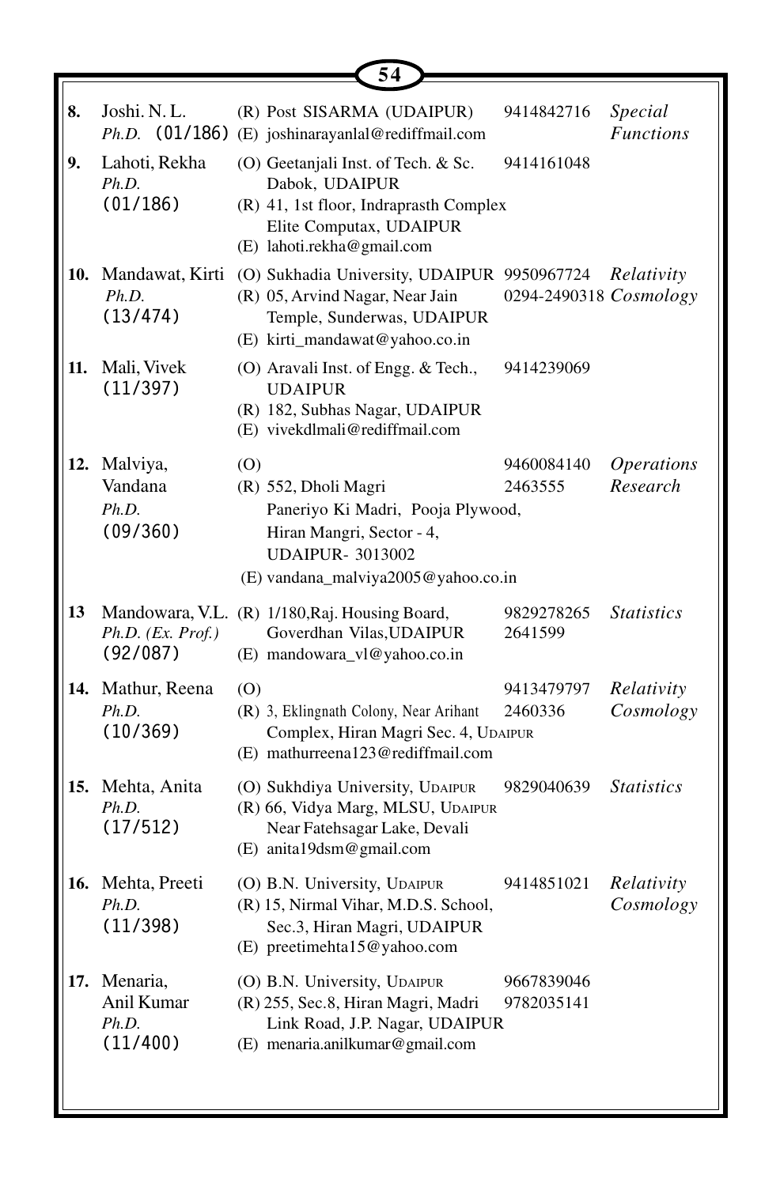| No. | Name | Address | Phone | Specialization |
|---|---|---|---|---|
| 8. | Joshi. N. L.<br>*Ph.D.* (01/186) | (R) Post SISARMA (UDAIPUR)<br>(E) joshinarayanlal@rediffmail.com | 9414842716 | *Special Functions* |
| 9. | Lahoti, Rekha<br>*Ph.D.*<br>(01/186) | (O) Geetanjali Inst. of Tech. & Sc. Dabok, UDAIPUR<br>(R) 41, 1st floor, Indraprasth Complex Elite Computax, UDAIPUR<br>(E) lahoti.rekha@gmail.com | 9414161048 | |
| 10. | Mandawat, Kirti<br>*Ph.D.*<br>(13/474) | (O) Sukhadia University, UDAIPUR<br>(R) 05, Arvind Nagar, Near Jain Temple, Sunderwas, UDAIPUR<br>(E) kirti_mandawat@yahoo.co.in | 9950967724<br>0294-2490318 | *Relativity Cosmology* |
| 11. | Mali, Vivek<br>(11/397) | (O) Aravali Inst. of Engg. & Tech., UDAIPUR<br>(R) 182, Subhas Nagar, UDAIPUR<br>(E) vivekdlmali@rediffmail.com | 9414239069 | |
| 12. | Malviya, Vandana<br>*Ph.D.*<br>(09/360) | (O)<br>(R) 552, Dholi Magri Paneriyo Ki Madri, Pooja Plywood, Hiran Mangri, Sector - 4, UDAIPUR- 3013002<br>(E) vandana_malviya2005@yahoo.co.in | 9460084140<br>2463555 | *Operations Research* |
| 13 | Mandowara, V.L.<br>*Ph.D. (Ex. Prof.)*<br>(92/087) | (R) 1/180,Raj. Housing Board, Goverdhan Vilas,UDAIPUR<br>(E) mandowara_vl@yahoo.co.in | 9829278265<br>2641599 | *Statistics* |
| 14. | Mathur, Reena<br>*Ph.D.*<br>(10/369) | (O)<br>(R) 3, Eklingnath Colony, Near Arihant Complex, Hiran Magri Sec. 4, UDAIPUR<br>(E) mathurreena123@rediffmail.com | 9413479797<br>2460336 | *Relativity Cosmology* |
| 15. | Mehta, Anita<br>*Ph.D.*<br>(17/512) | (O) Sukhdiya University, UDAIPUR<br>(R) 66, Vidya Marg, MLSU, UDAIPUR Near Fatehsagar Lake, Devali<br>(E) anita19dsm@gmail.com | 9829040639 | *Statistics* |
| 16. | Mehta, Preeti<br>*Ph.D.*<br>(11/398) | (O) B.N. University, UDAIPUR<br>(R) 15, Nirmal Vihar, M.D.S. School, Sec.3, Hiran Magri, UDAIPUR<br>(E) preetimehta15@yahoo.com | 9414851021 | *Relativity Cosmology* |
| 17. | Menaria, Anil Kumar<br>*Ph.D.*<br>(11/400) | (O) B.N. University, UDAIPUR<br>(R) 255, Sec.8, Hiran Magri, Madri Link Road, J.P. Nagar, UDAIPUR<br>(E) menaria.anilkumar@gmail.com | 9667839046<br>9782035141 | |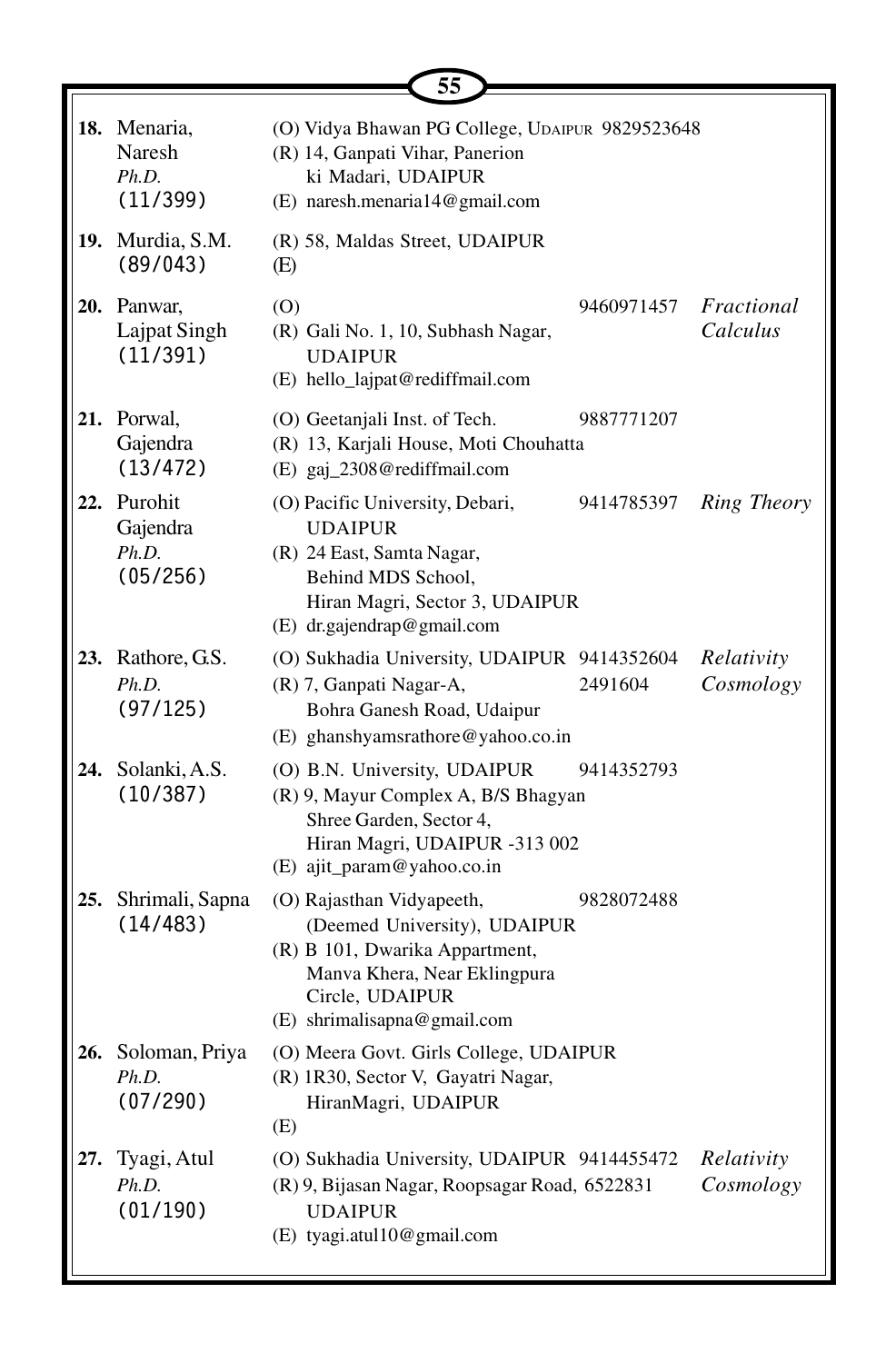| | | | | |
|---|---|---|---|---|
| **18.** | Menaria, Naresh *Ph.D.* (11/399) | (O) Vidya Bhawan PG College, UDAIPUR<br>(R) 14, Ganpati Vihar, Panerion ki Madari, UDAIPUR<br>(E) naresh.menaria14@gmail.com | 9829523648 | |
| **19.** | Murdia, S.M. (89/043) | (R) 58, Maldas Street, UDAIPUR<br>(E) | | |
| **20.** | Panwar, Lajpat Singh (11/391) | (O)<br>(R) Gali No. 1, 10, Subhash Nagar, UDAIPUR<br>(E) hello_lajpat@rediffmail.com | 9460971457 | *Fractional Calculus* |
| **21.** | Porwal, Gajendra (13/472) | (O) Geetanjali Inst. of Tech.<br>(R) 13, Karjali House, Moti Chouhatta<br>(E) gaj_2308@rediffmail.com | 9887771207 | |
| **22.** | Purohit Gajendra *Ph.D.* (05/256) | (O) Pacific University, Debari, UDAIPUR<br>(R) 24 East, Samta Nagar, Behind MDS School, Hiran Magri, Sector 3, UDAIPUR<br>(E) dr.gajendrap@gmail.com | 9414785397 | *Ring Theory* |
| **23.** | Rathore, G.S. *Ph.D.* (97/125) | (O) Sukhadia University, UDAIPUR<br>(R) 7, Ganpati Nagar-A, Bohra Ganesh Road, Udaipur<br>(E) ghanshyamsrathore@yahoo.co.in | 9414352604<br>2491604 | *Relativity Cosmology* |
| **24.** | Solanki, A.S. (10/387) | (O) B.N. University, UDAIPUR<br>(R) 9, Mayur Complex A, B/S Bhagyan Shree Garden, Sector 4, Hiran Magri, UDAIPUR -313 002<br>(E) ajit_param@yahoo.co.in | 9414352793 | |
| **25.** | Shrimali, Sapna (14/483) | (O) Rajasthan Vidyapeeth, (Deemed University), UDAIPUR<br>(R) B 101, Dwarika Appartment, Manva Khera, Near Eklingpura Circle, UDAIPUR<br>(E) shrimalisapna@gmail.com | 9828072488 | |
| **26.** | Soloman, Priya *Ph.D.* (07/290) | (O) Meera Govt. Girls College, UDAIPUR<br>(R) 1R30, Sector V, Gayatri Nagar, HiranMagri, UDAIPUR<br>(E) | | |
| **27.** | Tyagi, Atul *Ph.D.* (01/190) | (O) Sukhadia University, UDAIPUR<br>(R) 9, Bijasan Nagar, Roopsagar Road, UDAIPUR<br>(E) tyagi.atul10@gmail.com | 9414455472<br>6522831 | *Relativity Cosmology* |